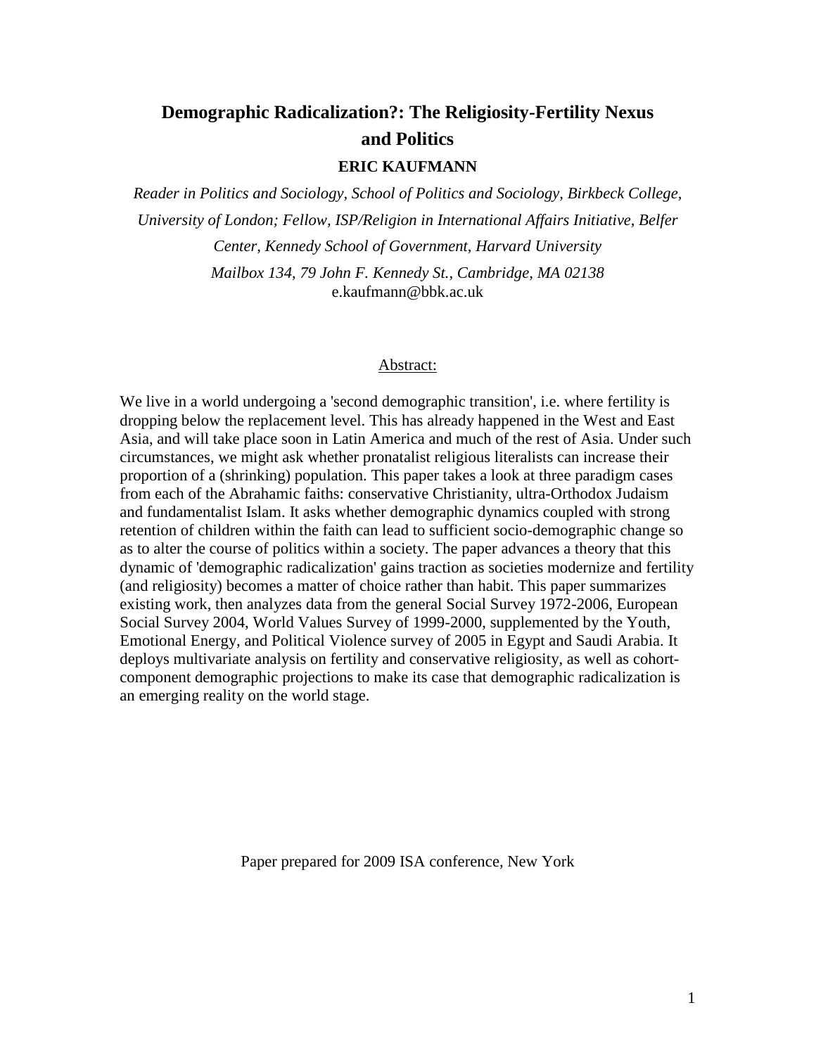# Demographic Radicalization?: The Religiosity-Fertility Nexus and Politics

**ERIC KAUFMANN**

*Reader in Politics and Sociology, School of Politics and Sociology, Birkbeck College, University of London; Fellow, ISP/Religion in International Affairs Initiative, Belfer Center, Kennedy School of Government, Harvard University*

*Mailbox 134, 79 John F. Kennedy St., Cambridge, MA 02138*

e.kaufmann@bbk.ac.uk

<u>Abstract:</u>

We live in a world undergoing a 'second demographic transition', i.e. where fertility is dropping below the replacement level. This has already happened in the West and East Asia, and will take place soon in Latin America and much of the rest of Asia. Under such circumstances, we might ask whether pronatalist religious literalists can increase their proportion of a (shrinking) population. This paper takes a look at three paradigm cases from each of the Abrahamic faiths: conservative Christianity, ultra-Orthodox Judaism and fundamentalist Islam. It asks whether demographic dynamics coupled with strong retention of children within the faith can lead to sufficient socio-demographic change so as to alter the course of politics within a society. The paper advances a theory that this dynamic of 'demographic radicalization' gains traction as societies modernize and fertility (and religiosity) becomes a matter of choice rather than habit. This paper summarizes existing work, then analyzes data from the general Social Survey 1972-2006, European Social Survey 2004, World Values Survey of 1999-2000, supplemented by the Youth, Emotional Energy, and Political Violence survey of 2005 in Egypt and Saudi Arabia. It deploys multivariate analysis on fertility and conservative religiosity, as well as cohort-component demographic projections to make its case that demographic radicalization is an emerging reality on the world stage.

Paper prepared for 2009 ISA conference, New York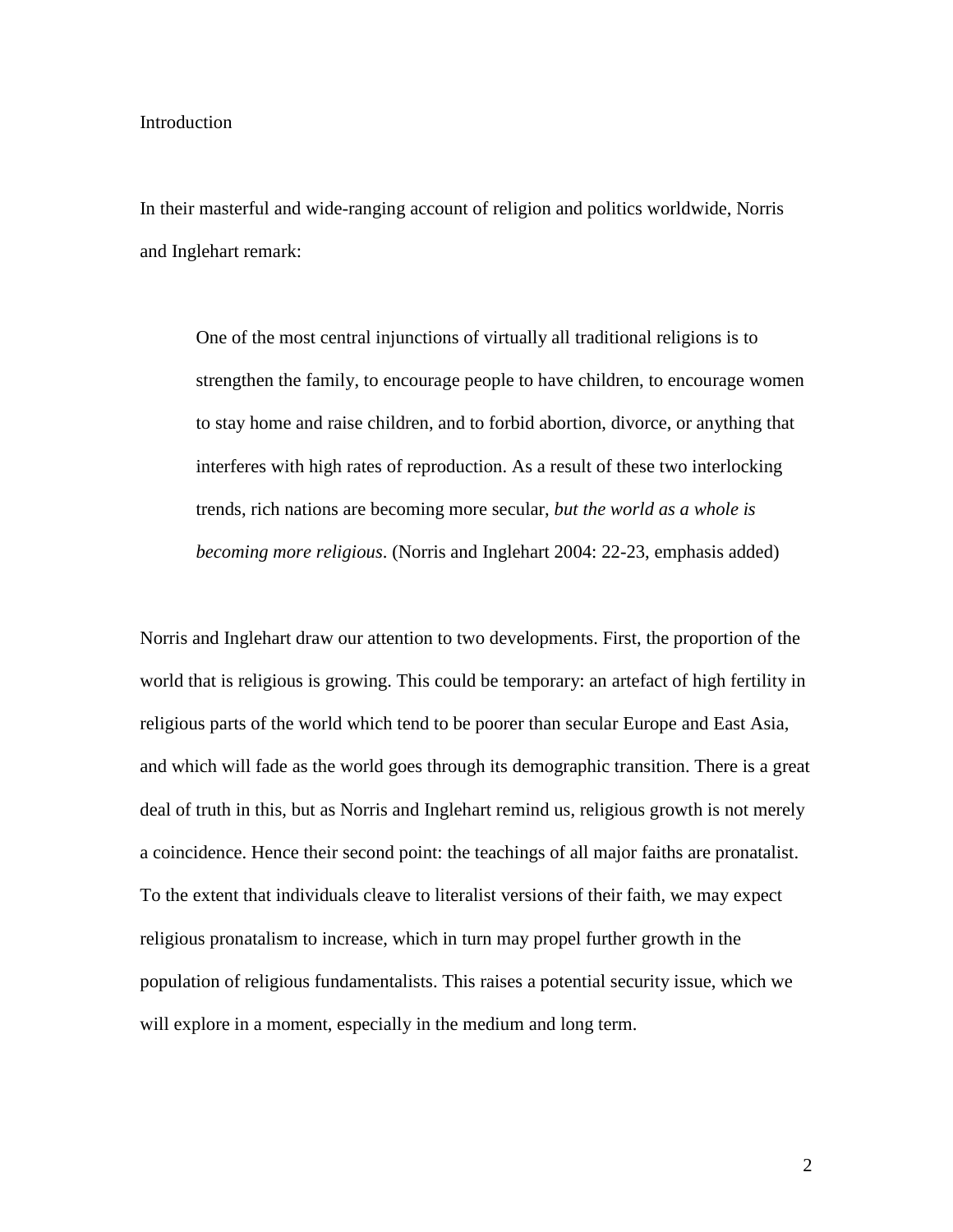## Introduction

In their masterful and wide-ranging account of religion and politics worldwide, Norris and Inglehart remark:

> One of the most central injunctions of virtually all traditional religions is to strengthen the family, to encourage people to have children, to encourage women to stay home and raise children, and to forbid abortion, divorce, or anything that interferes with high rates of reproduction. As a result of these two interlocking trends, rich nations are becoming more secular, *but the world as a whole is becoming more religious*. (Norris and Inglehart 2004: 22-23, emphasis added)

Norris and Inglehart draw our attention to two developments. First, the proportion of the world that is religious is growing. This could be temporary: an artefact of high fertility in religious parts of the world which tend to be poorer than secular Europe and East Asia, and which will fade as the world goes through its demographic transition. There is a great deal of truth in this, but as Norris and Inglehart remind us, religious growth is not merely a coincidence. Hence their second point: the teachings of all major faiths are pronatalist. To the extent that individuals cleave to literalist versions of their faith, we may expect religious pronatalism to increase, which in turn may propel further growth in the population of religious fundamentalists. This raises a potential security issue, which we will explore in a moment, especially in the medium and long term.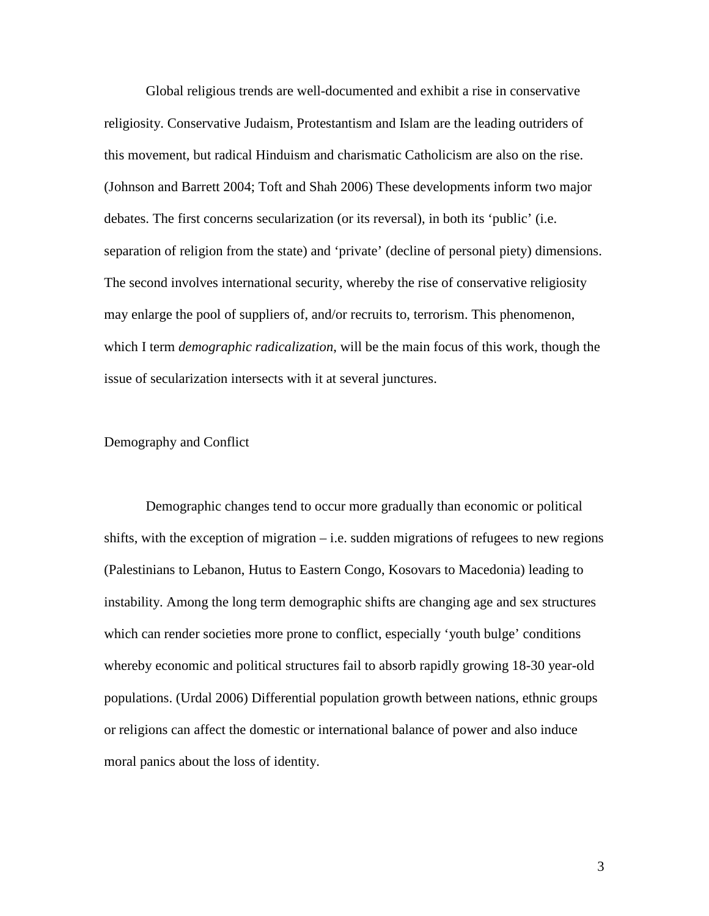Global religious trends are well-documented and exhibit a rise in conservative religiosity. Conservative Judaism, Protestantism and Islam are the leading outriders of this movement, but radical Hinduism and charismatic Catholicism are also on the rise. (Johnson and Barrett 2004; Toft and Shah 2006) These developments inform two major debates. The first concerns secularization (or its reversal), in both its 'public' (i.e. separation of religion from the state) and 'private' (decline of personal piety) dimensions. The second involves international security, whereby the rise of conservative religiosity may enlarge the pool of suppliers of, and/or recruits to, terrorism. This phenomenon, which I term *demographic radicalization*, will be the main focus of this work, though the issue of secularization intersects with it at several junctures.

## Demography and Conflict

Demographic changes tend to occur more gradually than economic or political shifts, with the exception of migration – i.e. sudden migrations of refugees to new regions (Palestinians to Lebanon, Hutus to Eastern Congo, Kosovars to Macedonia) leading to instability. Among the long term demographic shifts are changing age and sex structures which can render societies more prone to conflict, especially 'youth bulge' conditions whereby economic and political structures fail to absorb rapidly growing 18-30 year-old populations. (Urdal 2006) Differential population growth between nations, ethnic groups or religions can affect the domestic or international balance of power and also induce moral panics about the loss of identity.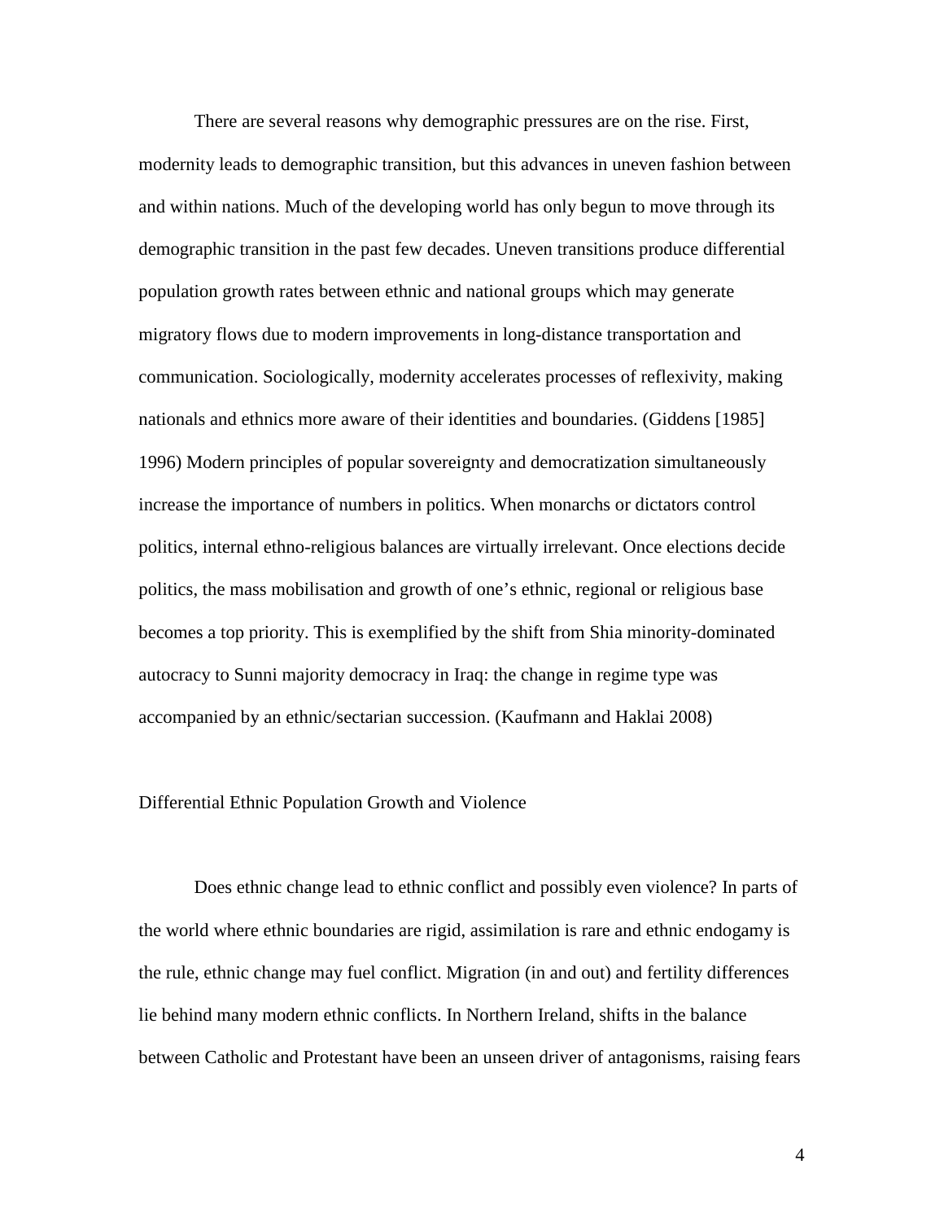There are several reasons why demographic pressures are on the rise. First, modernity leads to demographic transition, but this advances in uneven fashion between and within nations. Much of the developing world has only begun to move through its demographic transition in the past few decades. Uneven transitions produce differential population growth rates between ethnic and national groups which may generate migratory flows due to modern improvements in long-distance transportation and communication. Sociologically, modernity accelerates processes of reflexivity, making nationals and ethnics more aware of their identities and boundaries. (Giddens [1985] 1996) Modern principles of popular sovereignty and democratization simultaneously increase the importance of numbers in politics. When monarchs or dictators control politics, internal ethno-religious balances are virtually irrelevant. Once elections decide politics, the mass mobilisation and growth of one's ethnic, regional or religious base becomes a top priority. This is exemplified by the shift from Shia minority-dominated autocracy to Sunni majority democracy in Iraq: the change in regime type was accompanied by an ethnic/sectarian succession. (Kaufmann and Haklai 2008)

## Differential Ethnic Population Growth and Violence

Does ethnic change lead to ethnic conflict and possibly even violence? In parts of the world where ethnic boundaries are rigid, assimilation is rare and ethnic endogamy is the rule, ethnic change may fuel conflict. Migration (in and out) and fertility differences lie behind many modern ethnic conflicts. In Northern Ireland, shifts in the balance between Catholic and Protestant have been an unseen driver of antagonisms, raising fears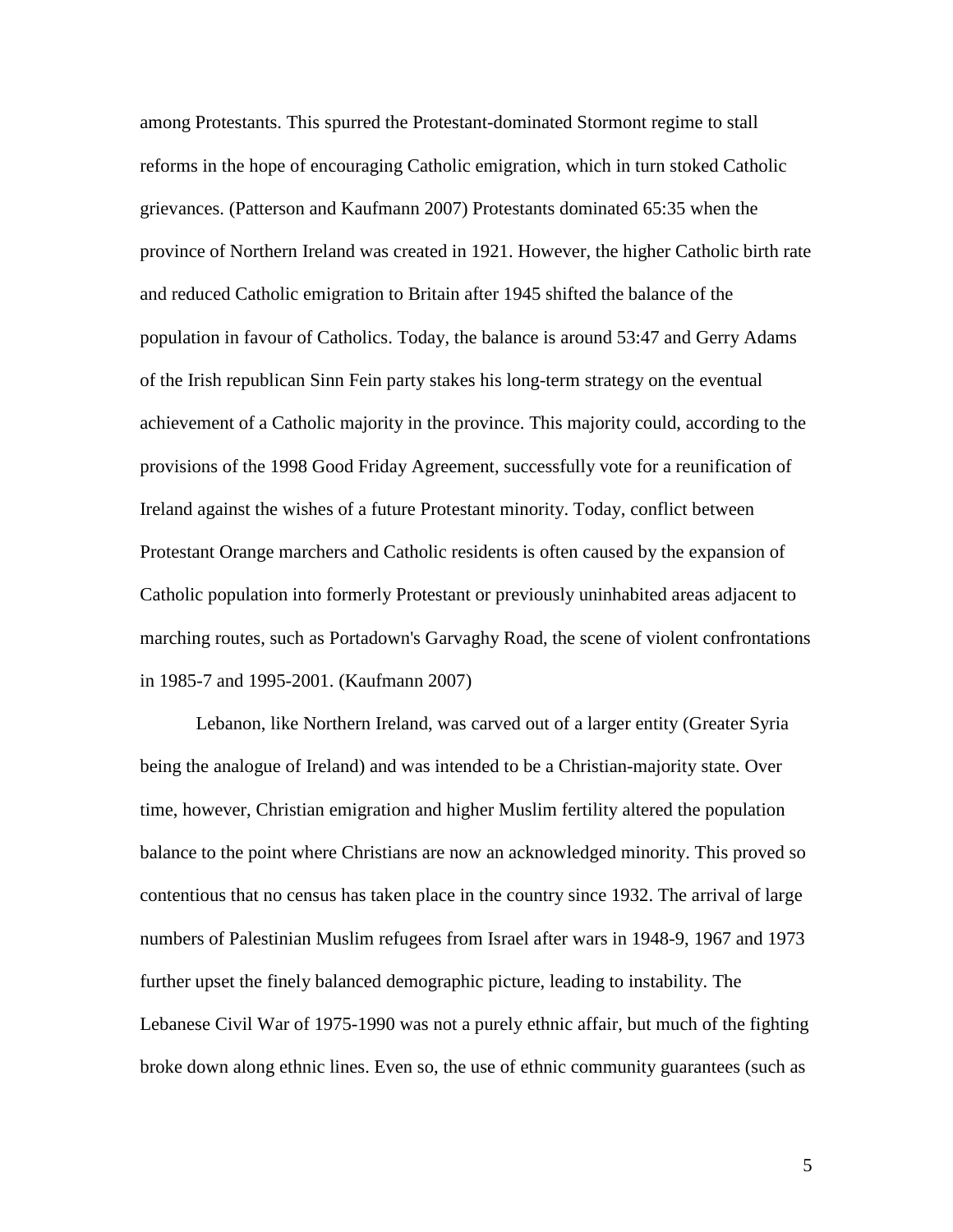among Protestants. This spurred the Protestant-dominated Stormont regime to stall reforms in the hope of encouraging Catholic emigration, which in turn stoked Catholic grievances. (Patterson and Kaufmann 2007) Protestants dominated 65:35 when the province of Northern Ireland was created in 1921. However, the higher Catholic birth rate and reduced Catholic emigration to Britain after 1945 shifted the balance of the population in favour of Catholics. Today, the balance is around 53:47 and Gerry Adams of the Irish republican Sinn Fein party stakes his long-term strategy on the eventual achievement of a Catholic majority in the province. This majority could, according to the provisions of the 1998 Good Friday Agreement, successfully vote for a reunification of Ireland against the wishes of a future Protestant minority. Today, conflict between Protestant Orange marchers and Catholic residents is often caused by the expansion of Catholic population into formerly Protestant or previously uninhabited areas adjacent to marching routes, such as Portadown's Garvaghy Road, the scene of violent confrontations in 1985-7 and 1995-2001. (Kaufmann 2007)

Lebanon, like Northern Ireland, was carved out of a larger entity (Greater Syria being the analogue of Ireland) and was intended to be a Christian-majority state. Over time, however, Christian emigration and higher Muslim fertility altered the population balance to the point where Christians are now an acknowledged minority. This proved so contentious that no census has taken place in the country since 1932. The arrival of large numbers of Palestinian Muslim refugees from Israel after wars in 1948-9, 1967 and 1973 further upset the finely balanced demographic picture, leading to instability. The Lebanese Civil War of 1975-1990 was not a purely ethnic affair, but much of the fighting broke down along ethnic lines. Even so, the use of ethnic community guarantees (such as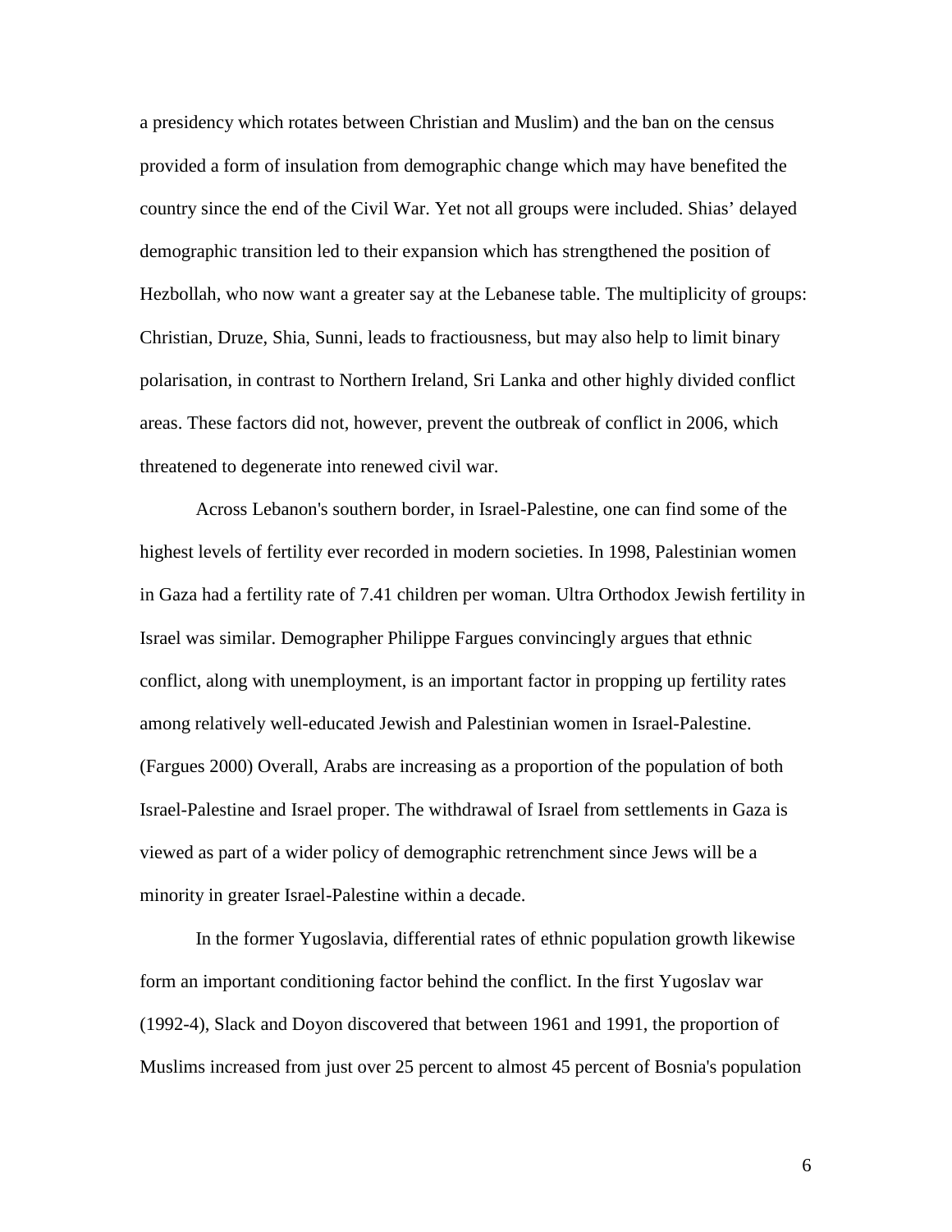a presidency which rotates between Christian and Muslim) and the ban on the census provided a form of insulation from demographic change which may have benefited the country since the end of the Civil War. Yet not all groups were included. Shias' delayed demographic transition led to their expansion which has strengthened the position of Hezbollah, who now want a greater say at the Lebanese table. The multiplicity of groups: Christian, Druze, Shia, Sunni, leads to fractiousness, but may also help to limit binary polarisation, in contrast to Northern Ireland, Sri Lanka and other highly divided conflict areas. These factors did not, however, prevent the outbreak of conflict in 2006, which threatened to degenerate into renewed civil war.

Across Lebanon's southern border, in Israel-Palestine, one can find some of the highest levels of fertility ever recorded in modern societies. In 1998, Palestinian women in Gaza had a fertility rate of 7.41 children per woman. Ultra Orthodox Jewish fertility in Israel was similar. Demographer Philippe Fargues convincingly argues that ethnic conflict, along with unemployment, is an important factor in propping up fertility rates among relatively well-educated Jewish and Palestinian women in Israel-Palestine. (Fargues 2000) Overall, Arabs are increasing as a proportion of the population of both Israel-Palestine and Israel proper. The withdrawal of Israel from settlements in Gaza is viewed as part of a wider policy of demographic retrenchment since Jews will be a minority in greater Israel-Palestine within a decade.

In the former Yugoslavia, differential rates of ethnic population growth likewise form an important conditioning factor behind the conflict. In the first Yugoslav war (1992-4), Slack and Doyon discovered that between 1961 and 1991, the proportion of Muslims increased from just over 25 percent to almost 45 percent of Bosnia's population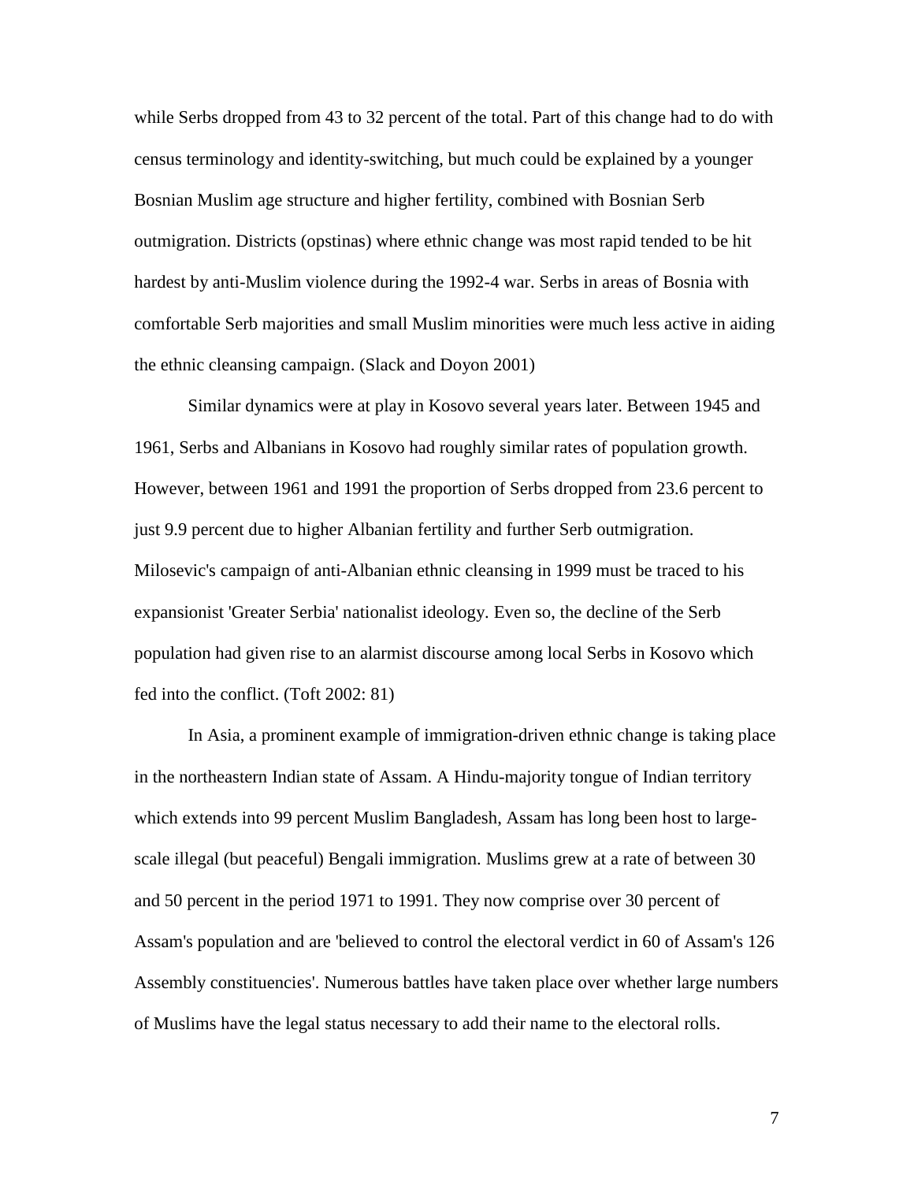while Serbs dropped from 43 to 32 percent of the total. Part of this change had to do with census terminology and identity-switching, but much could be explained by a younger Bosnian Muslim age structure and higher fertility, combined with Bosnian Serb outmigration. Districts (opstinas) where ethnic change was most rapid tended to be hit hardest by anti-Muslim violence during the 1992-4 war. Serbs in areas of Bosnia with comfortable Serb majorities and small Muslim minorities were much less active in aiding the ethnic cleansing campaign. (Slack and Doyon 2001)

Similar dynamics were at play in Kosovo several years later. Between 1945 and 1961, Serbs and Albanians in Kosovo had roughly similar rates of population growth. However, between 1961 and 1991 the proportion of Serbs dropped from 23.6 percent to just 9.9 percent due to higher Albanian fertility and further Serb outmigration. Milosevic's campaign of anti-Albanian ethnic cleansing in 1999 must be traced to his expansionist 'Greater Serbia' nationalist ideology. Even so, the decline of the Serb population had given rise to an alarmist discourse among local Serbs in Kosovo which fed into the conflict. (Toft 2002: 81)

In Asia, a prominent example of immigration-driven ethnic change is taking place in the northeastern Indian state of Assam. A Hindu-majority tongue of Indian territory which extends into 99 percent Muslim Bangladesh, Assam has long been host to large-scale illegal (but peaceful) Bengali immigration. Muslims grew at a rate of between 30 and 50 percent in the period 1971 to 1991. They now comprise over 30 percent of Assam's population and are 'believed to control the electoral verdict in 60 of Assam's 126 Assembly constituencies'. Numerous battles have taken place over whether large numbers of Muslims have the legal status necessary to add their name to the electoral rolls.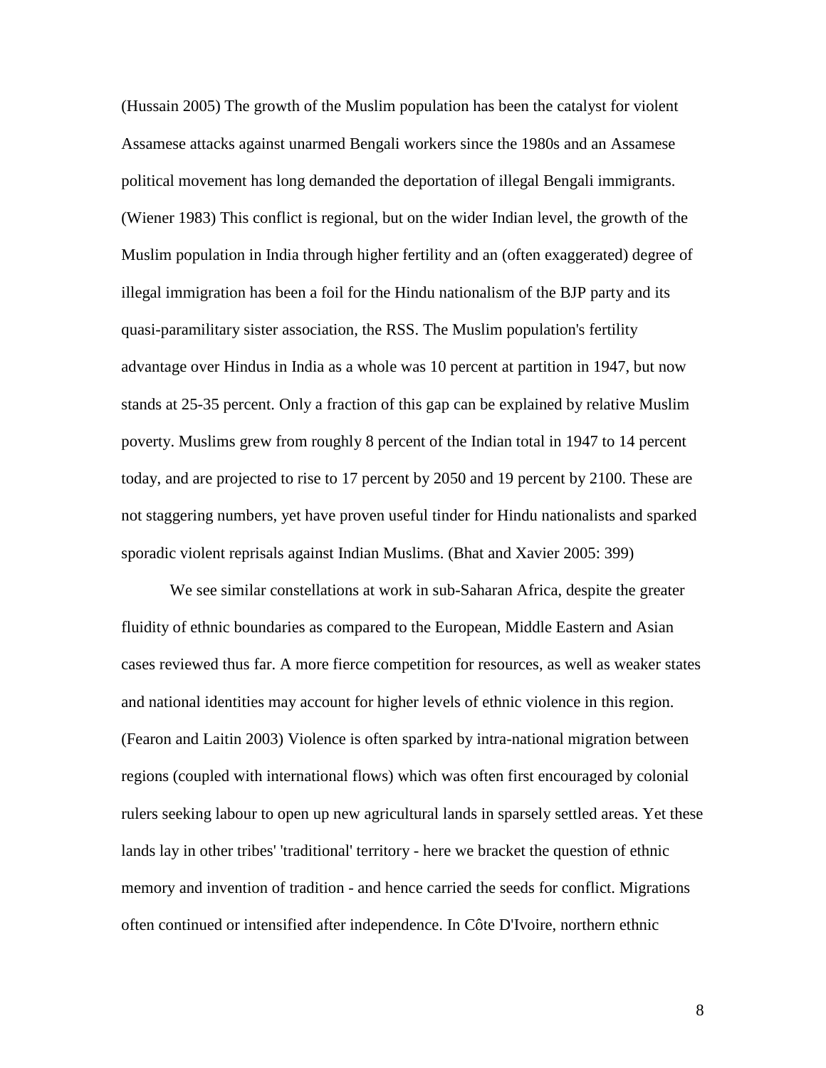(Hussain 2005) The growth of the Muslim population has been the catalyst for violent Assamese attacks against unarmed Bengali workers since the 1980s and an Assamese political movement has long demanded the deportation of illegal Bengali immigrants. (Wiener 1983) This conflict is regional, but on the wider Indian level, the growth of the Muslim population in India through higher fertility and an (often exaggerated) degree of illegal immigration has been a foil for the Hindu nationalism of the BJP party and its quasi-paramilitary sister association, the RSS. The Muslim population's fertility advantage over Hindus in India as a whole was 10 percent at partition in 1947, but now stands at 25-35 percent. Only a fraction of this gap can be explained by relative Muslim poverty. Muslims grew from roughly 8 percent of the Indian total in 1947 to 14 percent today, and are projected to rise to 17 percent by 2050 and 19 percent by 2100. These are not staggering numbers, yet have proven useful tinder for Hindu nationalists and sparked sporadic violent reprisals against Indian Muslims. (Bhat and Xavier 2005: 399)

We see similar constellations at work in sub-Saharan Africa, despite the greater fluidity of ethnic boundaries as compared to the European, Middle Eastern and Asian cases reviewed thus far. A more fierce competition for resources, as well as weaker states and national identities may account for higher levels of ethnic violence in this region. (Fearon and Laitin 2003) Violence is often sparked by intra-national migration between regions (coupled with international flows) which was often first encouraged by colonial rulers seeking labour to open up new agricultural lands in sparsely settled areas. Yet these lands lay in other tribes' 'traditional' territory - here we bracket the question of ethnic memory and invention of tradition - and hence carried the seeds for conflict. Migrations often continued or intensified after independence. In Côte D'Ivoire, northern ethnic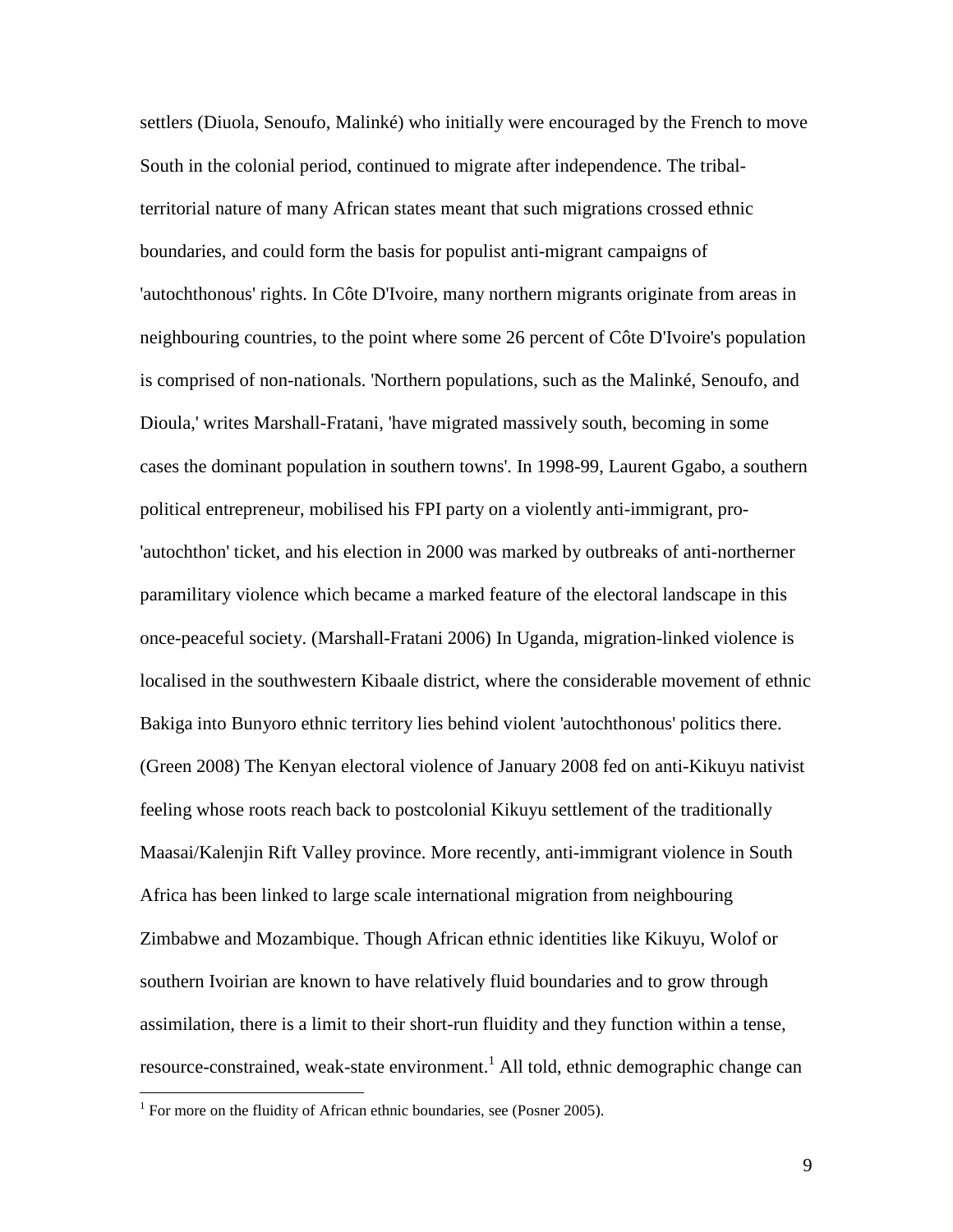settlers (Diuola, Senoufo, Malinké) who initially were encouraged by the French to move South in the colonial period, continued to migrate after independence. The tribal-territorial nature of many African states meant that such migrations crossed ethnic boundaries, and could form the basis for populist anti-migrant campaigns of 'autochthonous' rights. In Côte D'Ivoire, many northern migrants originate from areas in neighbouring countries, to the point where some 26 percent of Côte D'Ivoire's population is comprised of non-nationals. 'Northern populations, such as the Malinké, Senoufo, and Dioula,' writes Marshall-Fratani, 'have migrated massively south, becoming in some cases the dominant population in southern towns'. In 1998-99, Laurent Ggabo, a southern political entrepreneur, mobilised his FPI party on a violently anti-immigrant, pro-'autochthon' ticket, and his election in 2000 was marked by outbreaks of anti-northerner paramilitary violence which became a marked feature of the electoral landscape in this once-peaceful society. (Marshall-Fratani 2006) In Uganda, migration-linked violence is localised in the southwestern Kibaale district, where the considerable movement of ethnic Bakiga into Bunyoro ethnic territory lies behind violent 'autochthonous' politics there. (Green 2008) The Kenyan electoral violence of January 2008 fed on anti-Kikuyu nativist feeling whose roots reach back to postcolonial Kikuyu settlement of the traditionally Maasai/Kalenjin Rift Valley province. More recently, anti-immigrant violence in South Africa has been linked to large scale international migration from neighbouring Zimbabwe and Mozambique. Though African ethnic identities like Kikuyu, Wolof or southern Ivoirian are known to have relatively fluid boundaries and to grow through assimilation, there is a limit to their short-run fluidity and they function within a tense, resource-constrained, weak-state environment.[1] All told, ethnic demographic change can

[1] For more on the fluidity of African ethnic boundaries, see (Posner 2005).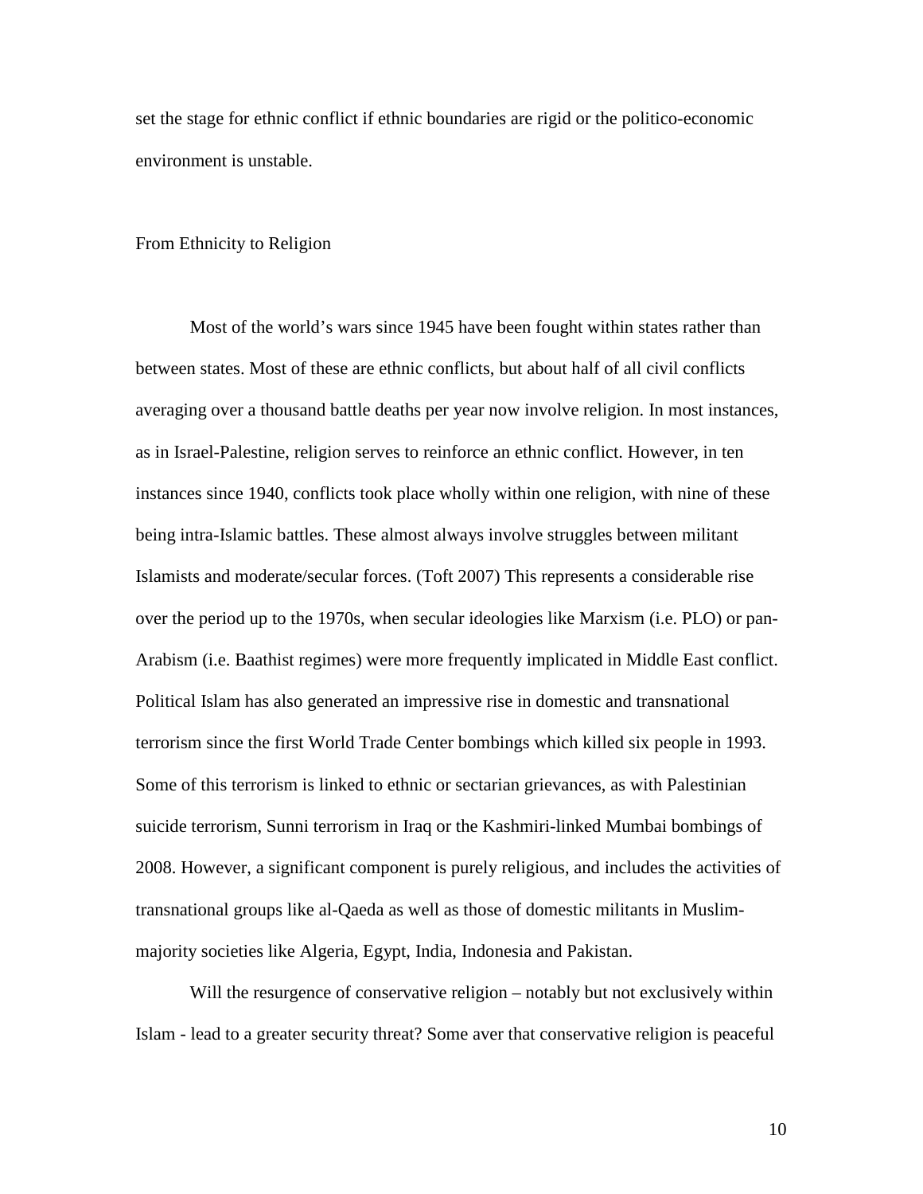set the stage for ethnic conflict if ethnic boundaries are rigid or the politico-economic environment is unstable.

## From Ethnicity to Religion

Most of the world's wars since 1945 have been fought within states rather than between states. Most of these are ethnic conflicts, but about half of all civil conflicts averaging over a thousand battle deaths per year now involve religion. In most instances, as in Israel-Palestine, religion serves to reinforce an ethnic conflict. However, in ten instances since 1940, conflicts took place wholly within one religion, with nine of these being intra-Islamic battles. These almost always involve struggles between militant Islamists and moderate/secular forces. (Toft 2007) This represents a considerable rise over the period up to the 1970s, when secular ideologies like Marxism (i.e. PLO) or pan-Arabism (i.e. Baathist regimes) were more frequently implicated in Middle East conflict. Political Islam has also generated an impressive rise in domestic and transnational terrorism since the first World Trade Center bombings which killed six people in 1993. Some of this terrorism is linked to ethnic or sectarian grievances, as with Palestinian suicide terrorism, Sunni terrorism in Iraq or the Kashmiri-linked Mumbai bombings of 2008. However, a significant component is purely religious, and includes the activities of transnational groups like al-Qaeda as well as those of domestic militants in Muslim-majority societies like Algeria, Egypt, India, Indonesia and Pakistan.

Will the resurgence of conservative religion – notably but not exclusively within Islam - lead to a greater security threat? Some aver that conservative religion is peaceful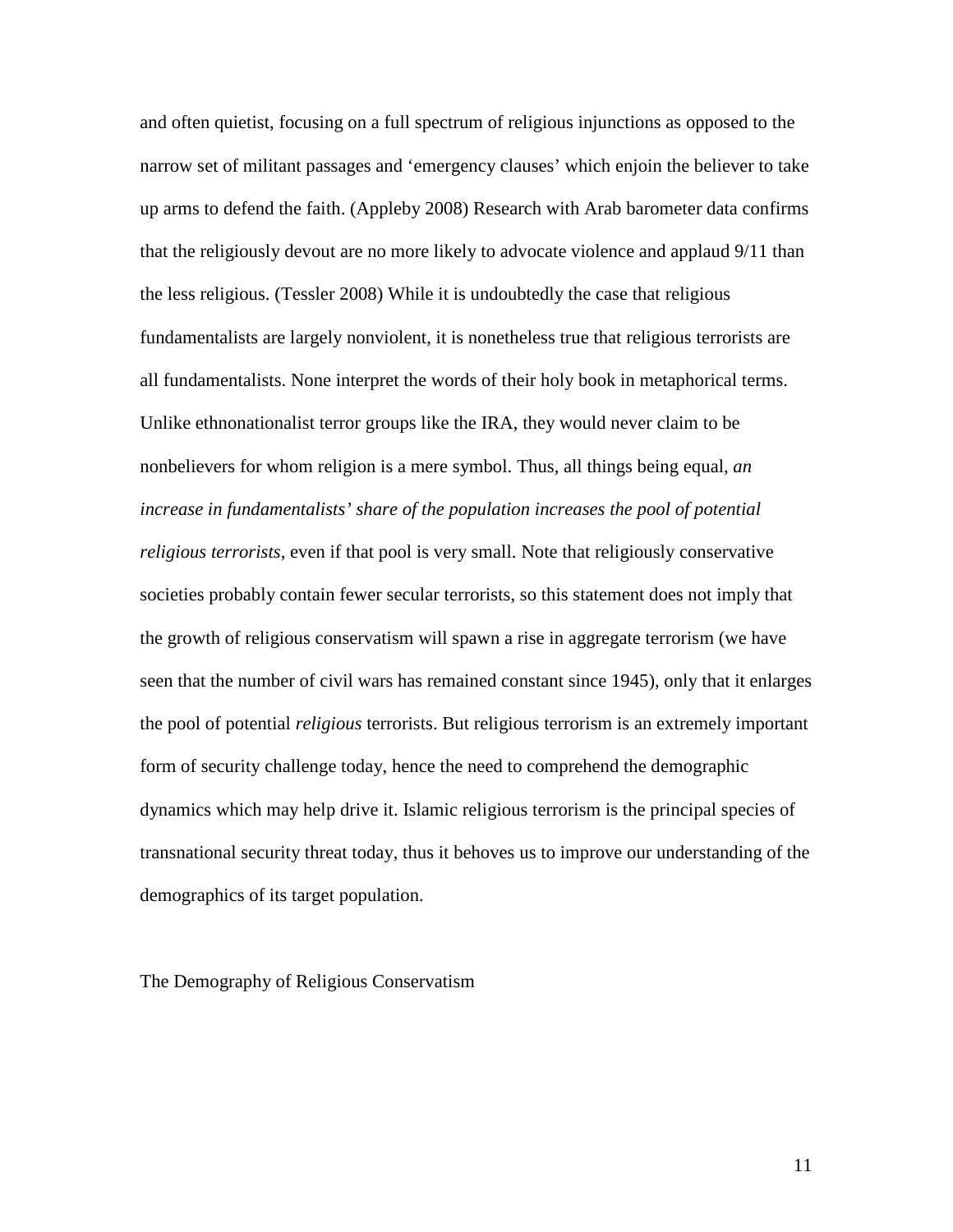and often quietist, focusing on a full spectrum of religious injunctions as opposed to the narrow set of militant passages and 'emergency clauses' which enjoin the believer to take up arms to defend the faith. (Appleby 2008) Research with Arab barometer data confirms that the religiously devout are no more likely to advocate violence and applaud 9/11 than the less religious. (Tessler 2008) While it is undoubtedly the case that religious fundamentalists are largely nonviolent, it is nonetheless true that religious terrorists are all fundamentalists. None interpret the words of their holy book in metaphorical terms. Unlike ethnonationalist terror groups like the IRA, they would never claim to be nonbelievers for whom religion is a mere symbol. Thus, all things being equal, *an increase in fundamentalists' share of the population increases the pool of potential religious terrorists*, even if that pool is very small. Note that religiously conservative societies probably contain fewer secular terrorists, so this statement does not imply that the growth of religious conservatism will spawn a rise in aggregate terrorism (we have seen that the number of civil wars has remained constant since 1945), only that it enlarges the pool of potential *religious* terrorists. But religious terrorism is an extremely important form of security challenge today, hence the need to comprehend the demographic dynamics which may help drive it. Islamic religious terrorism is the principal species of transnational security threat today, thus it behoves us to improve our understanding of the demographics of its target population.

## The Demography of Religious Conservatism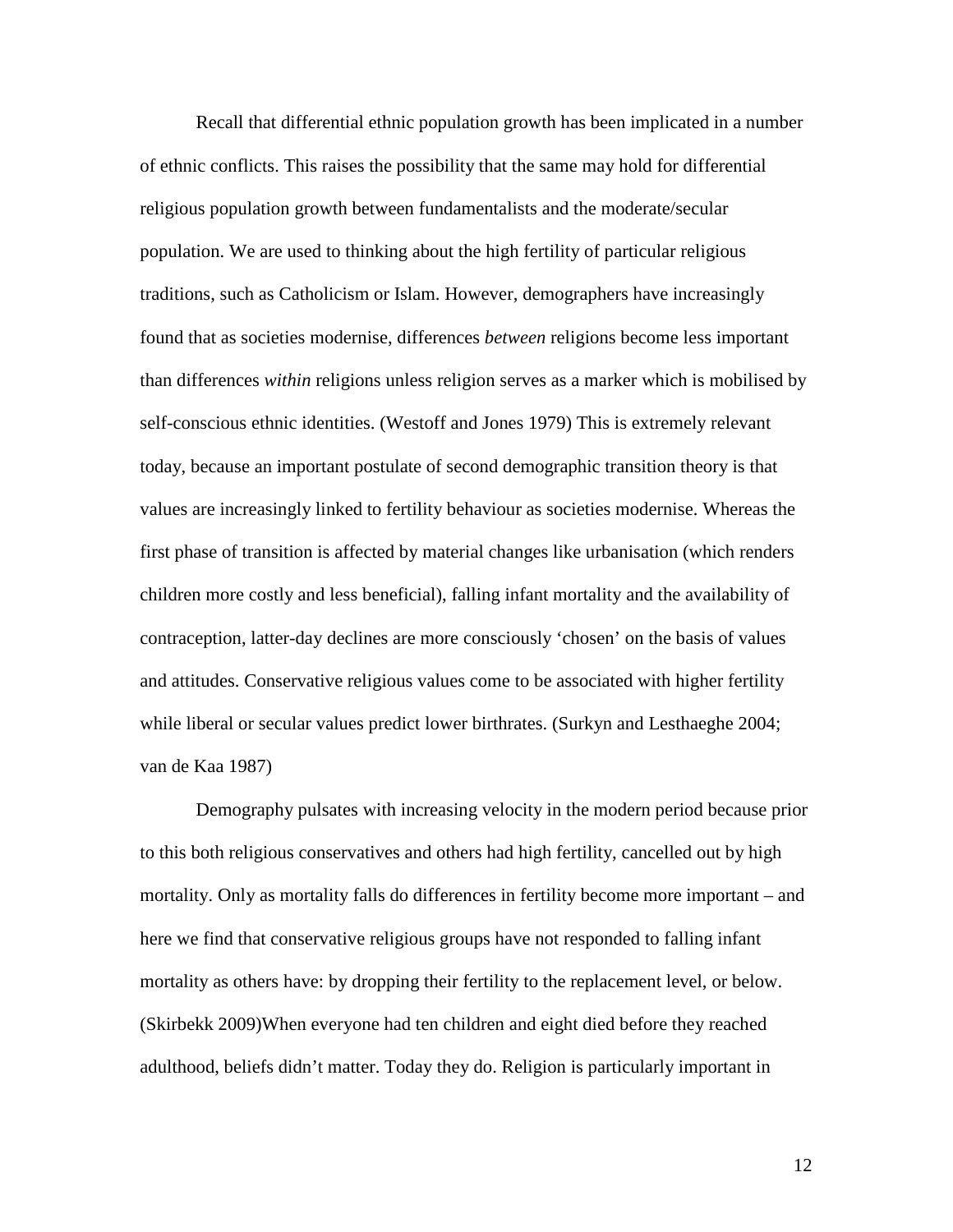Recall that differential ethnic population growth has been implicated in a number of ethnic conflicts. This raises the possibility that the same may hold for differential religious population growth between fundamentalists and the moderate/secular population. We are used to thinking about the high fertility of particular religious traditions, such as Catholicism or Islam. However, demographers have increasingly found that as societies modernise, differences *between* religions become less important than differences *within* religions unless religion serves as a marker which is mobilised by self-conscious ethnic identities. (Westoff and Jones 1979) This is extremely relevant today, because an important postulate of second demographic transition theory is that values are increasingly linked to fertility behaviour as societies modernise. Whereas the first phase of transition is affected by material changes like urbanisation (which renders children more costly and less beneficial), falling infant mortality and the availability of contraception, latter-day declines are more consciously 'chosen' on the basis of values and attitudes. Conservative religious values come to be associated with higher fertility while liberal or secular values predict lower birthrates. (Surkyn and Lesthaeghe 2004; van de Kaa 1987)

Demography pulsates with increasing velocity in the modern period because prior to this both religious conservatives and others had high fertility, cancelled out by high mortality. Only as mortality falls do differences in fertility become more important – and here we find that conservative religious groups have not responded to falling infant mortality as others have: by dropping their fertility to the replacement level, or below. (Skirbekk 2009)When everyone had ten children and eight died before they reached adulthood, beliefs didn't matter. Today they do. Religion is particularly important in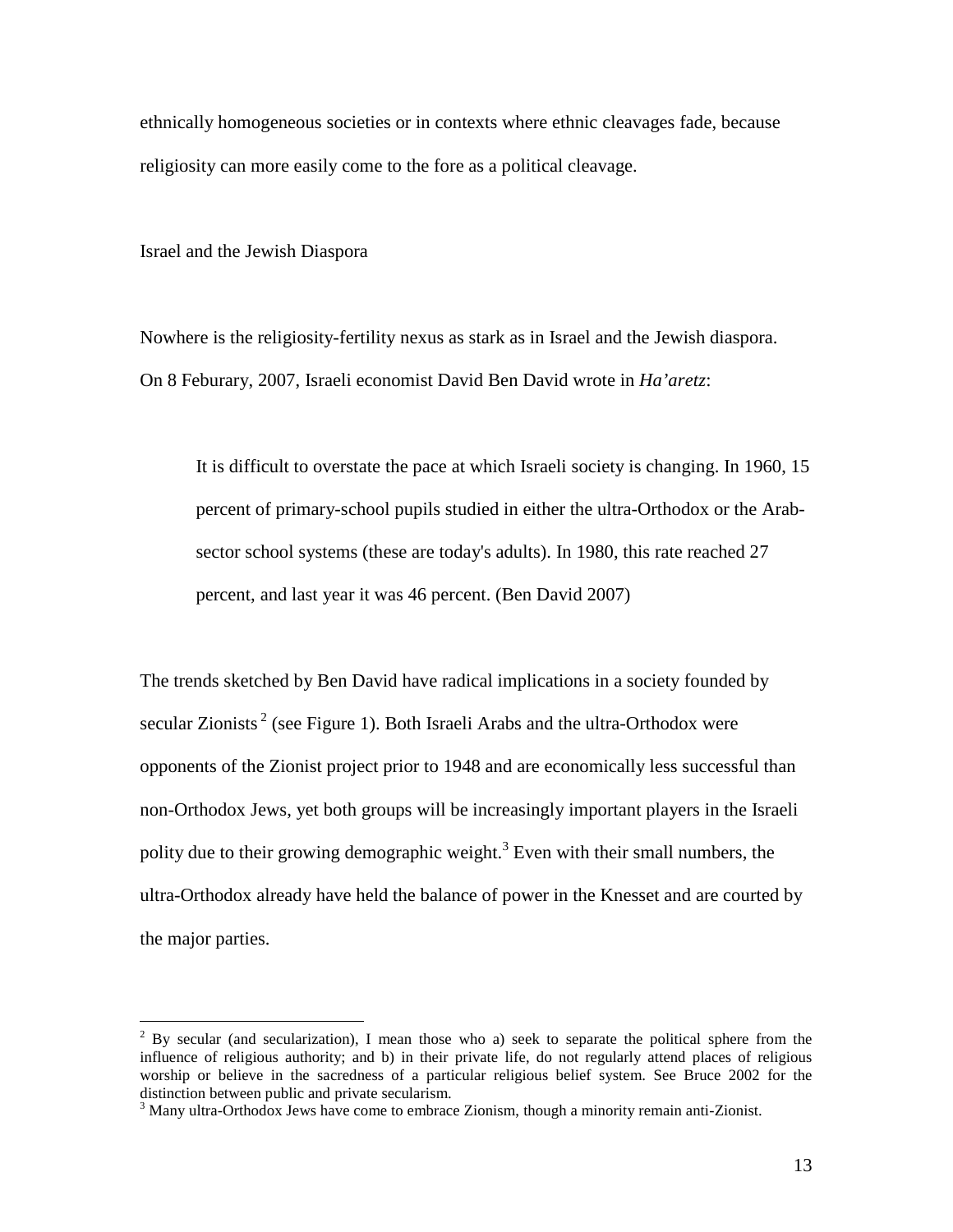ethnically homogeneous societies or in contexts where ethnic cleavages fade, because religiosity can more easily come to the fore as a political cleavage.

## Israel and the Jewish Diaspora

Nowhere is the religiosity-fertility nexus as stark as in Israel and the Jewish diaspora. On 8 Feburary, 2007, Israeli economist David Ben David wrote in *Ha'aretz*:

> It is difficult to overstate the pace at which Israeli society is changing. In 1960, 15 percent of primary-school pupils studied in either the ultra-Orthodox or the Arab-sector school systems (these are today's adults). In 1980, this rate reached 27 percent, and last year it was 46 percent. (Ben David 2007)

The trends sketched by Ben David have radical implications in a society founded by secular Zionists[2] (see Figure 1). Both Israeli Arabs and the ultra-Orthodox were opponents of the Zionist project prior to 1948 and are economically less successful than non-Orthodox Jews, yet both groups will be increasingly important players in the Israeli polity due to their growing demographic weight.[3] Even with their small numbers, the ultra-Orthodox already have held the balance of power in the Knesset and are courted by the major parties.

---

[2] By secular (and secularization), I mean those who a) seek to separate the political sphere from the influence of religious authority; and b) in their private life, do not regularly attend places of religious worship or believe in the sacredness of a particular religious belief system. See Bruce 2002 for the distinction between public and private secularism.

[3] Many ultra-Orthodox Jews have come to embrace Zionism, though a minority remain anti-Zionist.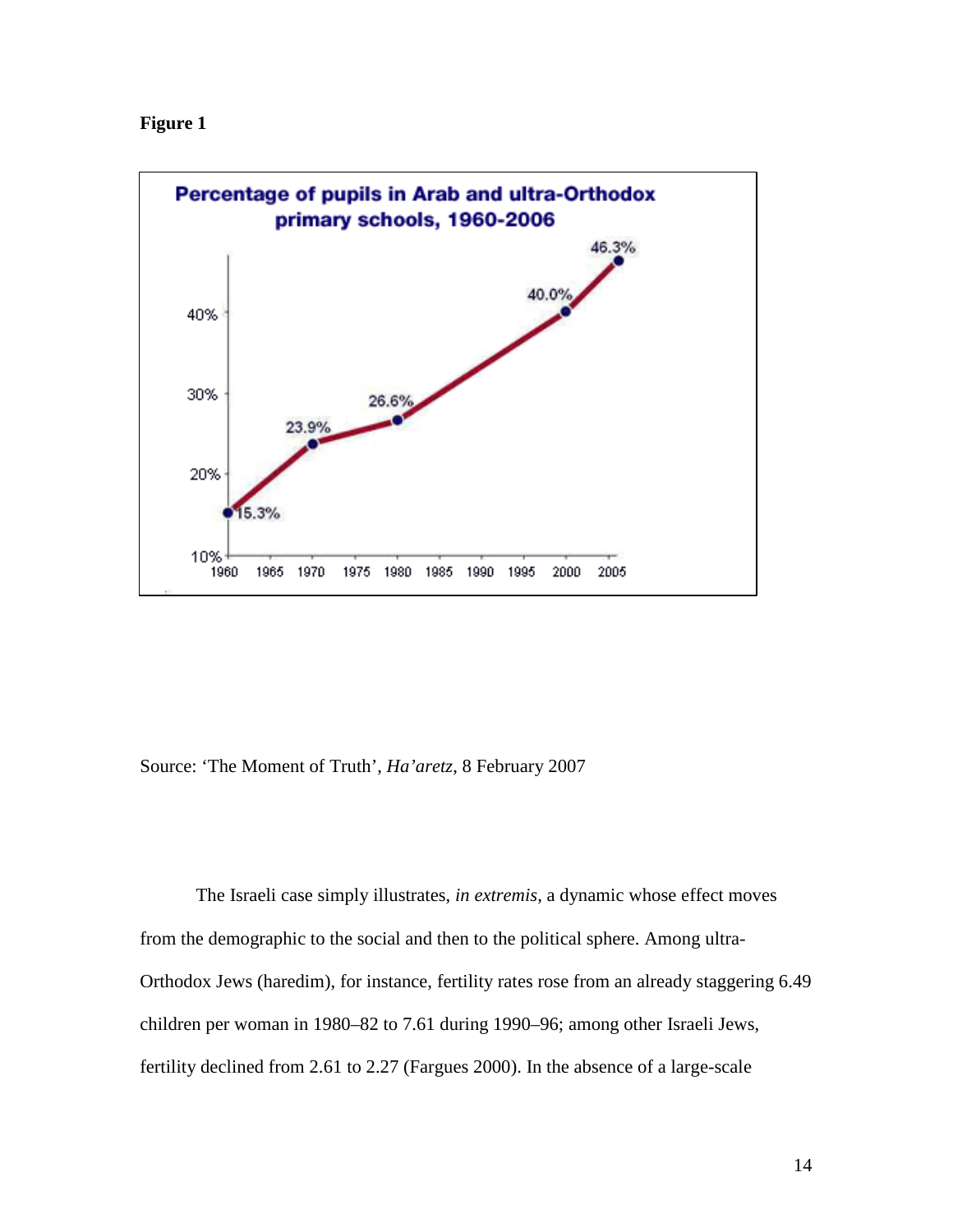**Figure 1**

Source: 'The Moment of Truth', *Ha'aretz*, 8 February 2007

The Israeli case simply illustrates, *in extremis*, a dynamic whose effect moves from the demographic to the social and then to the political sphere. Among ultra-Orthodox Jews (haredim), for instance, fertility rates rose from an already staggering 6.49 children per woman in 1980–82 to 7.61 during 1990–96; among other Israeli Jews, fertility declined from 2.61 to 2.27 (Fargues 2000). In the absence of a large-scale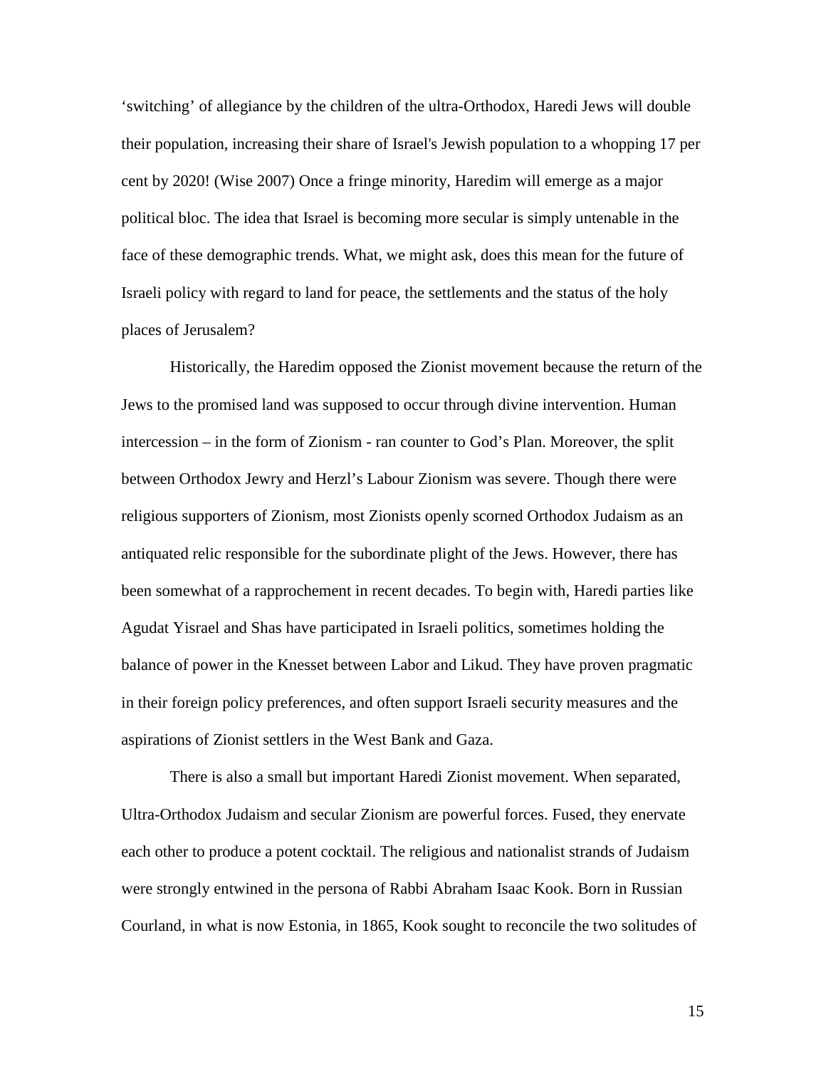‘switching’ of allegiance by the children of the ultra-Orthodox, Haredi Jews will double their population, increasing their share of Israel's Jewish population to a whopping 17 per cent by 2020! (Wise 2007) Once a fringe minority, Haredim will emerge as a major political bloc. The idea that Israel is becoming more secular is simply untenable in the face of these demographic trends. What, we might ask, does this mean for the future of Israeli policy with regard to land for peace, the settlements and the status of the holy places of Jerusalem?

Historically, the Haredim opposed the Zionist movement because the return of the Jews to the promised land was supposed to occur through divine intervention. Human intercession – in the form of Zionism - ran counter to God’s Plan. Moreover, the split between Orthodox Jewry and Herzl’s Labour Zionism was severe. Though there were religious supporters of Zionism, most Zionists openly scorned Orthodox Judaism as an antiquated relic responsible for the subordinate plight of the Jews. However, there has been somewhat of a rapprochement in recent decades. To begin with, Haredi parties like Agudat Yisrael and Shas have participated in Israeli politics, sometimes holding the balance of power in the Knesset between Labor and Likud. They have proven pragmatic in their foreign policy preferences, and often support Israeli security measures and the aspirations of Zionist settlers in the West Bank and Gaza.

There is also a small but important Haredi Zionist movement. When separated, Ultra-Orthodox Judaism and secular Zionism are powerful forces. Fused, they enervate each other to produce a potent cocktail. The religious and nationalist strands of Judaism were strongly entwined in the persona of Rabbi Abraham Isaac Kook. Born in Russian Courland, in what is now Estonia, in 1865, Kook sought to reconcile the two solitudes of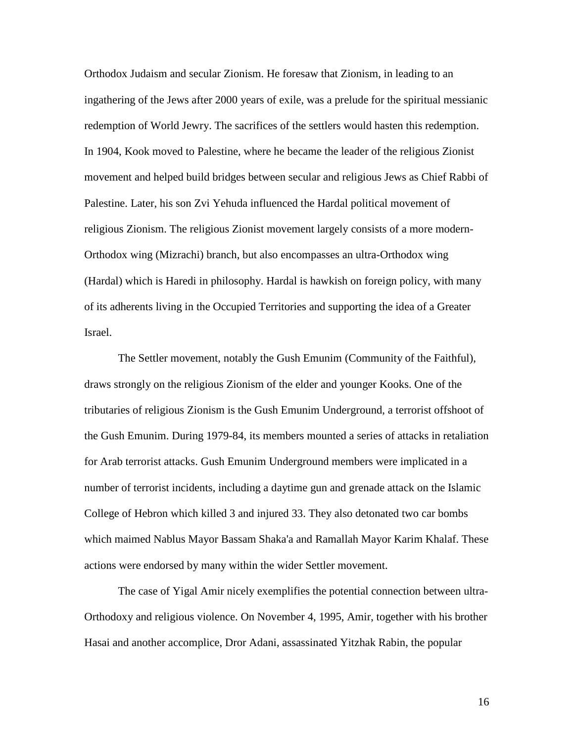Orthodox Judaism and secular Zionism. He foresaw that Zionism, in leading to an ingathering of the Jews after 2000 years of exile, was a prelude for the spiritual messianic redemption of World Jewry. The sacrifices of the settlers would hasten this redemption. In 1904, Kook moved to Palestine, where he became the leader of the religious Zionist movement and helped build bridges between secular and religious Jews as Chief Rabbi of Palestine. Later, his son Zvi Yehuda influenced the Hardal political movement of religious Zionism. The religious Zionist movement largely consists of a more modern-Orthodox wing (Mizrachi) branch, but also encompasses an ultra-Orthodox wing (Hardal) which is Haredi in philosophy. Hardal is hawkish on foreign policy, with many of its adherents living in the Occupied Territories and supporting the idea of a Greater Israel.

The Settler movement, notably the Gush Emunim (Community of the Faithful), draws strongly on the religious Zionism of the elder and younger Kooks. One of the tributaries of religious Zionism is the Gush Emunim Underground, a terrorist offshoot of the Gush Emunim. During 1979-84, its members mounted a series of attacks in retaliation for Arab terrorist attacks. Gush Emunim Underground members were implicated in a number of terrorist incidents, including a daytime gun and grenade attack on the Islamic College of Hebron which killed 3 and injured 33. They also detonated two car bombs which maimed Nablus Mayor Bassam Shaka'a and Ramallah Mayor Karim Khalaf. These actions were endorsed by many within the wider Settler movement.

The case of Yigal Amir nicely exemplifies the potential connection between ultra-Orthodoxy and religious violence. On November 4, 1995, Amir, together with his brother Hasai and another accomplice, Dror Adani, assassinated Yitzhak Rabin, the popular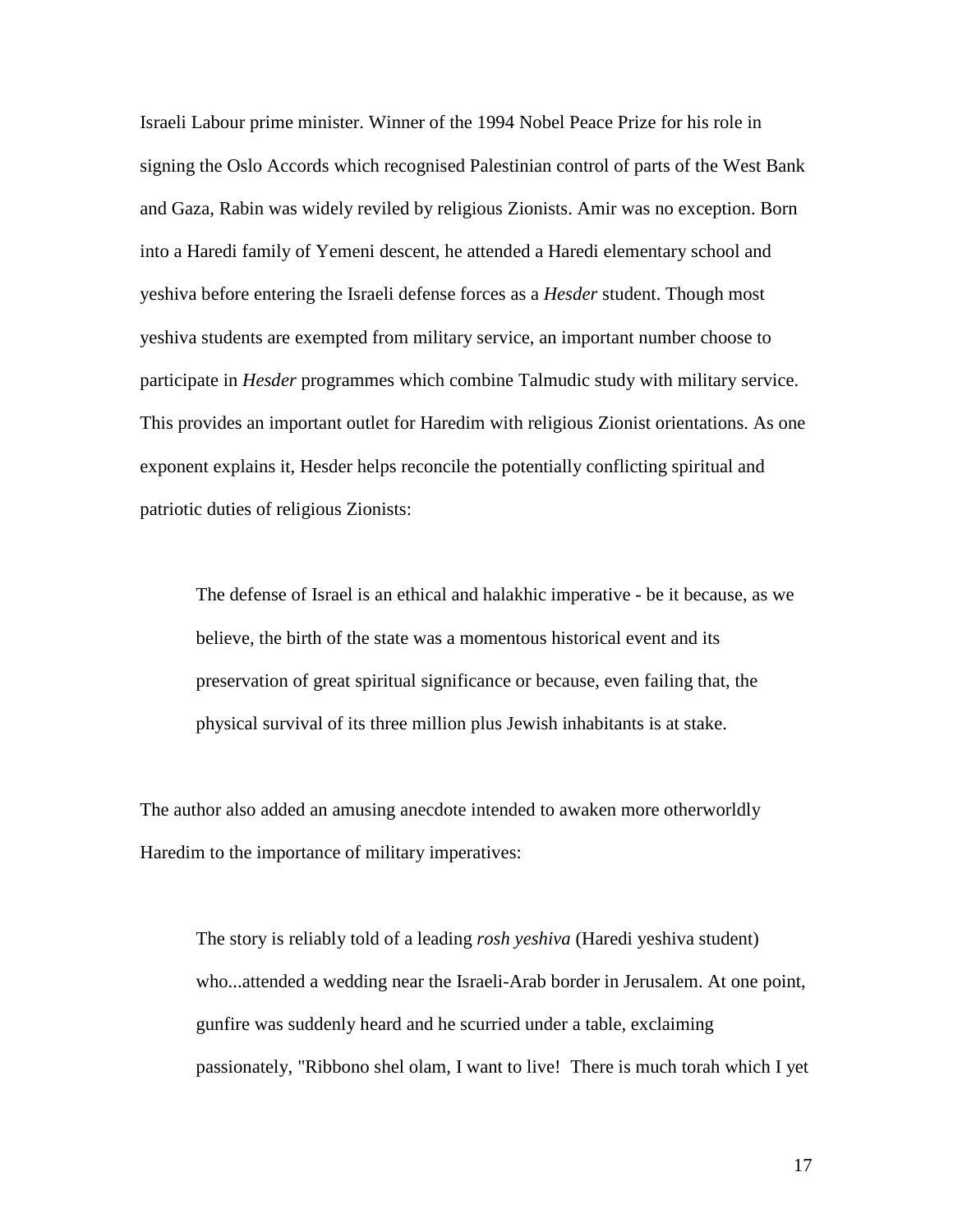Israeli Labour prime minister. Winner of the 1994 Nobel Peace Prize for his role in signing the Oslo Accords which recognised Palestinian control of parts of the West Bank and Gaza, Rabin was widely reviled by religious Zionists. Amir was no exception. Born into a Haredi family of Yemeni descent, he attended a Haredi elementary school and yeshiva before entering the Israeli defense forces as a *Hesder* student. Though most yeshiva students are exempted from military service, an important number choose to participate in *Hesder* programmes which combine Talmudic study with military service. This provides an important outlet for Haredim with religious Zionist orientations. As one exponent explains it, Hesder helps reconcile the potentially conflicting spiritual and patriotic duties of religious Zionists:

> The defense of Israel is an ethical and halakhic imperative - be it because, as we believe, the birth of the state was a momentous historical event and its preservation of great spiritual significance or because, even failing that, the physical survival of its three million plus Jewish inhabitants is at stake.

The author also added an amusing anecdote intended to awaken more otherworldly Haredim to the importance of military imperatives:

> The story is reliably told of a leading *rosh yeshiva* (Haredi yeshiva student) who...attended a wedding near the Israeli-Arab border in Jerusalem. At one point, gunfire was suddenly heard and he scurried under a table, exclaiming passionately, "Ribbono shel olam, I want to live! There is much torah which I yet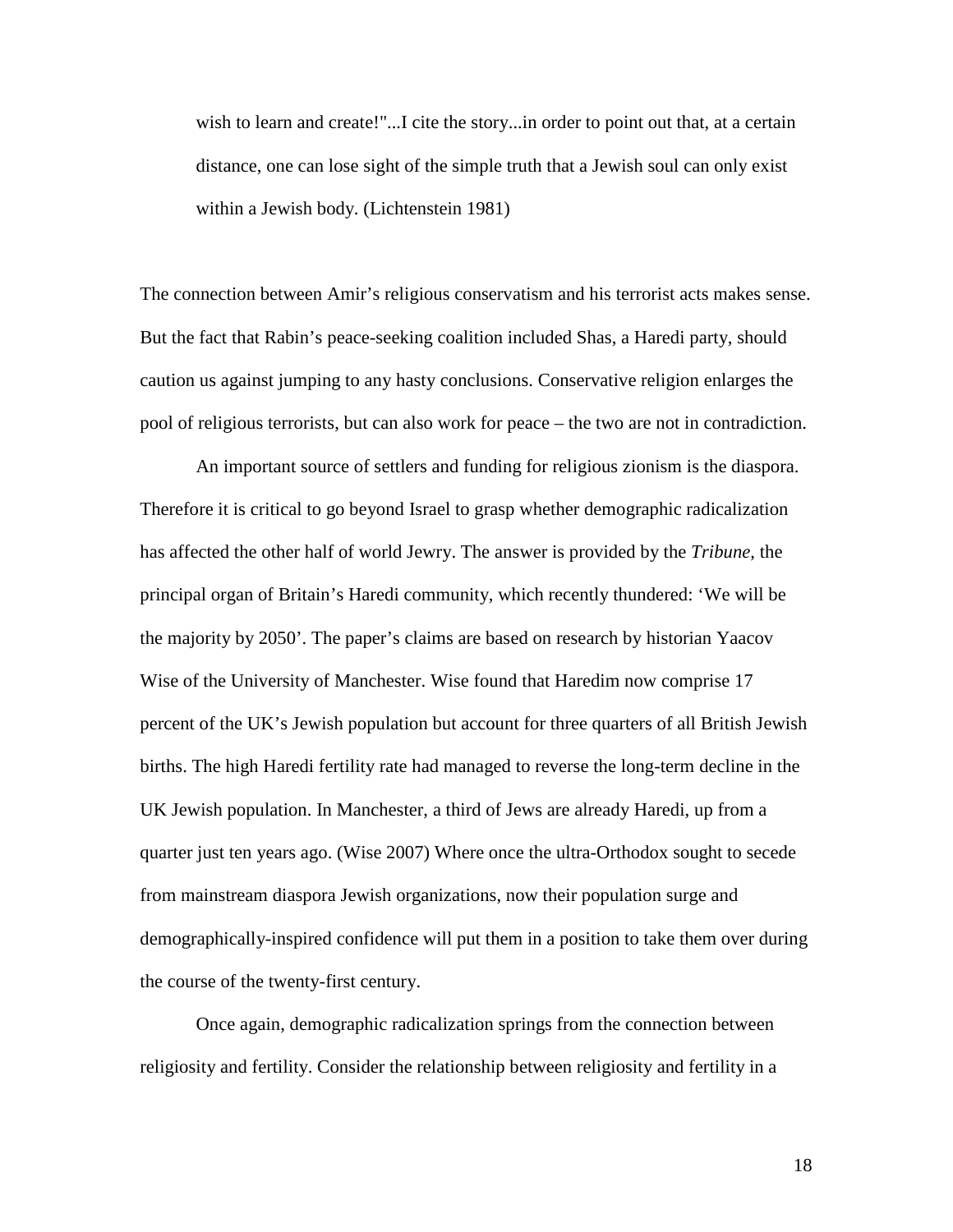> wish to learn and create!"...I cite the story...in order to point out that, at a certain distance, one can lose sight of the simple truth that a Jewish soul can only exist within a Jewish body. (Lichtenstein 1981)

The connection between Amir's religious conservatism and his terrorist acts makes sense. But the fact that Rabin's peace-seeking coalition included Shas, a Haredi party, should caution us against jumping to any hasty conclusions. Conservative religion enlarges the pool of religious terrorists, but can also work for peace – the two are not in contradiction.

An important source of settlers and funding for religious zionism is the diaspora. Therefore it is critical to go beyond Israel to grasp whether demographic radicalization has affected the other half of world Jewry. The answer is provided by the *Tribune*, the principal organ of Britain's Haredi community, which recently thundered: 'We will be the majority by 2050'. The paper's claims are based on research by historian Yaacov Wise of the University of Manchester. Wise found that Haredim now comprise 17 percent of the UK's Jewish population but account for three quarters of all British Jewish births. The high Haredi fertility rate had managed to reverse the long-term decline in the UK Jewish population. In Manchester, a third of Jews are already Haredi, up from a quarter just ten years ago. (Wise 2007) Where once the ultra-Orthodox sought to secede from mainstream diaspora Jewish organizations, now their population surge and demographically-inspired confidence will put them in a position to take them over during the course of the twenty-first century.

Once again, demographic radicalization springs from the connection between religiosity and fertility. Consider the relationship between religiosity and fertility in a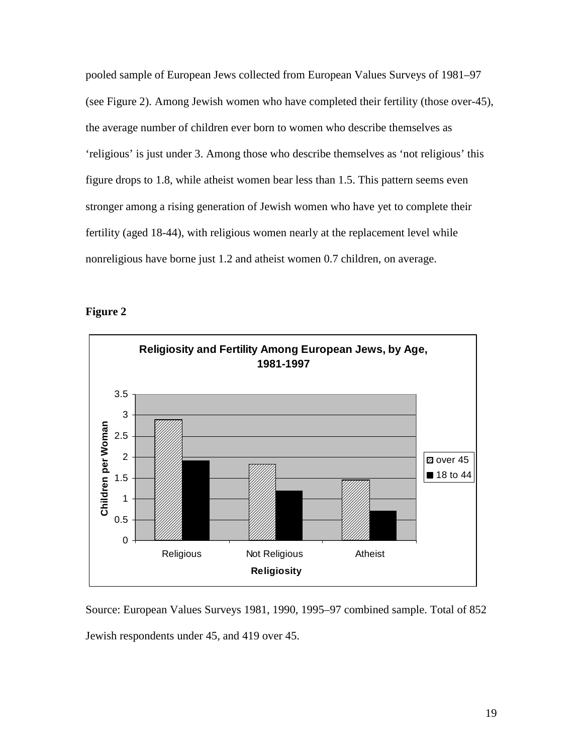pooled sample of European Jews collected from European Values Surveys of 1981–97 (see Figure 2). Among Jewish women who have completed their fertility (those over-45), the average number of children ever born to women who describe themselves as 'religious' is just under 3. Among those who describe themselves as 'not religious' this figure drops to 1.8, while atheist women bear less than 1.5. This pattern seems even stronger among a rising generation of Jewish women who have yet to complete their fertility (aged 18-44), with religious women nearly at the replacement level while nonreligious have borne just 1.2 and atheist women 0.7 children, on average.

**Figure 2**

Source: European Values Surveys 1981, 1990, 1995–97 combined sample. Total of 852 Jewish respondents under 45, and 419 over 45.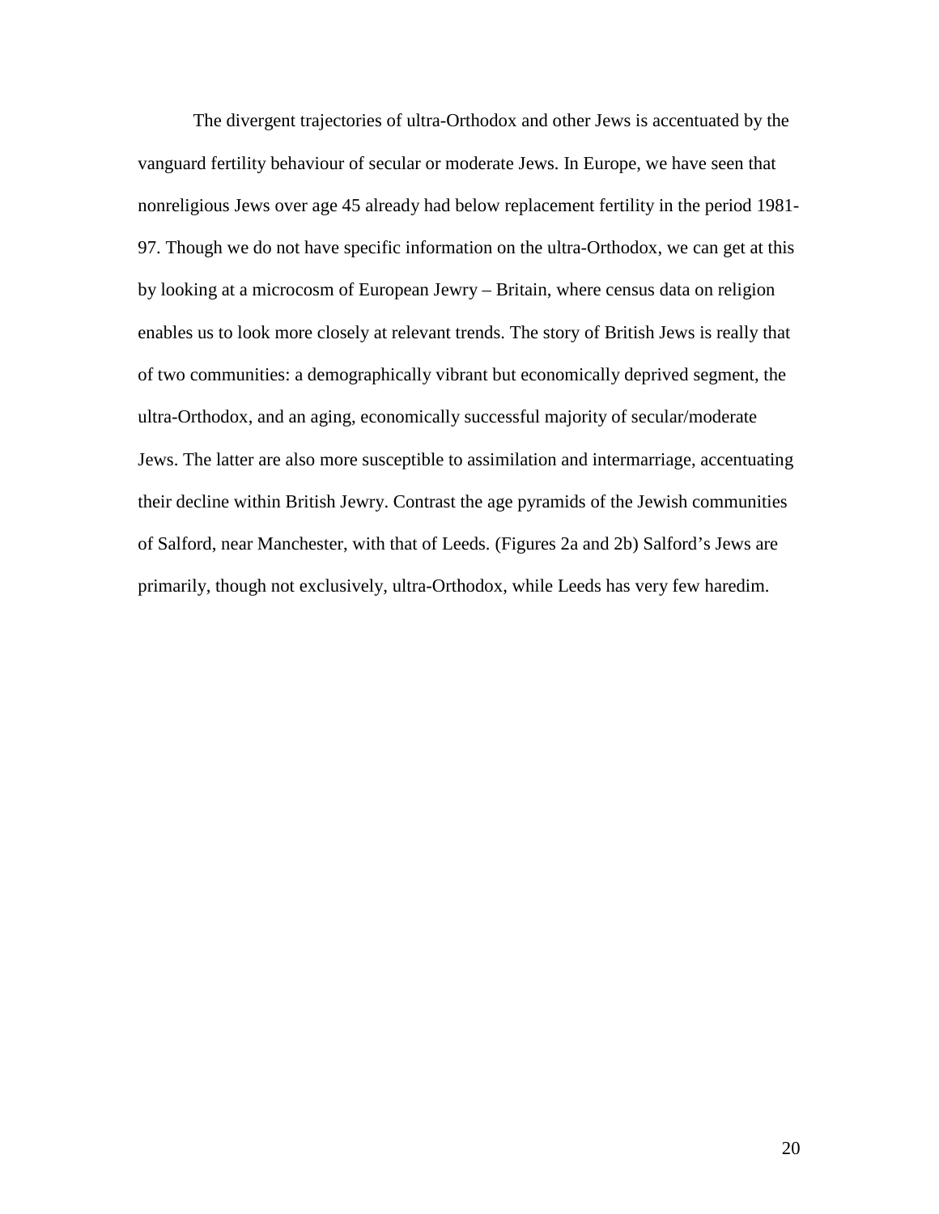The divergent trajectories of ultra-Orthodox and other Jews is accentuated by the vanguard fertility behaviour of secular or moderate Jews. In Europe, we have seen that nonreligious Jews over age 45 already had below replacement fertility in the period 1981-97. Though we do not have specific information on the ultra-Orthodox, we can get at this by looking at a microcosm of European Jewry – Britain, where census data on religion enables us to look more closely at relevant trends. The story of British Jews is really that of two communities: a demographically vibrant but economically deprived segment, the ultra-Orthodox, and an aging, economically successful majority of secular/moderate Jews. The latter are also more susceptible to assimilation and intermarriage, accentuating their decline within British Jewry. Contrast the age pyramids of the Jewish communities of Salford, near Manchester, with that of Leeds. (Figures 2a and 2b) Salford's Jews are primarily, though not exclusively, ultra-Orthodox, while Leeds has very few haredim.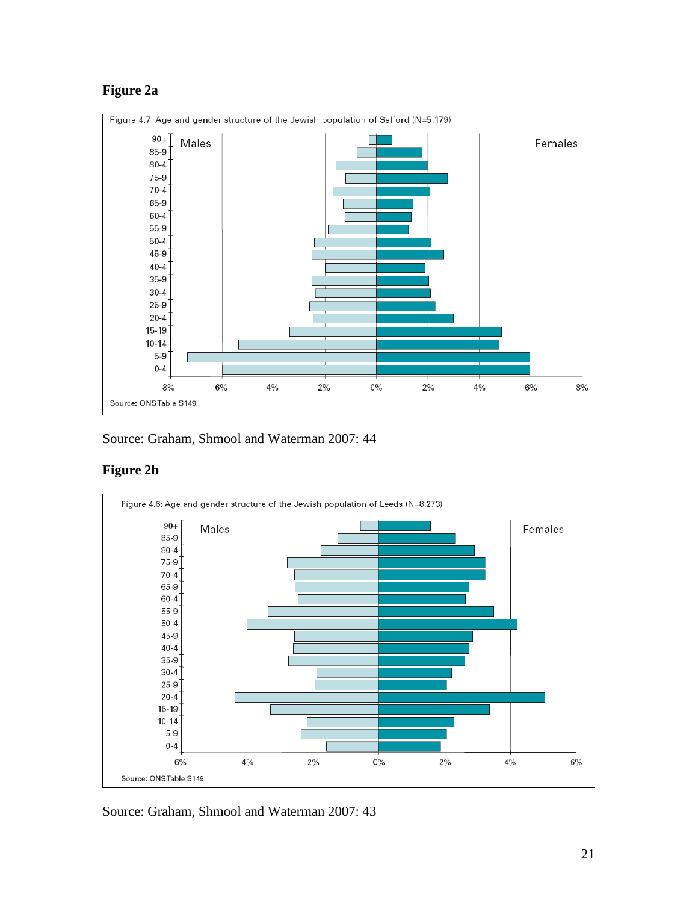**Figure 2a**

Figure 4.7: Age and gender structure of the Jewish population of Salford (N=5,179)

Source: ONS Table S149

Source: Graham, Shmool and Waterman 2007: 44

**Figure 2b**

Figure 4.6: Age and gender structure of the Jewish population of Leeds (N=8,273)

Source: ONS Table S149

Source: Graham, Shmool and Waterman 2007: 43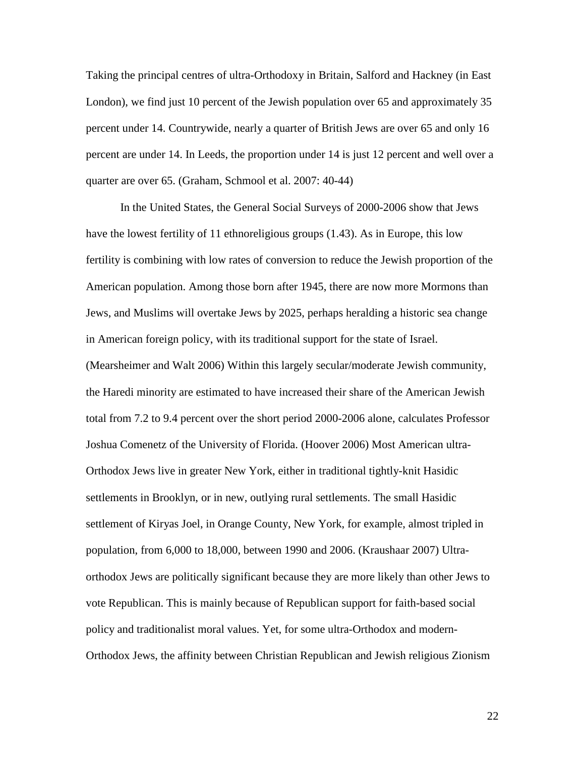Taking the principal centres of ultra-Orthodoxy in Britain, Salford and Hackney (in East London), we find just 10 percent of the Jewish population over 65 and approximately 35 percent under 14. Countrywide, nearly a quarter of British Jews are over 65 and only 16 percent are under 14. In Leeds, the proportion under 14 is just 12 percent and well over a quarter are over 65. (Graham, Schmool et al. 2007: 40-44)

In the United States, the General Social Surveys of 2000-2006 show that Jews have the lowest fertility of 11 ethnoreligious groups (1.43). As in Europe, this low fertility is combining with low rates of conversion to reduce the Jewish proportion of the American population. Among those born after 1945, there are now more Mormons than Jews, and Muslims will overtake Jews by 2025, perhaps heralding a historic sea change in American foreign policy, with its traditional support for the state of Israel. (Mearsheimer and Walt 2006) Within this largely secular/moderate Jewish community, the Haredi minority are estimated to have increased their share of the American Jewish total from 7.2 to 9.4 percent over the short period 2000-2006 alone, calculates Professor Joshua Comenetz of the University of Florida. (Hoover 2006) Most American ultra-Orthodox Jews live in greater New York, either in traditional tightly-knit Hasidic settlements in Brooklyn, or in new, outlying rural settlements. The small Hasidic settlement of Kiryas Joel, in Orange County, New York, for example, almost tripled in population, from 6,000 to 18,000, between 1990 and 2006. (Kraushaar 2007) Ultra-orthodox Jews are politically significant because they are more likely than other Jews to vote Republican. This is mainly because of Republican support for faith-based social policy and traditionalist moral values. Yet, for some ultra-Orthodox and modern-Orthodox Jews, the affinity between Christian Republican and Jewish religious Zionism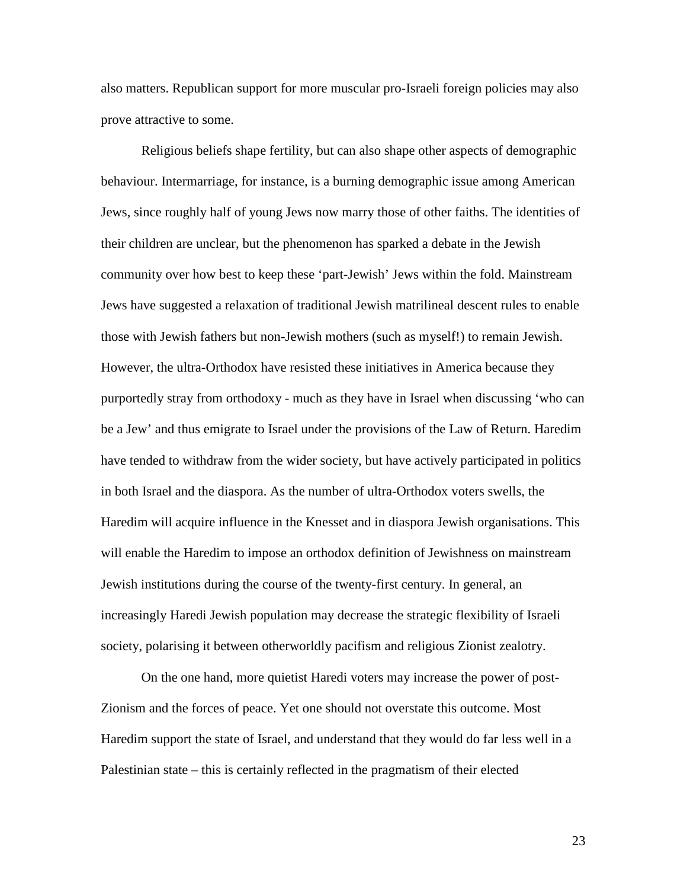also matters. Republican support for more muscular pro-Israeli foreign policies may also prove attractive to some.

Religious beliefs shape fertility, but can also shape other aspects of demographic behaviour. Intermarriage, for instance, is a burning demographic issue among American Jews, since roughly half of young Jews now marry those of other faiths. The identities of their children are unclear, but the phenomenon has sparked a debate in the Jewish community over how best to keep these 'part-Jewish' Jews within the fold. Mainstream Jews have suggested a relaxation of traditional Jewish matrilineal descent rules to enable those with Jewish fathers but non-Jewish mothers (such as myself!) to remain Jewish. However, the ultra-Orthodox have resisted these initiatives in America because they purportedly stray from orthodoxy - much as they have in Israel when discussing 'who can be a Jew' and thus emigrate to Israel under the provisions of the Law of Return. Haredim have tended to withdraw from the wider society, but have actively participated in politics in both Israel and the diaspora. As the number of ultra-Orthodox voters swells, the Haredim will acquire influence in the Knesset and in diaspora Jewish organisations. This will enable the Haredim to impose an orthodox definition of Jewishness on mainstream Jewish institutions during the course of the twenty-first century. In general, an increasingly Haredi Jewish population may decrease the strategic flexibility of Israeli society, polarising it between otherworldly pacifism and religious Zionist zealotry.

On the one hand, more quietist Haredi voters may increase the power of post-Zionism and the forces of peace. Yet one should not overstate this outcome. Most Haredim support the state of Israel, and understand that they would do far less well in a Palestinian state – this is certainly reflected in the pragmatism of their elected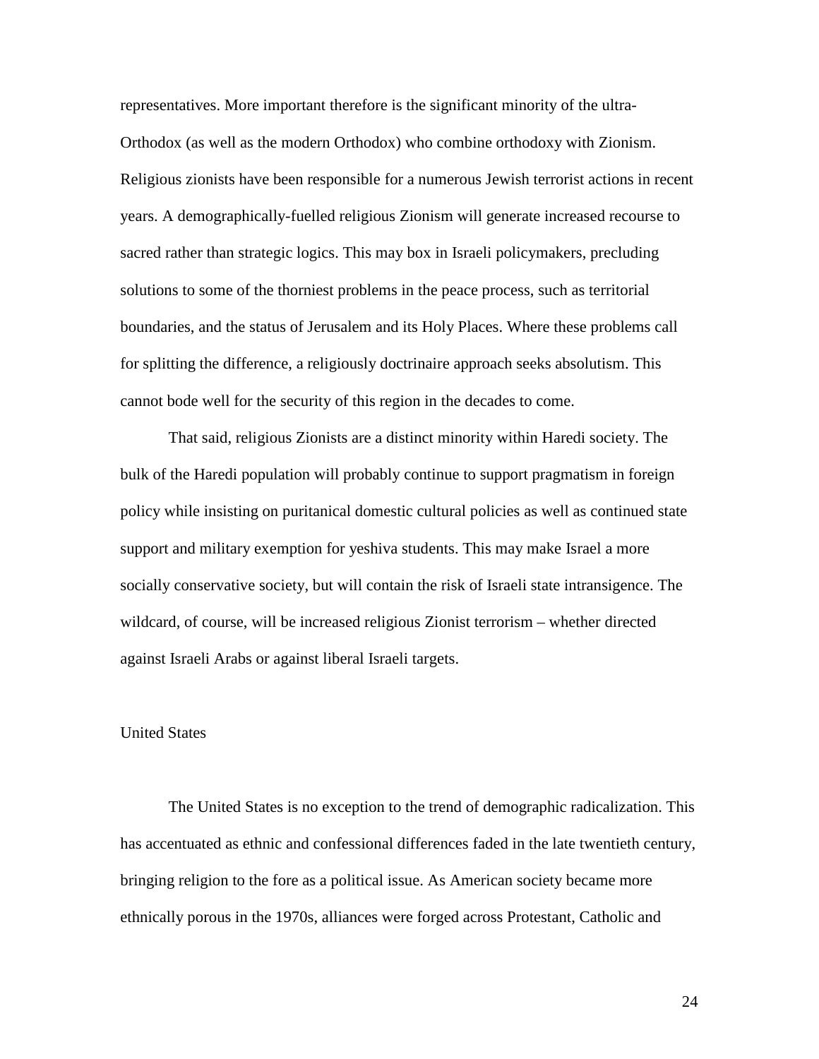representatives. More important therefore is the significant minority of the ultra-Orthodox (as well as the modern Orthodox) who combine orthodoxy with Zionism. Religious zionists have been responsible for a numerous Jewish terrorist actions in recent years. A demographically-fuelled religious Zionism will generate increased recourse to sacred rather than strategic logics. This may box in Israeli policymakers, precluding solutions to some of the thorniest problems in the peace process, such as territorial boundaries, and the status of Jerusalem and its Holy Places. Where these problems call for splitting the difference, a religiously doctrinaire approach seeks absolutism. This cannot bode well for the security of this region in the decades to come.

That said, religious Zionists are a distinct minority within Haredi society. The bulk of the Haredi population will probably continue to support pragmatism in foreign policy while insisting on puritanical domestic cultural policies as well as continued state support and military exemption for yeshiva students. This may make Israel a more socially conservative society, but will contain the risk of Israeli state intransigence. The wildcard, of course, will be increased religious Zionist terrorism – whether directed against Israeli Arabs or against liberal Israeli targets.

## United States

The United States is no exception to the trend of demographic radicalization. This has accentuated as ethnic and confessional differences faded in the late twentieth century, bringing religion to the fore as a political issue. As American society became more ethnically porous in the 1970s, alliances were forged across Protestant, Catholic and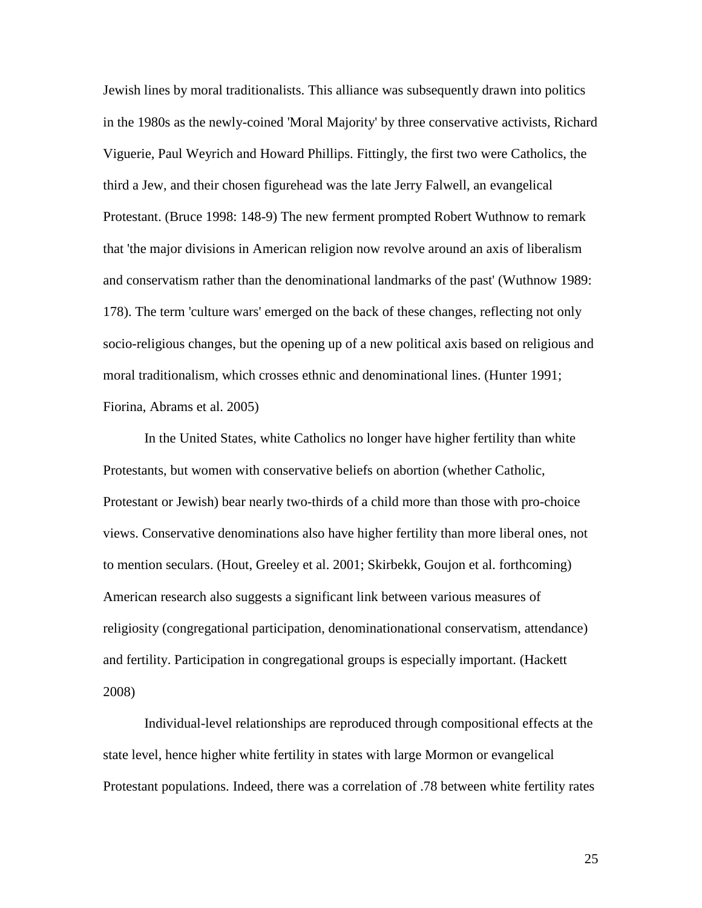Jewish lines by moral traditionalists. This alliance was subsequently drawn into politics in the 1980s as the newly-coined 'Moral Majority' by three conservative activists, Richard Viguerie, Paul Weyrich and Howard Phillips. Fittingly, the first two were Catholics, the third a Jew, and their chosen figurehead was the late Jerry Falwell, an evangelical Protestant. (Bruce 1998: 148-9) The new ferment prompted Robert Wuthnow to remark that 'the major divisions in American religion now revolve around an axis of liberalism and conservatism rather than the denominational landmarks of the past' (Wuthnow 1989: 178). The term 'culture wars' emerged on the back of these changes, reflecting not only socio-religious changes, but the opening up of a new political axis based on religious and moral traditionalism, which crosses ethnic and denominational lines. (Hunter 1991; Fiorina, Abrams et al. 2005)

In the United States, white Catholics no longer have higher fertility than white Protestants, but women with conservative beliefs on abortion (whether Catholic, Protestant or Jewish) bear nearly two-thirds of a child more than those with pro-choice views. Conservative denominations also have higher fertility than more liberal ones, not to mention seculars. (Hout, Greeley et al. 2001; Skirbekk, Goujon et al. forthcoming) American research also suggests a significant link between various measures of religiosity (congregational participation, denominationational conservatism, attendance) and fertility. Participation in congregational groups is especially important. (Hackett 2008)

Individual-level relationships are reproduced through compositional effects at the state level, hence higher white fertility in states with large Mormon or evangelical Protestant populations. Indeed, there was a correlation of .78 between white fertility rates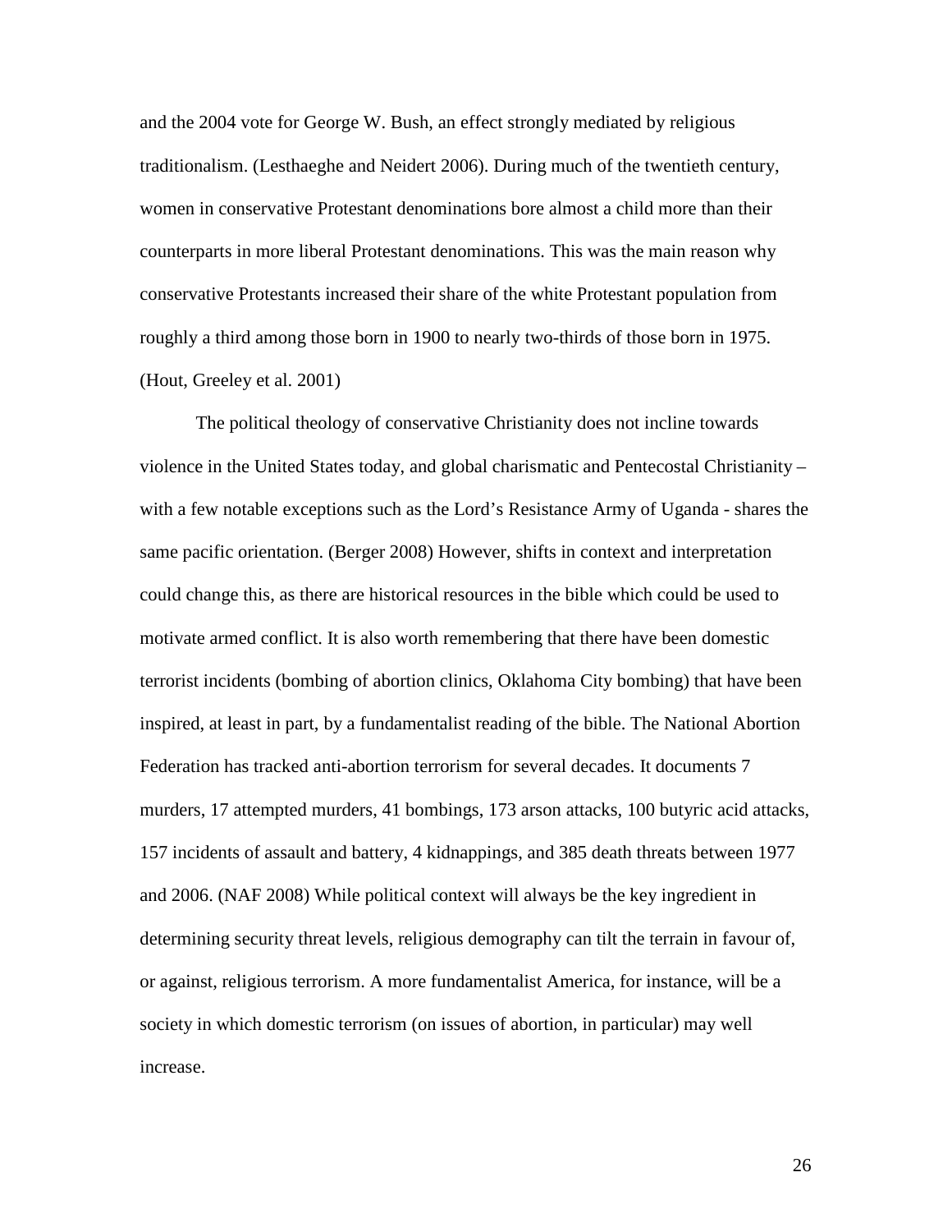and the 2004 vote for George W. Bush, an effect strongly mediated by religious traditionalism. (Lesthaeghe and Neidert 2006). During much of the twentieth century, women in conservative Protestant denominations bore almost a child more than their counterparts in more liberal Protestant denominations. This was the main reason why conservative Protestants increased their share of the white Protestant population from roughly a third among those born in 1900 to nearly two-thirds of those born in 1975. (Hout, Greeley et al. 2001)

The political theology of conservative Christianity does not incline towards violence in the United States today, and global charismatic and Pentecostal Christianity – with a few notable exceptions such as the Lord's Resistance Army of Uganda - shares the same pacific orientation. (Berger 2008) However, shifts in context and interpretation could change this, as there are historical resources in the bible which could be used to motivate armed conflict. It is also worth remembering that there have been domestic terrorist incidents (bombing of abortion clinics, Oklahoma City bombing) that have been inspired, at least in part, by a fundamentalist reading of the bible. The National Abortion Federation has tracked anti-abortion terrorism for several decades. It documents 7 murders, 17 attempted murders, 41 bombings, 173 arson attacks, 100 butyric acid attacks, 157 incidents of assault and battery, 4 kidnappings, and 385 death threats between 1977 and 2006. (NAF 2008) While political context will always be the key ingredient in determining security threat levels, religious demography can tilt the terrain in favour of, or against, religious terrorism. A more fundamentalist America, for instance, will be a society in which domestic terrorism (on issues of abortion, in particular) may well increase.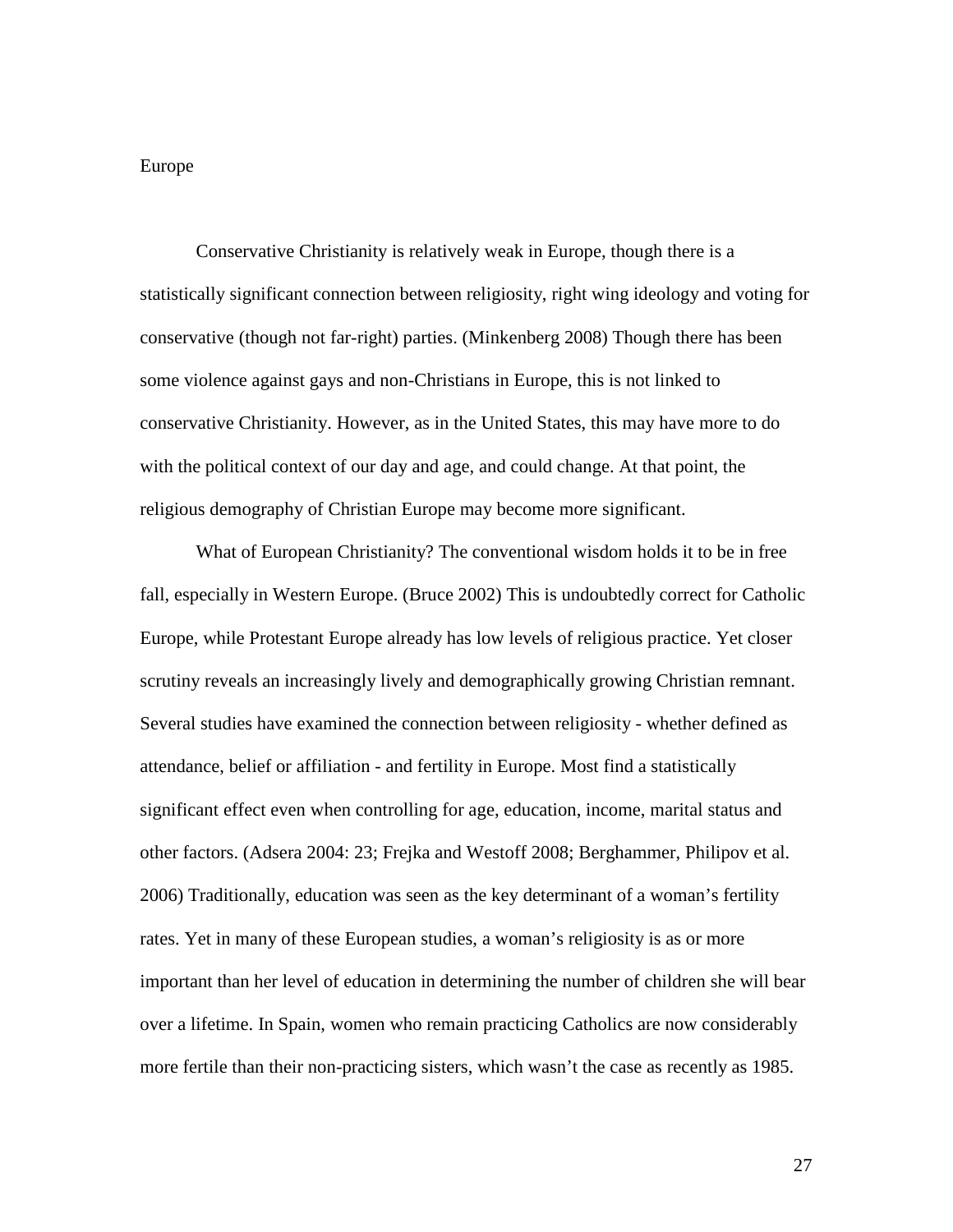## Europe

Conservative Christianity is relatively weak in Europe, though there is a statistically significant connection between religiosity, right wing ideology and voting for conservative (though not far-right) parties. (Minkenberg 2008) Though there has been some violence against gays and non-Christians in Europe, this is not linked to conservative Christianity. However, as in the United States, this may have more to do with the political context of our day and age, and could change. At that point, the religious demography of Christian Europe may become more significant.

What of European Christianity? The conventional wisdom holds it to be in free fall, especially in Western Europe. (Bruce 2002) This is undoubtedly correct for Catholic Europe, while Protestant Europe already has low levels of religious practice. Yet closer scrutiny reveals an increasingly lively and demographically growing Christian remnant. Several studies have examined the connection between religiosity - whether defined as attendance, belief or affiliation - and fertility in Europe. Most find a statistically significant effect even when controlling for age, education, income, marital status and other factors. (Adsera 2004: 23; Frejka and Westoff 2008; Berghammer, Philipov et al. 2006) Traditionally, education was seen as the key determinant of a woman's fertility rates. Yet in many of these European studies, a woman's religiosity is as or more important than her level of education in determining the number of children she will bear over a lifetime. In Spain, women who remain practicing Catholics are now considerably more fertile than their non-practicing sisters, which wasn't the case as recently as 1985.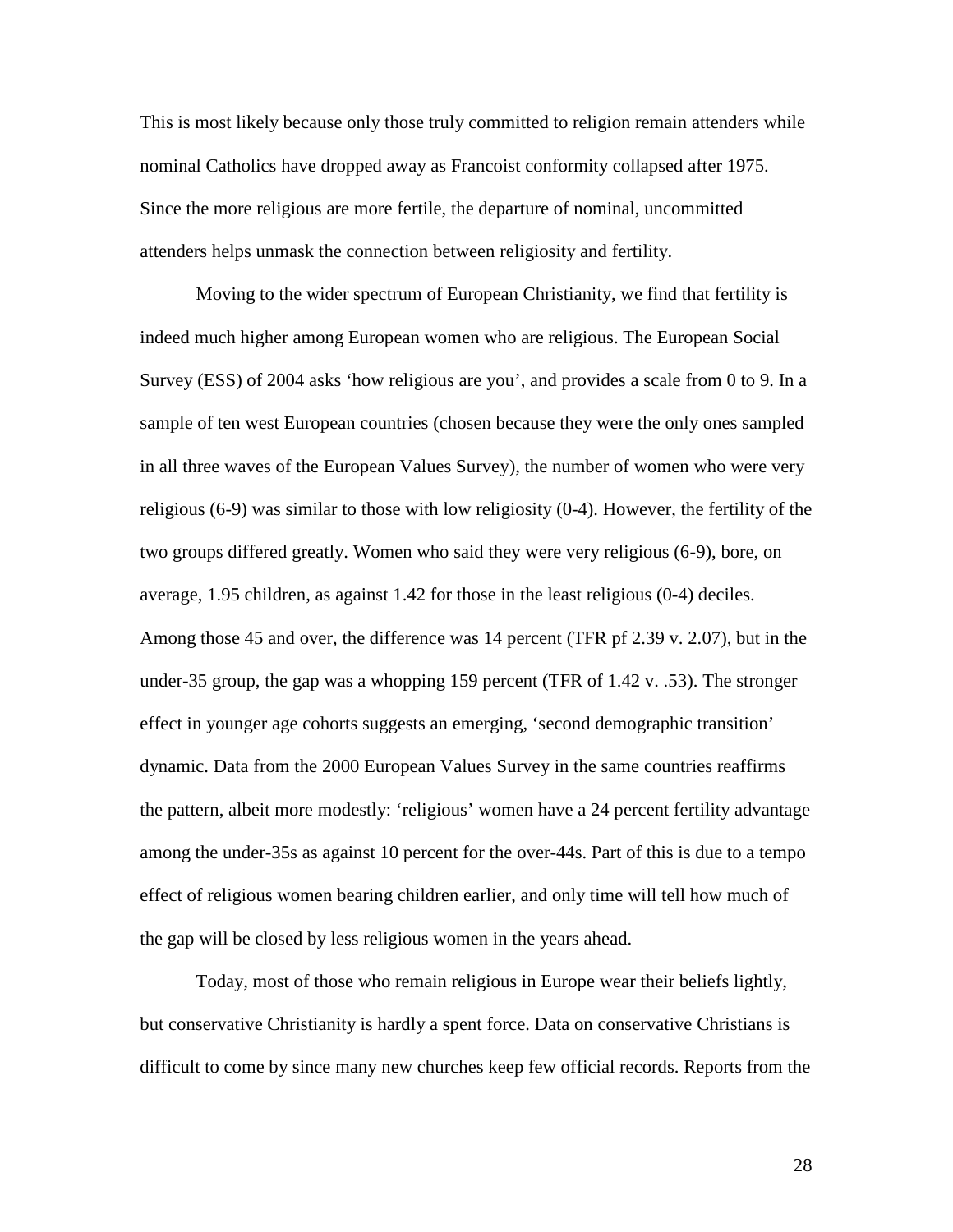This is most likely because only those truly committed to religion remain attenders while nominal Catholics have dropped away as Francoist conformity collapsed after 1975. Since the more religious are more fertile, the departure of nominal, uncommitted attenders helps unmask the connection between religiosity and fertility.

Moving to the wider spectrum of European Christianity, we find that fertility is indeed much higher among European women who are religious. The European Social Survey (ESS) of 2004 asks 'how religious are you', and provides a scale from 0 to 9. In a sample of ten west European countries (chosen because they were the only ones sampled in all three waves of the European Values Survey), the number of women who were very religious (6-9) was similar to those with low religiosity (0-4). However, the fertility of the two groups differed greatly. Women who said they were very religious (6-9), bore, on average, 1.95 children, as against 1.42 for those in the least religious (0-4) deciles. Among those 45 and over, the difference was 14 percent (TFR pf 2.39 v. 2.07), but in the under-35 group, the gap was a whopping 159 percent (TFR of 1.42 v. .53). The stronger effect in younger age cohorts suggests an emerging, 'second demographic transition' dynamic. Data from the 2000 European Values Survey in the same countries reaffirms the pattern, albeit more modestly: 'religious' women have a 24 percent fertility advantage among the under-35s as against 10 percent for the over-44s. Part of this is due to a tempo effect of religious women bearing children earlier, and only time will tell how much of the gap will be closed by less religious women in the years ahead.

Today, most of those who remain religious in Europe wear their beliefs lightly, but conservative Christianity is hardly a spent force. Data on conservative Christians is difficult to come by since many new churches keep few official records. Reports from the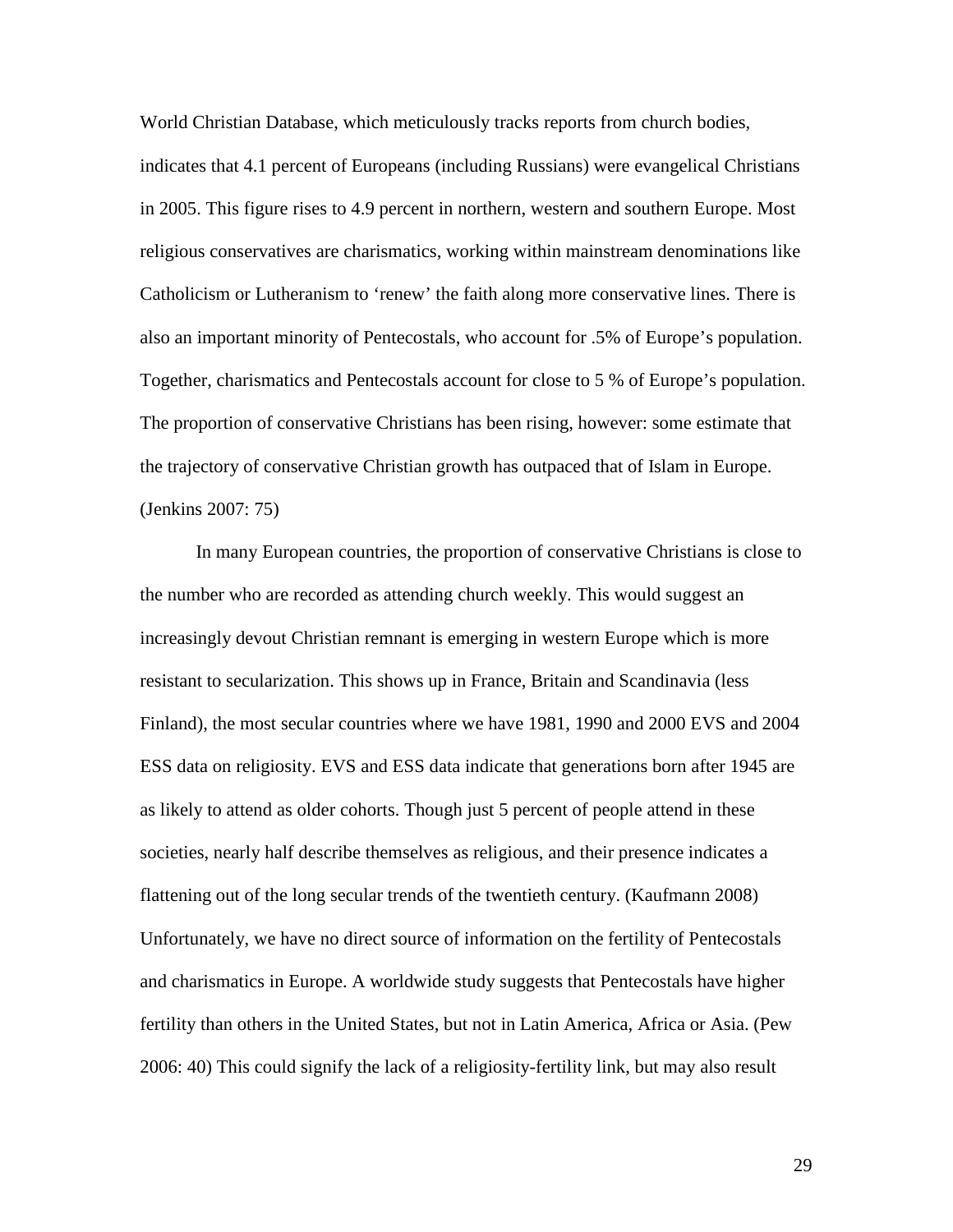World Christian Database, which meticulously tracks reports from church bodies, indicates that 4.1 percent of Europeans (including Russians) were evangelical Christians in 2005. This figure rises to 4.9 percent in northern, western and southern Europe. Most religious conservatives are charismatics, working within mainstream denominations like Catholicism or Lutheranism to 'renew' the faith along more conservative lines. There is also an important minority of Pentecostals, who account for .5% of Europe's population. Together, charismatics and Pentecostals account for close to 5 % of Europe's population. The proportion of conservative Christians has been rising, however: some estimate that the trajectory of conservative Christian growth has outpaced that of Islam in Europe. (Jenkins 2007: 75)

In many European countries, the proportion of conservative Christians is close to the number who are recorded as attending church weekly. This would suggest an increasingly devout Christian remnant is emerging in western Europe which is more resistant to secularization. This shows up in France, Britain and Scandinavia (less Finland), the most secular countries where we have 1981, 1990 and 2000 EVS and 2004 ESS data on religiosity. EVS and ESS data indicate that generations born after 1945 are as likely to attend as older cohorts. Though just 5 percent of people attend in these societies, nearly half describe themselves as religious, and their presence indicates a flattening out of the long secular trends of the twentieth century. (Kaufmann 2008) Unfortunately, we have no direct source of information on the fertility of Pentecostals and charismatics in Europe. A worldwide study suggests that Pentecostals have higher fertility than others in the United States, but not in Latin America, Africa or Asia. (Pew 2006: 40) This could signify the lack of a religiosity-fertility link, but may also result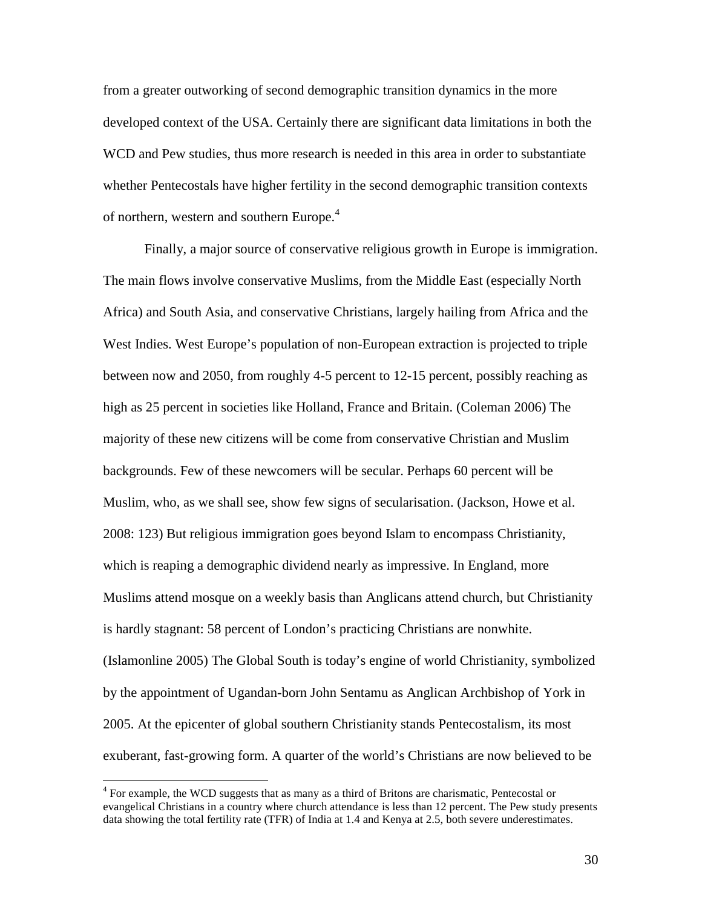from a greater outworking of second demographic transition dynamics in the more developed context of the USA. Certainly there are significant data limitations in both the WCD and Pew studies, thus more research is needed in this area in order to substantiate whether Pentecostals have higher fertility in the second demographic transition contexts of northern, western and southern Europe.[4]

Finally, a major source of conservative religious growth in Europe is immigration. The main flows involve conservative Muslims, from the Middle East (especially North Africa) and South Asia, and conservative Christians, largely hailing from Africa and the West Indies. West Europe's population of non-European extraction is projected to triple between now and 2050, from roughly 4-5 percent to 12-15 percent, possibly reaching as high as 25 percent in societies like Holland, France and Britain. (Coleman 2006) The majority of these new citizens will be come from conservative Christian and Muslim backgrounds. Few of these newcomers will be secular. Perhaps 60 percent will be Muslim, who, as we shall see, show few signs of secularisation. (Jackson, Howe et al. 2008: 123) But religious immigration goes beyond Islam to encompass Christianity, which is reaping a demographic dividend nearly as impressive. In England, more Muslims attend mosque on a weekly basis than Anglicans attend church, but Christianity is hardly stagnant: 58 percent of London's practicing Christians are nonwhite. (Islamonline 2005) The Global South is today's engine of world Christianity, symbolized by the appointment of Ugandan-born John Sentamu as Anglican Archbishop of York in 2005. At the epicenter of global southern Christianity stands Pentecostalism, its most exuberant, fast-growing form. A quarter of the world's Christians are now believed to be

---

[4] For example, the WCD suggests that as many as a third of Britons are charismatic, Pentecostal or evangelical Christians in a country where church attendance is less than 12 percent. The Pew study presents data showing the total fertility rate (TFR) of India at 1.4 and Kenya at 2.5, both severe underestimates.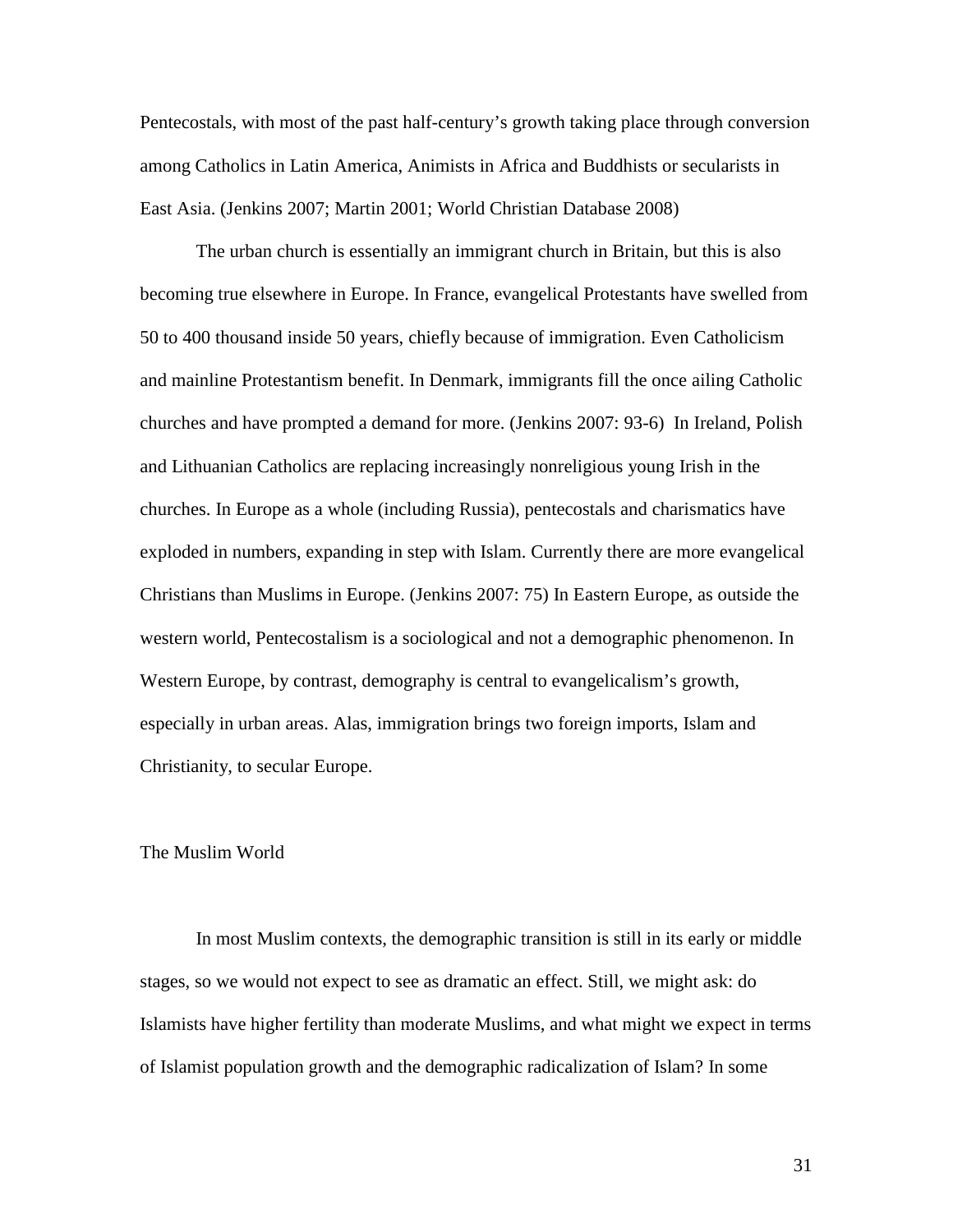Pentecostals, with most of the past half-century's growth taking place through conversion among Catholics in Latin America, Animists in Africa and Buddhists or secularists in East Asia. (Jenkins 2007; Martin 2001; World Christian Database 2008)

The urban church is essentially an immigrant church in Britain, but this is also becoming true elsewhere in Europe. In France, evangelical Protestants have swelled from 50 to 400 thousand inside 50 years, chiefly because of immigration. Even Catholicism and mainline Protestantism benefit. In Denmark, immigrants fill the once ailing Catholic churches and have prompted a demand for more. (Jenkins 2007: 93-6) In Ireland, Polish and Lithuanian Catholics are replacing increasingly nonreligious young Irish in the churches. In Europe as a whole (including Russia), pentecostals and charismatics have exploded in numbers, expanding in step with Islam. Currently there are more evangelical Christians than Muslims in Europe. (Jenkins 2007: 75) In Eastern Europe, as outside the western world, Pentecostalism is a sociological and not a demographic phenomenon. In Western Europe, by contrast, demography is central to evangelicalism's growth, especially in urban areas. Alas, immigration brings two foreign imports, Islam and Christianity, to secular Europe.

## The Muslim World

In most Muslim contexts, the demographic transition is still in its early or middle stages, so we would not expect to see as dramatic an effect. Still, we might ask: do Islamists have higher fertility than moderate Muslims, and what might we expect in terms of Islamist population growth and the demographic radicalization of Islam? In some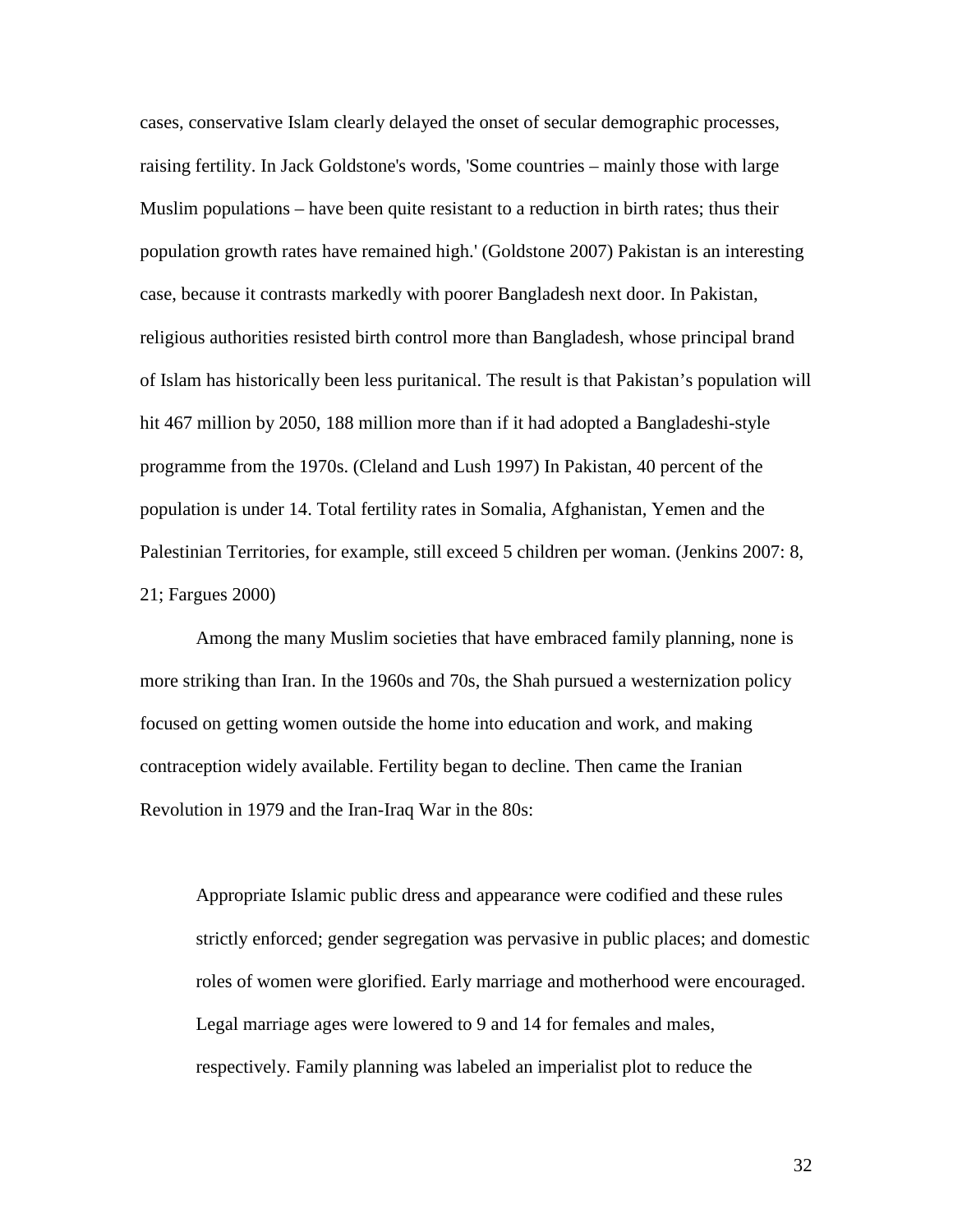cases, conservative Islam clearly delayed the onset of secular demographic processes, raising fertility. In Jack Goldstone's words, 'Some countries – mainly those with large Muslim populations – have been quite resistant to a reduction in birth rates; thus their population growth rates have remained high.' (Goldstone 2007) Pakistan is an interesting case, because it contrasts markedly with poorer Bangladesh next door. In Pakistan, religious authorities resisted birth control more than Bangladesh, whose principal brand of Islam has historically been less puritanical. The result is that Pakistan's population will hit 467 million by 2050, 188 million more than if it had adopted a Bangladeshi-style programme from the 1970s. (Cleland and Lush 1997) In Pakistan, 40 percent of the population is under 14. Total fertility rates in Somalia, Afghanistan, Yemen and the Palestinian Territories, for example, still exceed 5 children per woman. (Jenkins 2007: 8, 21; Fargues 2000)

Among the many Muslim societies that have embraced family planning, none is more striking than Iran. In the 1960s and 70s, the Shah pursued a westernization policy focused on getting women outside the home into education and work, and making contraception widely available. Fertility began to decline. Then came the Iranian Revolution in 1979 and the Iran-Iraq War in the 80s:

> Appropriate Islamic public dress and appearance were codified and these rules strictly enforced; gender segregation was pervasive in public places; and domestic roles of women were glorified. Early marriage and motherhood were encouraged. Legal marriage ages were lowered to 9 and 14 for females and males, respectively. Family planning was labeled an imperialist plot to reduce the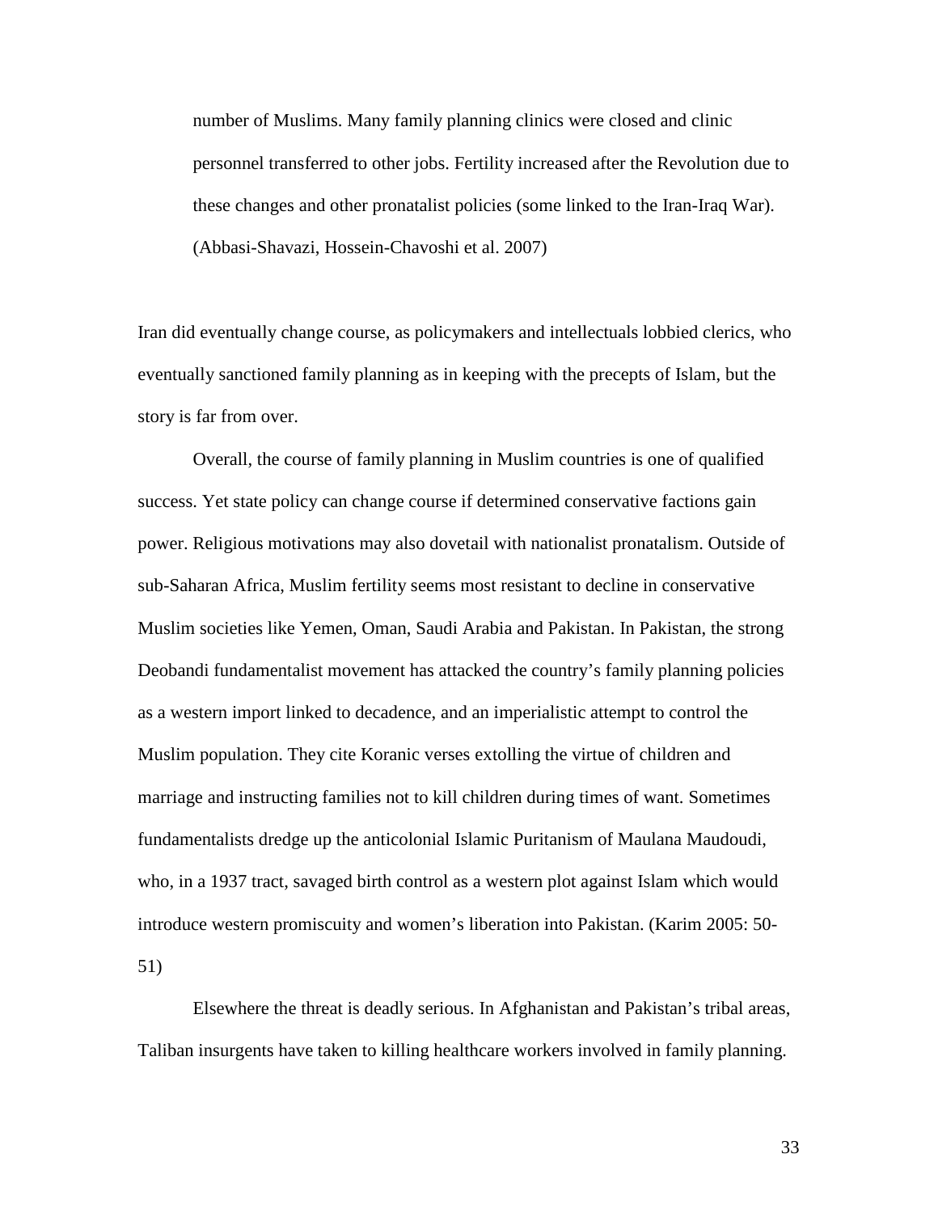> number of Muslims. Many family planning clinics were closed and clinic personnel transferred to other jobs. Fertility increased after the Revolution due to these changes and other pronatalist policies (some linked to the Iran-Iraq War). (Abbasi-Shavazi, Hossein-Chavoshi et al. 2007)

Iran did eventually change course, as policymakers and intellectuals lobbied clerics, who eventually sanctioned family planning as in keeping with the precepts of Islam, but the story is far from over.

Overall, the course of family planning in Muslim countries is one of qualified success. Yet state policy can change course if determined conservative factions gain power. Religious motivations may also dovetail with nationalist pronatalism. Outside of sub-Saharan Africa, Muslim fertility seems most resistant to decline in conservative Muslim societies like Yemen, Oman, Saudi Arabia and Pakistan. In Pakistan, the strong Deobandi fundamentalist movement has attacked the country's family planning policies as a western import linked to decadence, and an imperialistic attempt to control the Muslim population. They cite Koranic verses extolling the virtue of children and marriage and instructing families not to kill children during times of want. Sometimes fundamentalists dredge up the anticolonial Islamic Puritanism of Maulana Maudoudi, who, in a 1937 tract, savaged birth control as a western plot against Islam which would introduce western promiscuity and women's liberation into Pakistan. (Karim 2005: 50-51)

Elsewhere the threat is deadly serious. In Afghanistan and Pakistan's tribal areas, Taliban insurgents have taken to killing healthcare workers involved in family planning.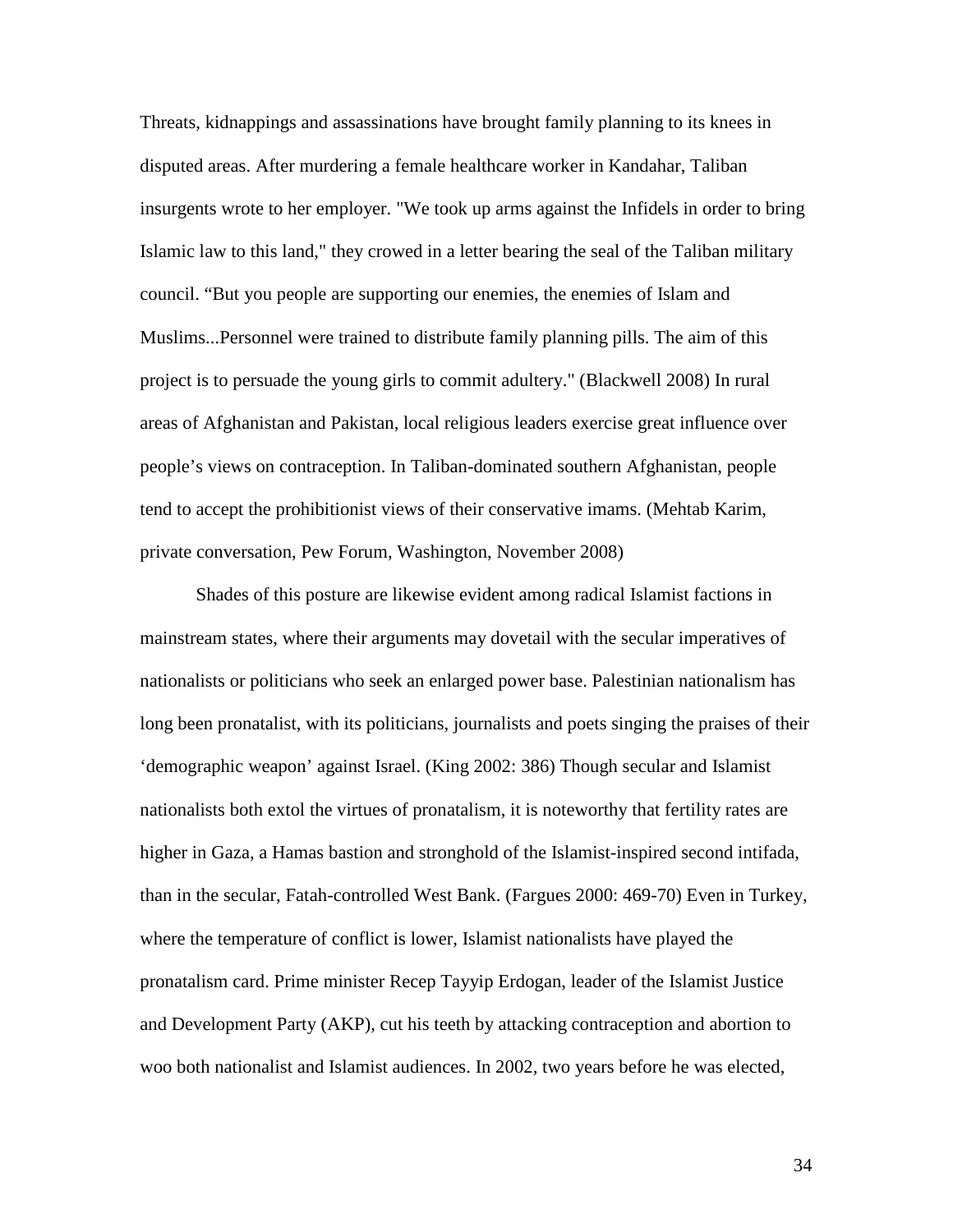Threats, kidnappings and assassinations have brought family planning to its knees in disputed areas. After murdering a female healthcare worker in Kandahar, Taliban insurgents wrote to her employer. "We took up arms against the Infidels in order to bring Islamic law to this land," they crowed in a letter bearing the seal of the Taliban military council. "But you people are supporting our enemies, the enemies of Islam and Muslims...Personnel were trained to distribute family planning pills. The aim of this project is to persuade the young girls to commit adultery." (Blackwell 2008) In rural areas of Afghanistan and Pakistan, local religious leaders exercise great influence over people's views on contraception. In Taliban-dominated southern Afghanistan, people tend to accept the prohibitionist views of their conservative imams. (Mehtab Karim, private conversation, Pew Forum, Washington, November 2008)

Shades of this posture are likewise evident among radical Islamist factions in mainstream states, where their arguments may dovetail with the secular imperatives of nationalists or politicians who seek an enlarged power base. Palestinian nationalism has long been pronatalist, with its politicians, journalists and poets singing the praises of their 'demographic weapon' against Israel. (King 2002: 386) Though secular and Islamist nationalists both extol the virtues of pronatalism, it is noteworthy that fertility rates are higher in Gaza, a Hamas bastion and stronghold of the Islamist-inspired second intifada, than in the secular, Fatah-controlled West Bank. (Fargues 2000: 469-70) Even in Turkey, where the temperature of conflict is lower, Islamist nationalists have played the pronatalism card. Prime minister Recep Tayyip Erdogan, leader of the Islamist Justice and Development Party (AKP), cut his teeth by attacking contraception and abortion to woo both nationalist and Islamist audiences. In 2002, two years before he was elected,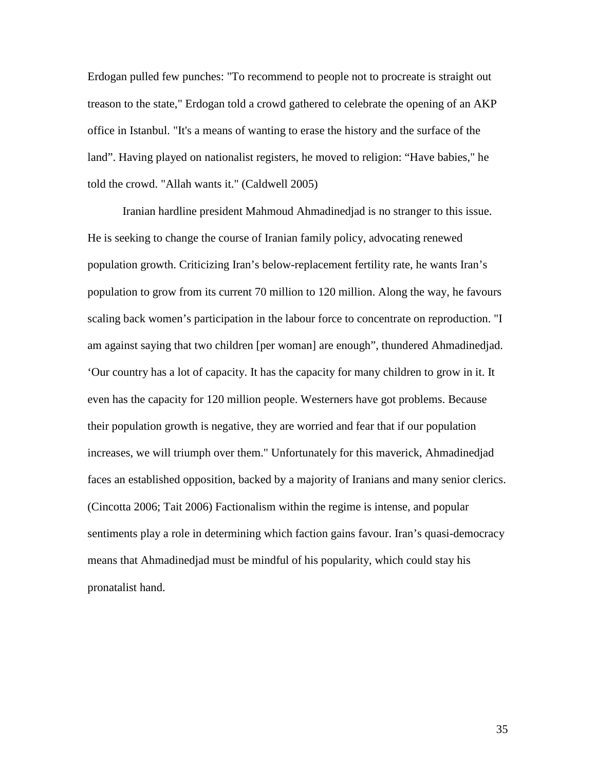Erdogan pulled few punches: "To recommend to people not to procreate is straight out treason to the state," Erdogan told a crowd gathered to celebrate the opening of an AKP office in Istanbul. "It's a means of wanting to erase the history and the surface of the land”. Having played on nationalist registers, he moved to religion: “Have babies," he told the crowd. "Allah wants it." (Caldwell 2005)

Iranian hardline president Mahmoud Ahmadinedjad is no stranger to this issue. He is seeking to change the course of Iranian family policy, advocating renewed population growth. Criticizing Iran’s below-replacement fertility rate, he wants Iran’s population to grow from its current 70 million to 120 million. Along the way, he favours scaling back women’s participation in the labour force to concentrate on reproduction. "I am against saying that two children [per woman] are enough”, thundered Ahmadinedjad. ‘Our country has a lot of capacity. It has the capacity for many children to grow in it. It even has the capacity for 120 million people. Westerners have got problems. Because their population growth is negative, they are worried and fear that if our population increases, we will triumph over them." Unfortunately for this maverick, Ahmadinedjad faces an established opposition, backed by a majority of Iranians and many senior clerics. (Cincotta 2006; Tait 2006) Factionalism within the regime is intense, and popular sentiments play a role in determining which faction gains favour. Iran’s quasi-democracy means that Ahmadinedjad must be mindful of his popularity, which could stay his pronatalist hand.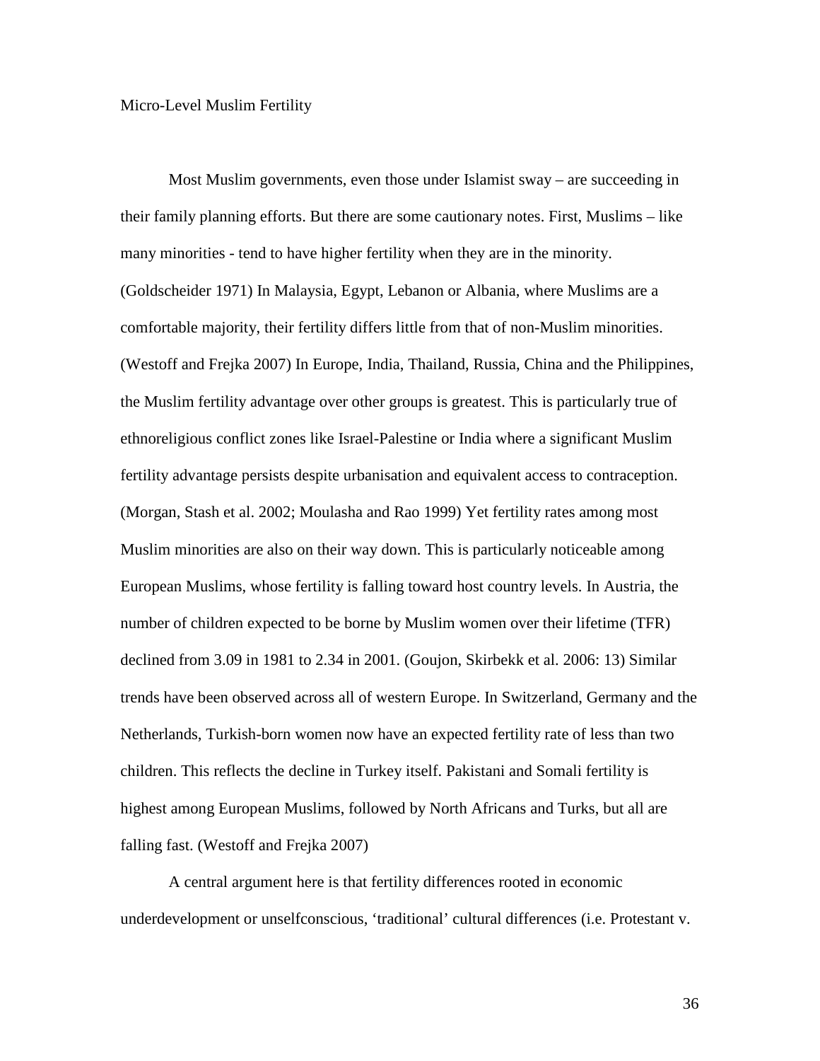Micro-Level Muslim Fertility

Most Muslim governments, even those under Islamist sway – are succeeding in their family planning efforts. But there are some cautionary notes. First, Muslims – like many minorities - tend to have higher fertility when they are in the minority. (Goldscheider 1971) In Malaysia, Egypt, Lebanon or Albania, where Muslims are a comfortable majority, their fertility differs little from that of non-Muslim minorities. (Westoff and Frejka 2007) In Europe, India, Thailand, Russia, China and the Philippines, the Muslim fertility advantage over other groups is greatest. This is particularly true of ethnoreligious conflict zones like Israel-Palestine or India where a significant Muslim fertility advantage persists despite urbanisation and equivalent access to contraception. (Morgan, Stash et al. 2002; Moulasha and Rao 1999) Yet fertility rates among most Muslim minorities are also on their way down. This is particularly noticeable among European Muslims, whose fertility is falling toward host country levels. In Austria, the number of children expected to be borne by Muslim women over their lifetime (TFR) declined from 3.09 in 1981 to 2.34 in 2001. (Goujon, Skirbekk et al. 2006: 13) Similar trends have been observed across all of western Europe. In Switzerland, Germany and the Netherlands, Turkish-born women now have an expected fertility rate of less than two children. This reflects the decline in Turkey itself. Pakistani and Somali fertility is highest among European Muslims, followed by North Africans and Turks, but all are falling fast. (Westoff and Frejka 2007)

A central argument here is that fertility differences rooted in economic underdevelopment or unselfconscious, 'traditional' cultural differences (i.e. Protestant v.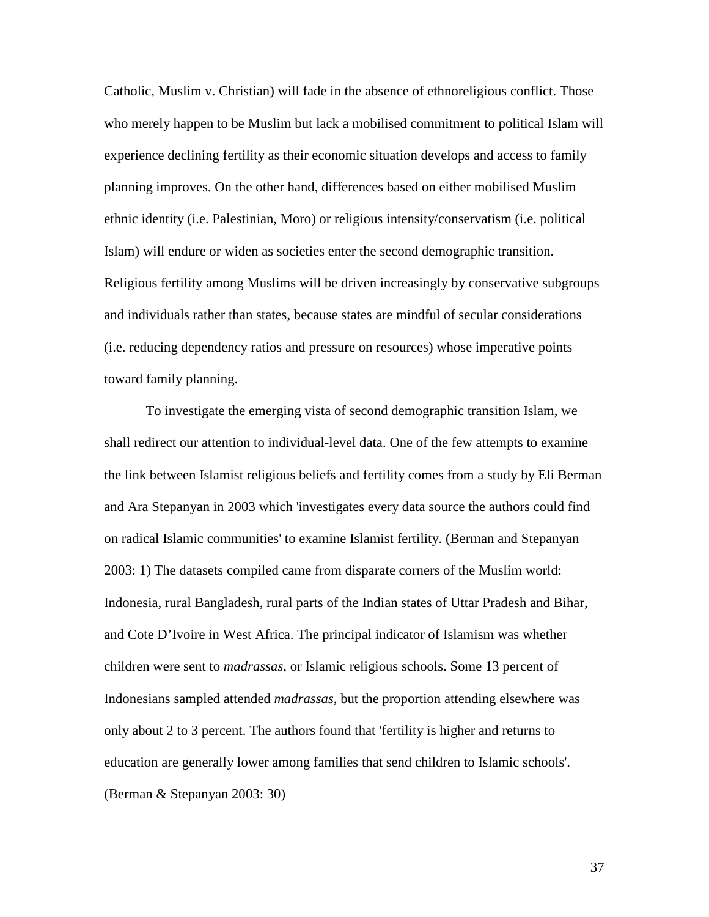Catholic, Muslim v. Christian) will fade in the absence of ethnoreligious conflict. Those who merely happen to be Muslim but lack a mobilised commitment to political Islam will experience declining fertility as their economic situation develops and access to family planning improves. On the other hand, differences based on either mobilised Muslim ethnic identity (i.e. Palestinian, Moro) or religious intensity/conservatism (i.e. political Islam) will endure or widen as societies enter the second demographic transition. Religious fertility among Muslims will be driven increasingly by conservative subgroups and individuals rather than states, because states are mindful of secular considerations (i.e. reducing dependency ratios and pressure on resources) whose imperative points toward family planning.

To investigate the emerging vista of second demographic transition Islam, we shall redirect our attention to individual-level data. One of the few attempts to examine the link between Islamist religious beliefs and fertility comes from a study by Eli Berman and Ara Stepanyan in 2003 which 'investigates every data source the authors could find on radical Islamic communities' to examine Islamist fertility. (Berman and Stepanyan 2003: 1) The datasets compiled came from disparate corners of the Muslim world: Indonesia, rural Bangladesh, rural parts of the Indian states of Uttar Pradesh and Bihar, and Cote D'Ivoire in West Africa. The principal indicator of Islamism was whether children were sent to *madrassas*, or Islamic religious schools. Some 13 percent of Indonesians sampled attended *madrassas*, but the proportion attending elsewhere was only about 2 to 3 percent. The authors found that 'fertility is higher and returns to education are generally lower among families that send children to Islamic schools'. (Berman & Stepanyan 2003: 30)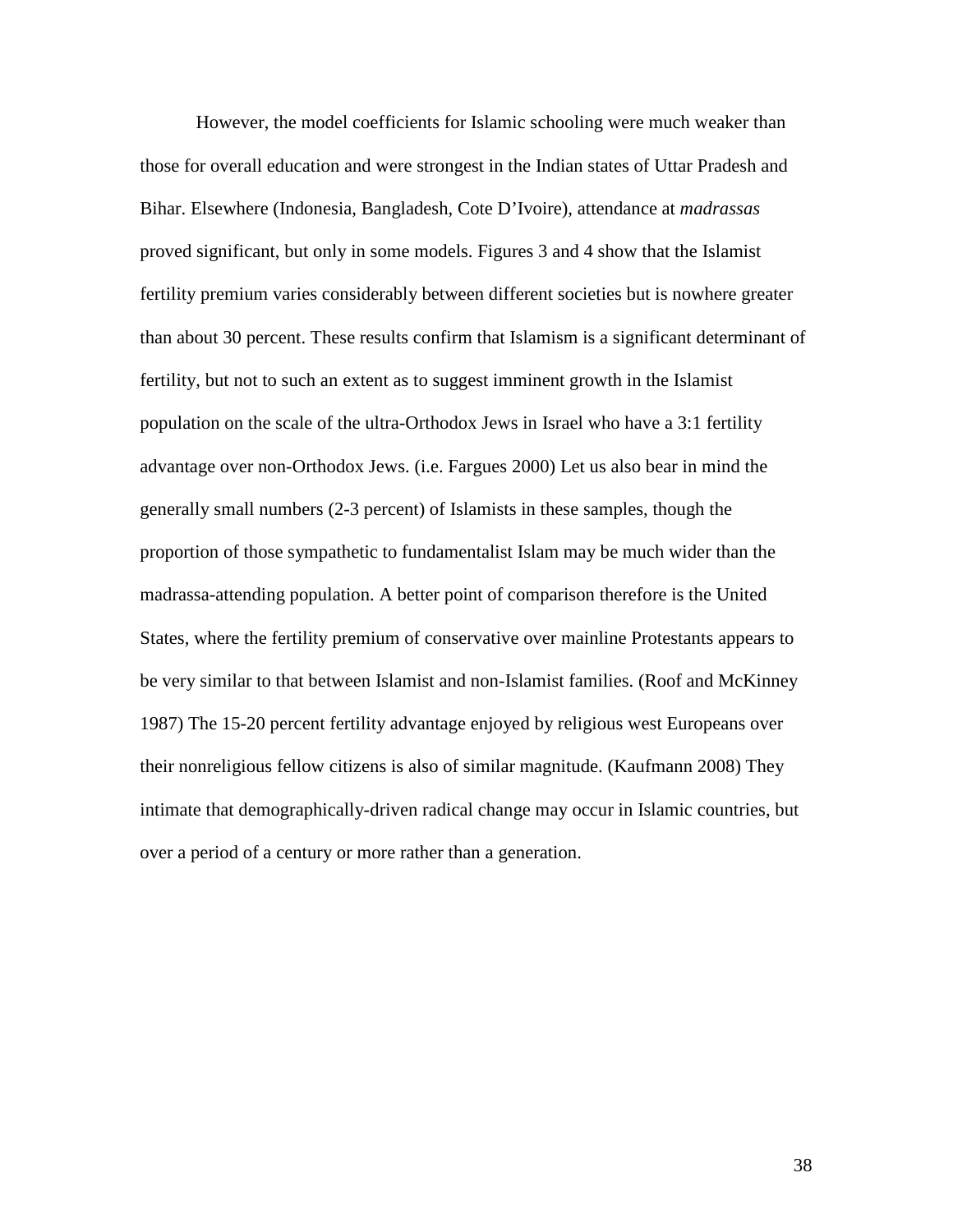However, the model coefficients for Islamic schooling were much weaker than those for overall education and were strongest in the Indian states of Uttar Pradesh and Bihar. Elsewhere (Indonesia, Bangladesh, Cote D'Ivoire), attendance at *madrassas* proved significant, but only in some models. Figures 3 and 4 show that the Islamist fertility premium varies considerably between different societies but is nowhere greater than about 30 percent. These results confirm that Islamism is a significant determinant of fertility, but not to such an extent as to suggest imminent growth in the Islamist population on the scale of the ultra-Orthodox Jews in Israel who have a 3:1 fertility advantage over non-Orthodox Jews. (i.e. Fargues 2000) Let us also bear in mind the generally small numbers (2-3 percent) of Islamists in these samples, though the proportion of those sympathetic to fundamentalist Islam may be much wider than the madrassa-attending population. A better point of comparison therefore is the United States, where the fertility premium of conservative over mainline Protestants appears to be very similar to that between Islamist and non-Islamist families. (Roof and McKinney 1987) The 15-20 percent fertility advantage enjoyed by religious west Europeans over their nonreligious fellow citizens is also of similar magnitude. (Kaufmann 2008) They intimate that demographically-driven radical change may occur in Islamic countries, but over a period of a century or more rather than a generation.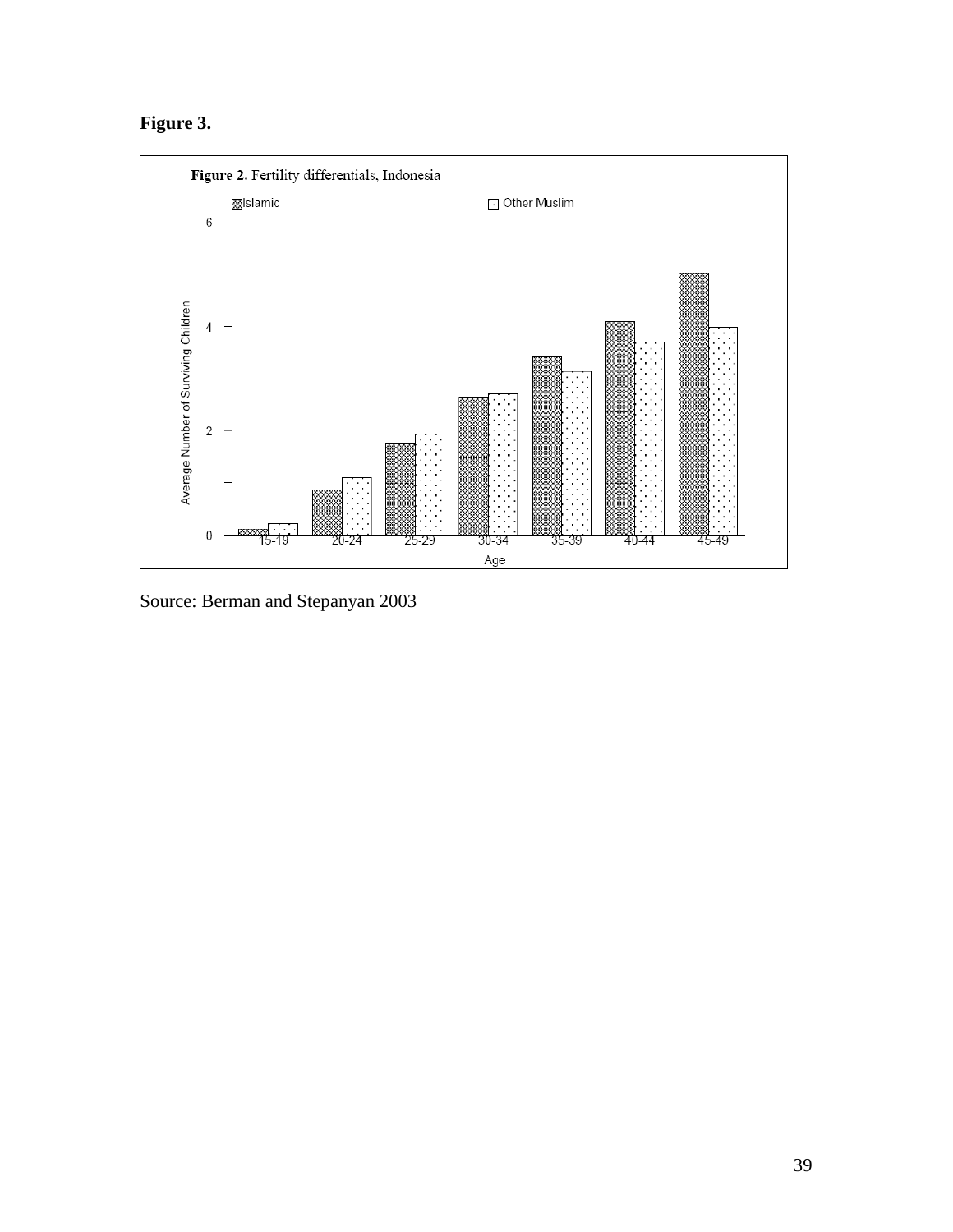**Figure 3.**

**Figure 2.** Fertility differentials, Indonesia

Source: Berman and Stepanyan 2003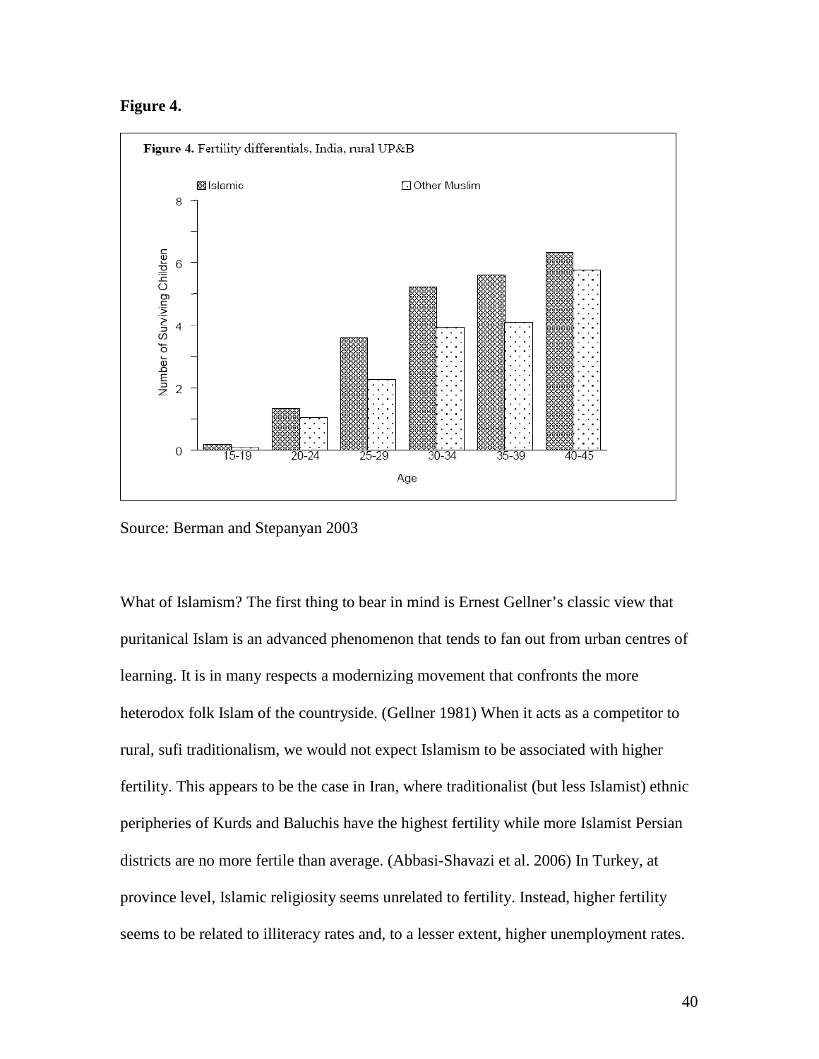**Figure 4.**

**Figure 4.** Fertility differentials, India, rural UP&B

Source: Berman and Stepanyan 2003

What of Islamism? The first thing to bear in mind is Ernest Gellner's classic view that puritanical Islam is an advanced phenomenon that tends to fan out from urban centres of learning. It is in many respects a modernizing movement that confronts the more heterodox folk Islam of the countryside. (Gellner 1981) When it acts as a competitor to rural, sufi traditionalism, we would not expect Islamism to be associated with higher fertility. This appears to be the case in Iran, where traditionalist (but less Islamist) ethnic peripheries of Kurds and Baluchis have the highest fertility while more Islamist Persian districts are no more fertile than average. (Abbasi-Shavazi et al. 2006) In Turkey, at province level, Islamic religiosity seems unrelated to fertility. Instead, higher fertility seems to be related to illiteracy rates and, to a lesser extent, higher unemployment rates.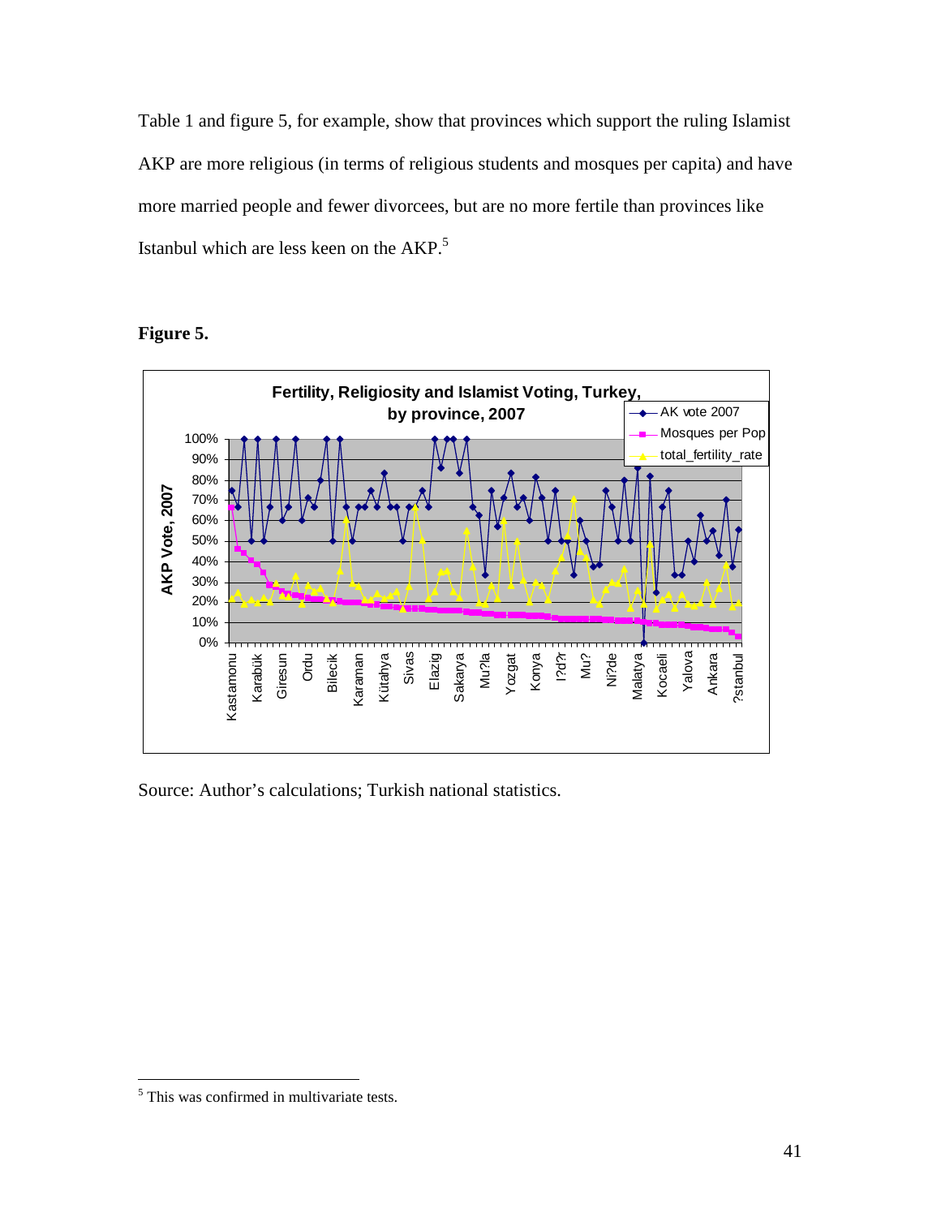Table 1 and figure 5, for example, show that provinces which support the ruling Islamist AKP are more religious (in terms of religious students and mosques per capita) and have more married people and fewer divorcees, but are no more fertile than provinces like Istanbul which are less keen on the AKP.[5]

**Figure 5.**

**Fertility, Religiosity and Islamist Voting, Turkey, by province, 2007**

Source: Author's calculations; Turkish national statistics.

---

[5] This was confirmed in multivariate tests.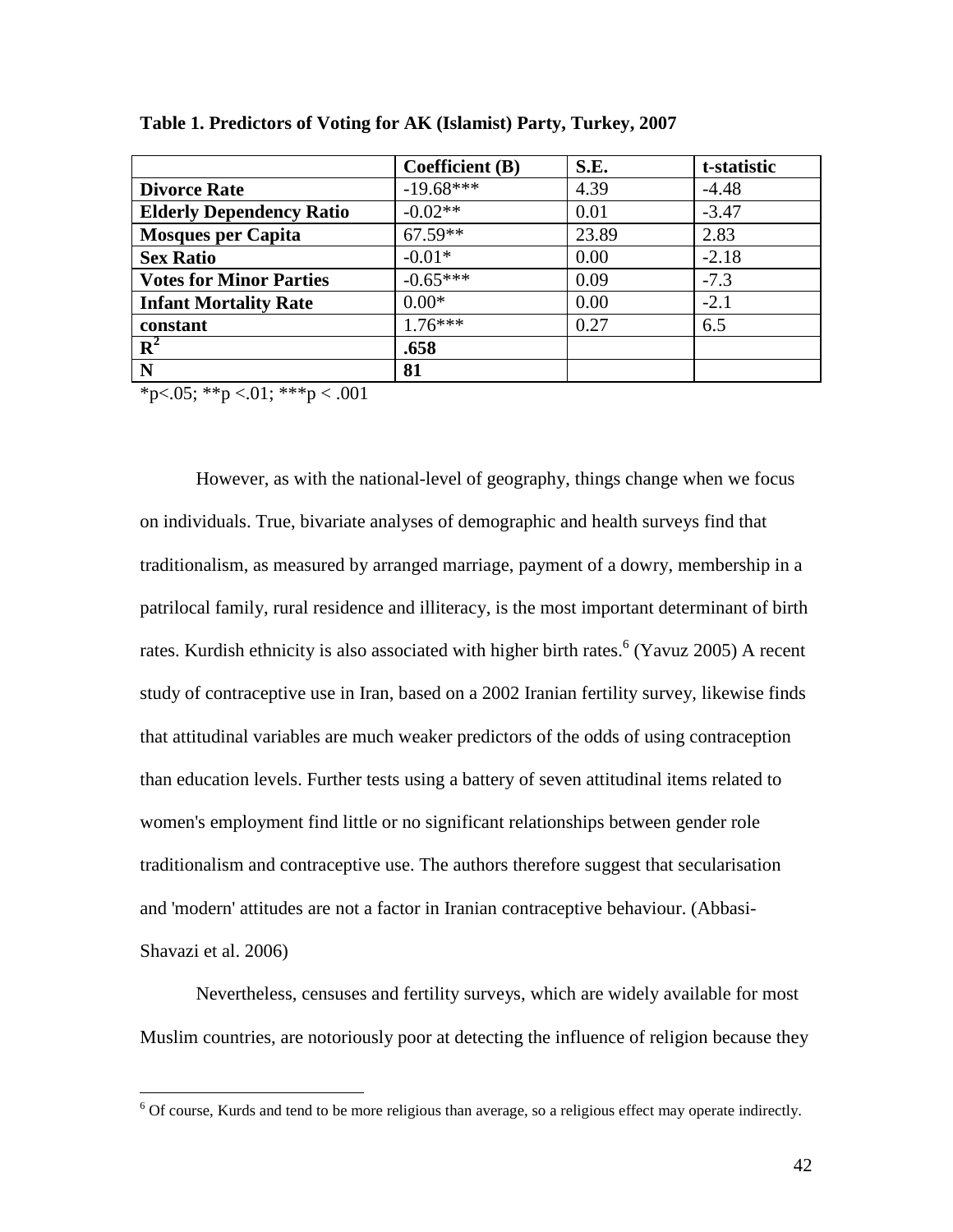**Table 1. Predictors of Voting for AK (Islamist) Party, Turkey, 2007**

| | Coefficient (B) | S.E. | t-statistic |
|---|---|---|---|
| **Divorce Rate** | -19.68*** | 4.39 | -4.48 |
| **Elderly Dependency Ratio** | -0.02** | 0.01 | -3.47 |
| **Mosques per Capita** | 67.59** | 23.89 | 2.83 |
| **Sex Ratio** | -0.01* | 0.00 | -2.18 |
| **Votes for Minor Parties** | -0.65*** | 0.09 | -7.3 |
| **Infant Mortality Rate** | 0.00* | 0.00 | -2.1 |
| **constant** | 1.76*** | 0.27 | 6.5 |
| **$R^2$** | **.658** | | |
| **N** | **81** | | |

*p<.05; **p <.01; ***p < .001

However, as with the national-level of geography, things change when we focus on individuals. True, bivariate analyses of demographic and health surveys find that traditionalism, as measured by arranged marriage, payment of a dowry, membership in a patrilocal family, rural residence and illiteracy, is the most important determinant of birth rates. Kurdish ethnicity is also associated with higher birth rates.[6] (Yavuz 2005) A recent study of contraceptive use in Iran, based on a 2002 Iranian fertility survey, likewise finds that attitudinal variables are much weaker predictors of the odds of using contraception than education levels. Further tests using a battery of seven attitudinal items related to women's employment find little or no significant relationships between gender role traditionalism and contraceptive use. The authors therefore suggest that secularisation and 'modern' attitudes are not a factor in Iranian contraceptive behaviour. (Abbasi-Shavazi et al. 2006)

Nevertheless, censuses and fertility surveys, which are widely available for most Muslim countries, are notoriously poor at detecting the influence of religion because they

[6] Of course, Kurds and tend to be more religious than average, so a religious effect may operate indirectly.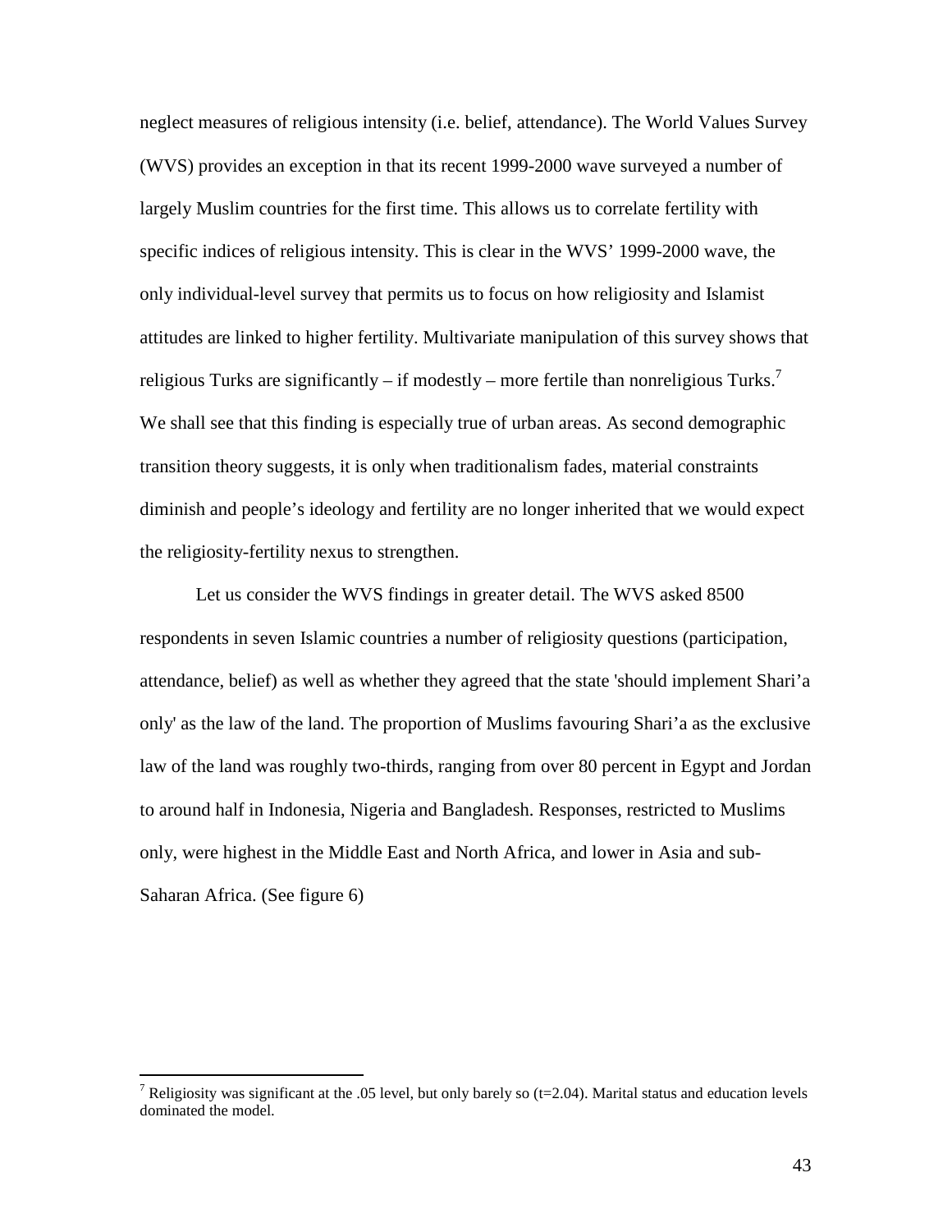neglect measures of religious intensity (i.e. belief, attendance). The World Values Survey (WVS) provides an exception in that its recent 1999-2000 wave surveyed a number of largely Muslim countries for the first time. This allows us to correlate fertility with specific indices of religious intensity. This is clear in the WVS' 1999-2000 wave, the only individual-level survey that permits us to focus on how religiosity and Islamist attitudes are linked to higher fertility. Multivariate manipulation of this survey shows that religious Turks are significantly – if modestly – more fertile than nonreligious Turks.[7] We shall see that this finding is especially true of urban areas. As second demographic transition theory suggests, it is only when traditionalism fades, material constraints diminish and people's ideology and fertility are no longer inherited that we would expect the religiosity-fertility nexus to strengthen.

Let us consider the WVS findings in greater detail. The WVS asked 8500 respondents in seven Islamic countries a number of religiosity questions (participation, attendance, belief) as well as whether they agreed that the state 'should implement Shari'a only' as the law of the land. The proportion of Muslims favouring Shari'a as the exclusive law of the land was roughly two-thirds, ranging from over 80 percent in Egypt and Jordan to around half in Indonesia, Nigeria and Bangladesh. Responses, restricted to Muslims only, were highest in the Middle East and North Africa, and lower in Asia and sub-Saharan Africa. (See figure 6)

[7] Religiosity was significant at the .05 level, but only barely so (t=2.04). Marital status and education levels dominated the model.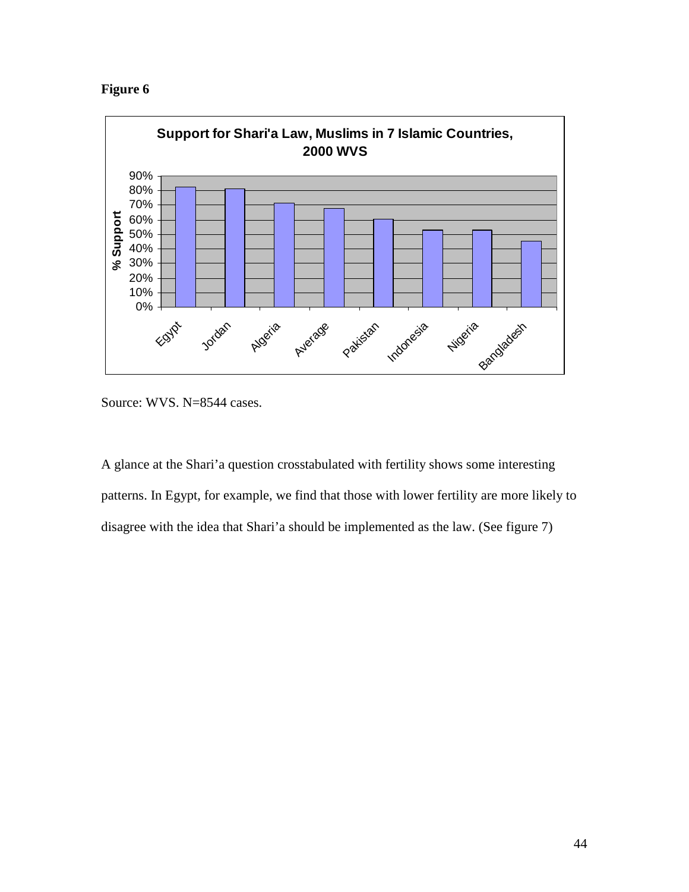**Figure 6**

**Support for Shari'a Law, Muslims in 7 Islamic Countries, 2000 WVS**

Source: WVS. N=8544 cases.

A glance at the Shari'a question crosstabulated with fertility shows some interesting patterns. In Egypt, for example, we find that those with lower fertility are more likely to disagree with the idea that Shari'a should be implemented as the law. (See figure 7)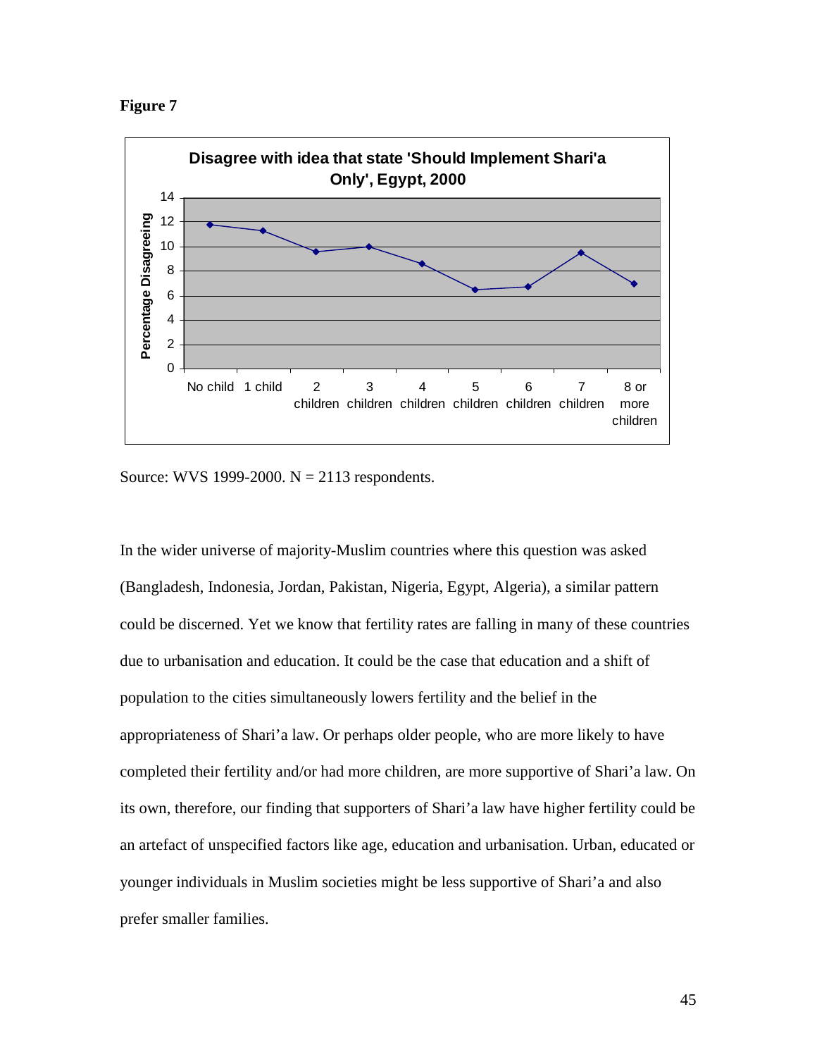**Figure 7**

Source: WVS 1999-2000. N = 2113 respondents.

In the wider universe of majority-Muslim countries where this question was asked (Bangladesh, Indonesia, Jordan, Pakistan, Nigeria, Egypt, Algeria), a similar pattern could be discerned. Yet we know that fertility rates are falling in many of these countries due to urbanisation and education. It could be the case that education and a shift of population to the cities simultaneously lowers fertility and the belief in the appropriateness of Shari'a law. Or perhaps older people, who are more likely to have completed their fertility and/or had more children, are more supportive of Shari'a law. On its own, therefore, our finding that supporters of Shari'a law have higher fertility could be an artefact of unspecified factors like age, education and urbanisation. Urban, educated or younger individuals in Muslim societies might be less supportive of Shari'a and also prefer smaller families.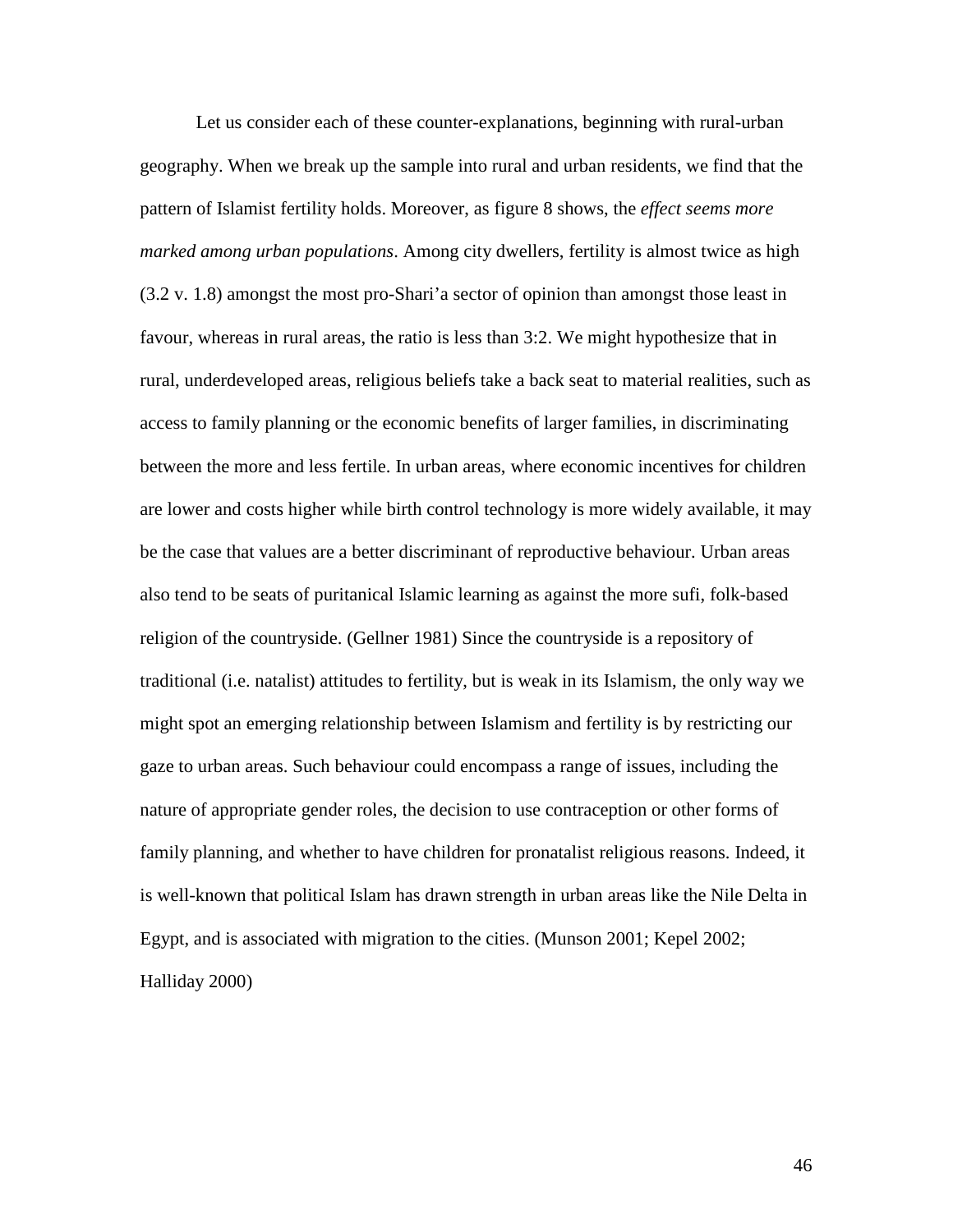Let us consider each of these counter-explanations, beginning with rural-urban geography. When we break up the sample into rural and urban residents, we find that the pattern of Islamist fertility holds. Moreover, as figure 8 shows, the *effect seems more marked among urban populations*. Among city dwellers, fertility is almost twice as high (3.2 v. 1.8) amongst the most pro-Shari'a sector of opinion than amongst those least in favour, whereas in rural areas, the ratio is less than 3:2. We might hypothesize that in rural, underdeveloped areas, religious beliefs take a back seat to material realities, such as access to family planning or the economic benefits of larger families, in discriminating between the more and less fertile. In urban areas, where economic incentives for children are lower and costs higher while birth control technology is more widely available, it may be the case that values are a better discriminant of reproductive behaviour. Urban areas also tend to be seats of puritanical Islamic learning as against the more sufi, folk-based religion of the countryside. (Gellner 1981) Since the countryside is a repository of traditional (i.e. natalist) attitudes to fertility, but is weak in its Islamism, the only way we might spot an emerging relationship between Islamism and fertility is by restricting our gaze to urban areas. Such behaviour could encompass a range of issues, including the nature of appropriate gender roles, the decision to use contraception or other forms of family planning, and whether to have children for pronatalist religious reasons. Indeed, it is well-known that political Islam has drawn strength in urban areas like the Nile Delta in Egypt, and is associated with migration to the cities. (Munson 2001; Kepel 2002; Halliday 2000)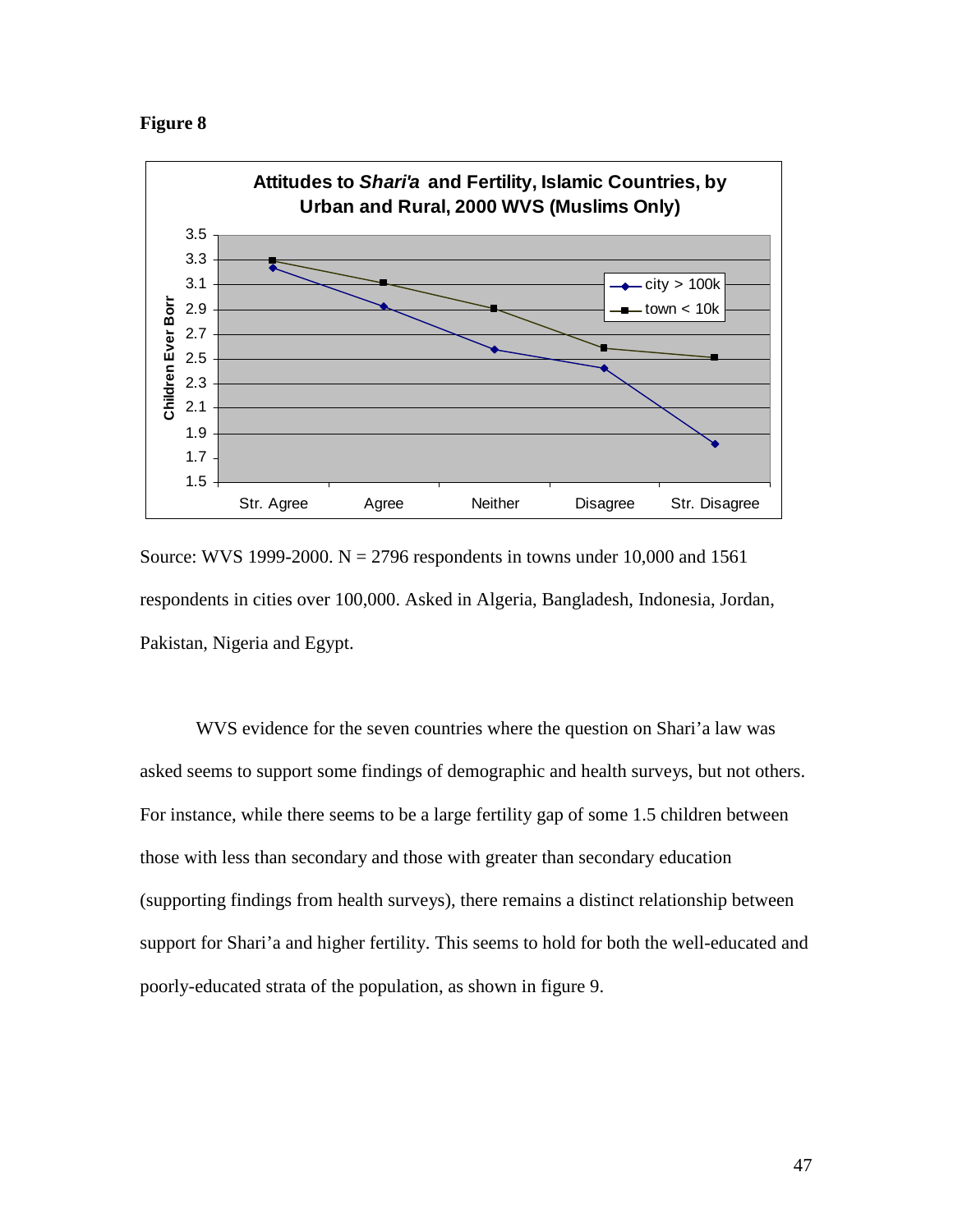**Figure 8**

Source: WVS 1999-2000. N = 2796 respondents in towns under 10,000 and 1561 respondents in cities over 100,000. Asked in Algeria, Bangladesh, Indonesia, Jordan, Pakistan, Nigeria and Egypt.

WVS evidence for the seven countries where the question on Shari'a law was asked seems to support some findings of demographic and health surveys, but not others. For instance, while there seems to be a large fertility gap of some 1.5 children between those with less than secondary and those with greater than secondary education (supporting findings from health surveys), there remains a distinct relationship between support for Shari'a and higher fertility. This seems to hold for both the well-educated and poorly-educated strata of the population, as shown in figure 9.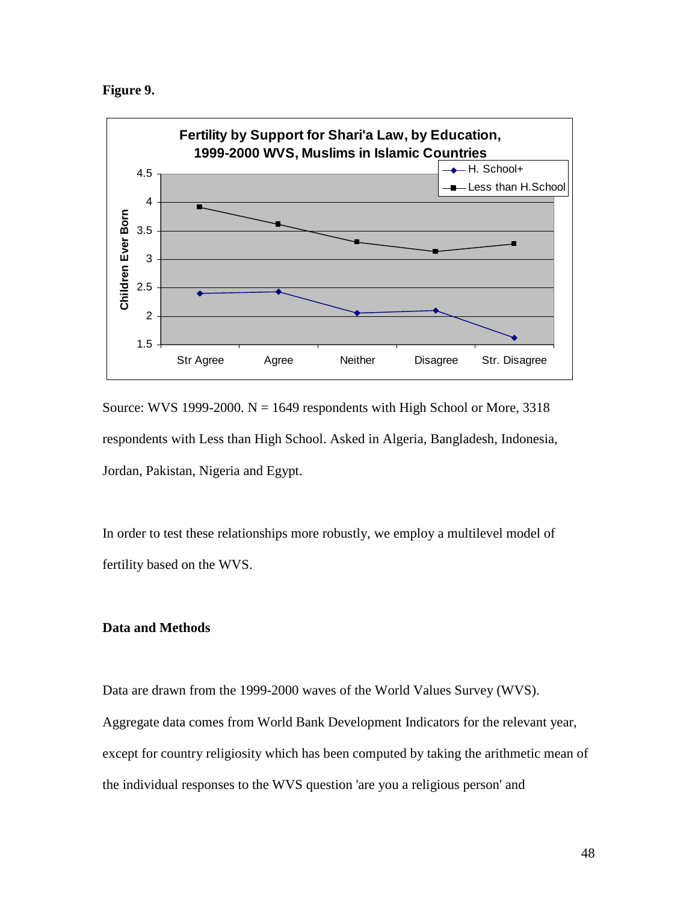**Figure 9.**

Source: WVS 1999-2000. N = 1649 respondents with High School or More, 3318 respondents with Less than High School. Asked in Algeria, Bangladesh, Indonesia, Jordan, Pakistan, Nigeria and Egypt.

In order to test these relationships more robustly, we employ a multilevel model of fertility based on the WVS.

**Data and Methods**

Data are drawn from the 1999-2000 waves of the World Values Survey (WVS). Aggregate data comes from World Bank Development Indicators for the relevant year, except for country religiosity which has been computed by taking the arithmetic mean of the individual responses to the WVS question 'are you a religious person' and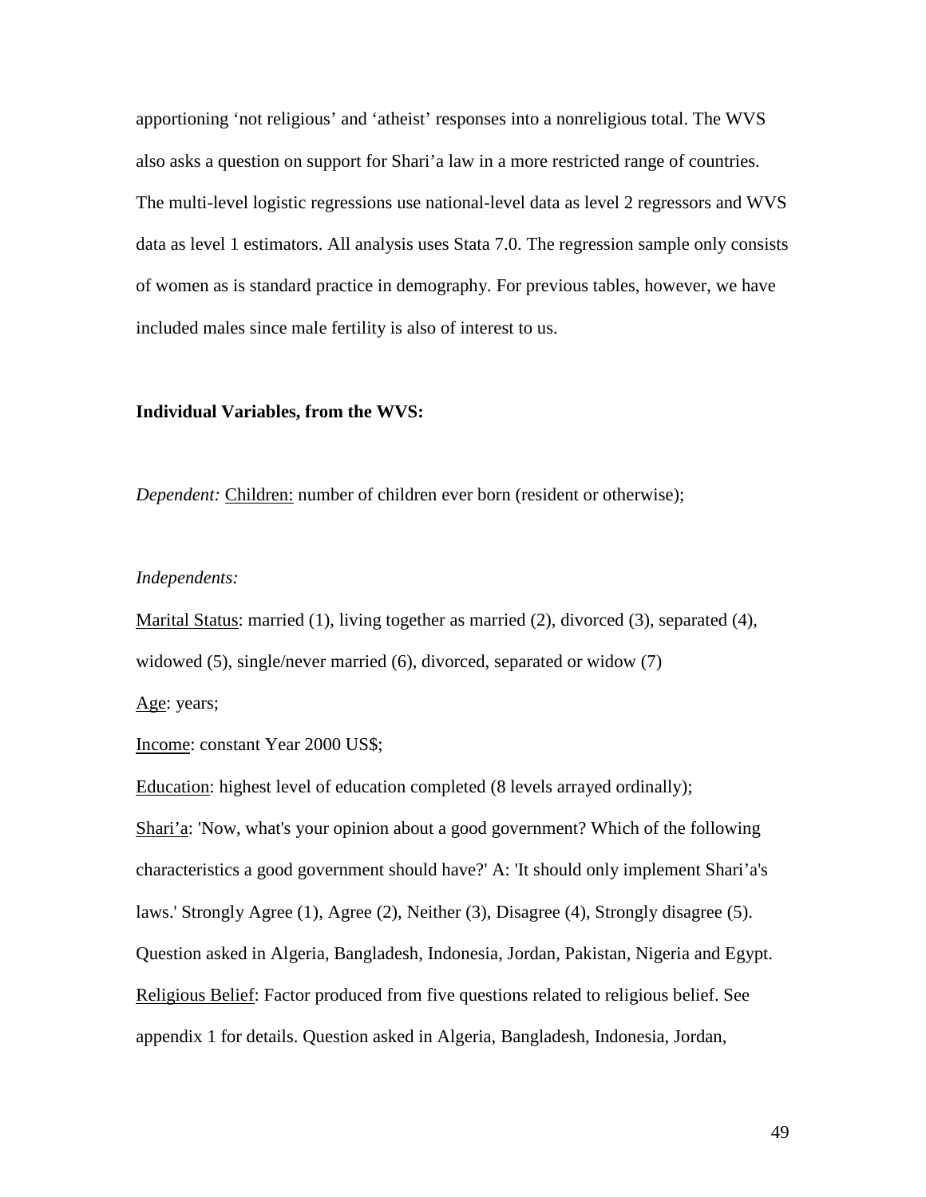apportioning ‘not religious’ and ‘atheist’ responses into a nonreligious total. The WVS also asks a question on support for Shari’a law in a more restricted range of countries. The multi-level logistic regressions use national-level data as level 2 regressors and WVS data as level 1 estimators. All analysis uses Stata 7.0. The regression sample only consists of women as is standard practice in demography. For previous tables, however, we have included males since male fertility is also of interest to us.

**Individual Variables, from the WVS:**

*Dependent:* Children: number of children ever born (resident or otherwise);

*Independents:*

Marital Status: married (1), living together as married (2), divorced (3), separated (4), widowed (5), single/never married (6), divorced, separated or widow (7)

Age: years;

Income: constant Year 2000 US$;

Education: highest level of education completed (8 levels arrayed ordinally);

Shari’a: 'Now, what's your opinion about a good government? Which of the following characteristics a good government should have?' A: 'It should only implement Shari’a's laws.' Strongly Agree (1), Agree (2), Neither (3), Disagree (4), Strongly disagree (5). Question asked in Algeria, Bangladesh, Indonesia, Jordan, Pakistan, Nigeria and Egypt.

Religious Belief: Factor produced from five questions related to religious belief. See appendix 1 for details. Question asked in Algeria, Bangladesh, Indonesia, Jordan,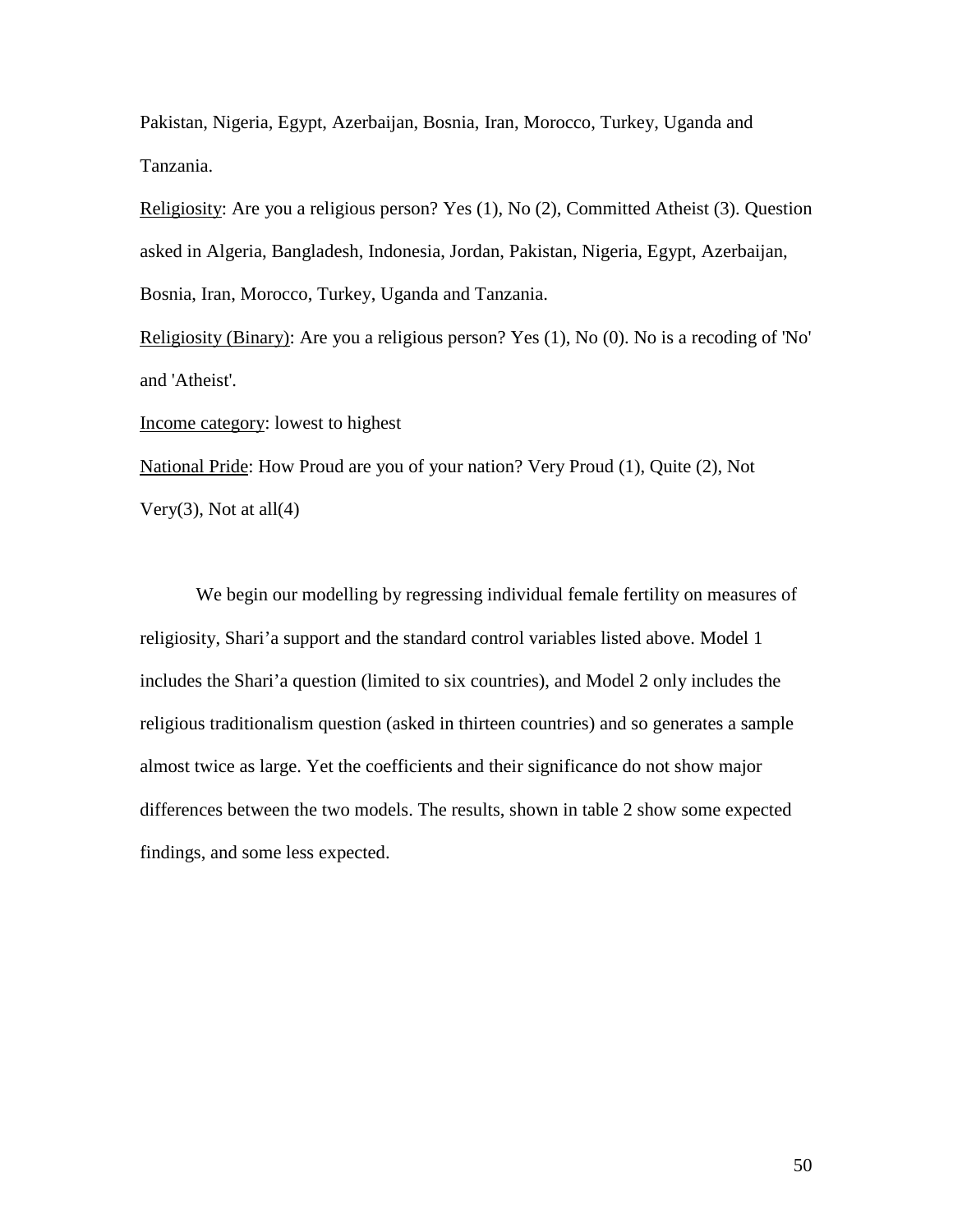Pakistan, Nigeria, Egypt, Azerbaijan, Bosnia, Iran, Morocco, Turkey, Uganda and Tanzania.

<u>Religiosity</u>: Are you a religious person? Yes (1), No (2), Committed Atheist (3). Question asked in Algeria, Bangladesh, Indonesia, Jordan, Pakistan, Nigeria, Egypt, Azerbaijan, Bosnia, Iran, Morocco, Turkey, Uganda and Tanzania.

<u>Religiosity (Binary)</u>: Are you a religious person? Yes (1), No (0). No is a recoding of 'No' and 'Atheist'.

<u>Income category</u>: lowest to highest

<u>National Pride</u>: How Proud are you of your nation? Very Proud (1), Quite (2), Not Very(3), Not at all(4)

We begin our modelling by regressing individual female fertility on measures of religiosity, Shari'a support and the standard control variables listed above. Model 1 includes the Shari'a question (limited to six countries), and Model 2 only includes the religious traditionalism question (asked in thirteen countries) and so generates a sample almost twice as large. Yet the coefficients and their significance do not show major differences between the two models. The results, shown in table 2 show some expected findings, and some less expected.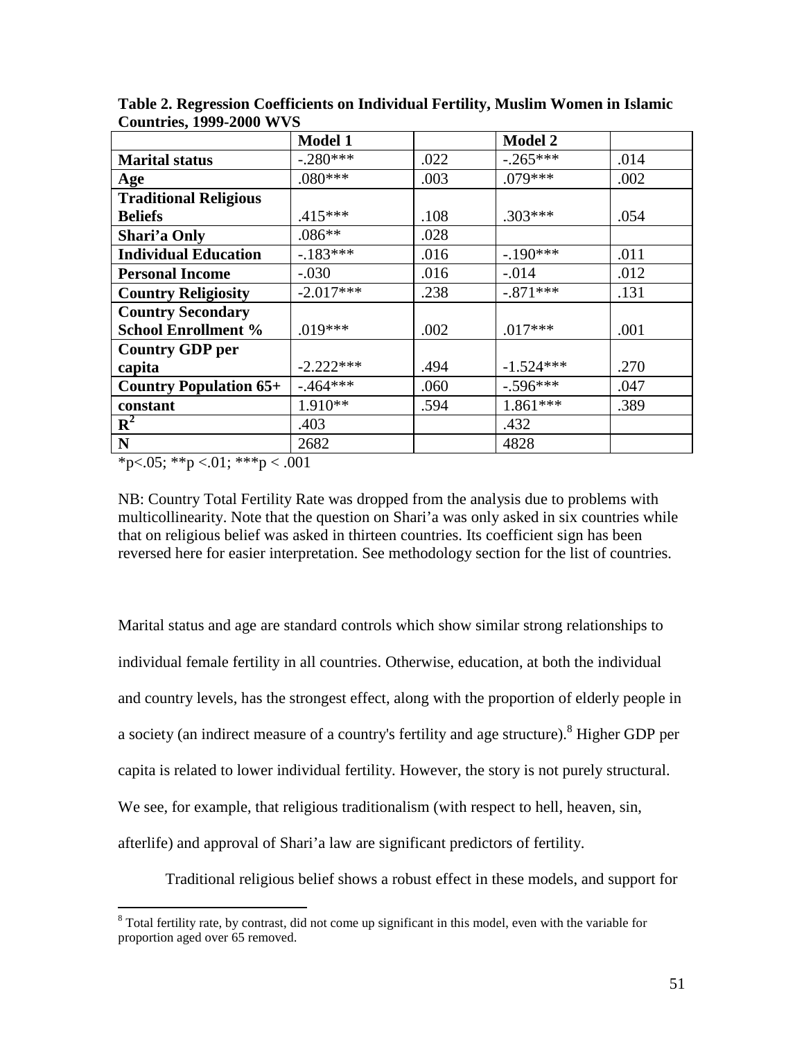**Table 2. Regression Coefficients on Individual Fertility, Muslim Women in Islamic Countries, 1999-2000 WVS**

| | Model 1 | | Model 2 | |
|---|---|---|---|---|
| **Marital status** | -.280*** | .022 | -.265*** | .014 |
| **Age** | .080*** | .003 | .079*** | .002 |
| **Traditional Religious Beliefs** | .415*** | .108 | .303*** | .054 |
| **Shari'a Only** | .086** | .028 | | |
| **Individual Education** | -.183*** | .016 | -.190*** | .011 |
| **Personal Income** | -.030 | .016 | -.014 | .012 |
| **Country Religiosity** | -2.017*** | .238 | -.871*** | .131 |
| **Country Secondary School Enrollment %** | .019*** | .002 | .017*** | .001 |
| **Country GDP per capita** | -2.222*** | .494 | -1.524*** | .270 |
| **Country Population 65+** | -.464*** | .060 | -.596*** | .047 |
| **constant** | 1.910** | .594 | 1.861*** | .389 |
| $\mathbf{R^2}$ | .403 | | .432 | |
| **N** | 2682 | | 4828 | |

*p<.05; **p <.01; ***p < .001

NB: Country Total Fertility Rate was dropped from the analysis due to problems with multicollinearity. Note that the question on Shari'a was only asked in six countries while that on religious belief was asked in thirteen countries. Its coefficient sign has been reversed here for easier interpretation. See methodology section for the list of countries.

Marital status and age are standard controls which show similar strong relationships to individual female fertility in all countries. Otherwise, education, at both the individual and country levels, has the strongest effect, along with the proportion of elderly people in a society (an indirect measure of a country's fertility and age structure).[8] Higher GDP per capita is related to lower individual fertility. However, the story is not purely structural. We see, for example, that religious traditionalism (with respect to hell, heaven, sin, afterlife) and approval of Shari'a law are significant predictors of fertility.

Traditional religious belief shows a robust effect in these models, and support for

[8] Total fertility rate, by contrast, did not come up significant in this model, even with the variable for proportion aged over 65 removed.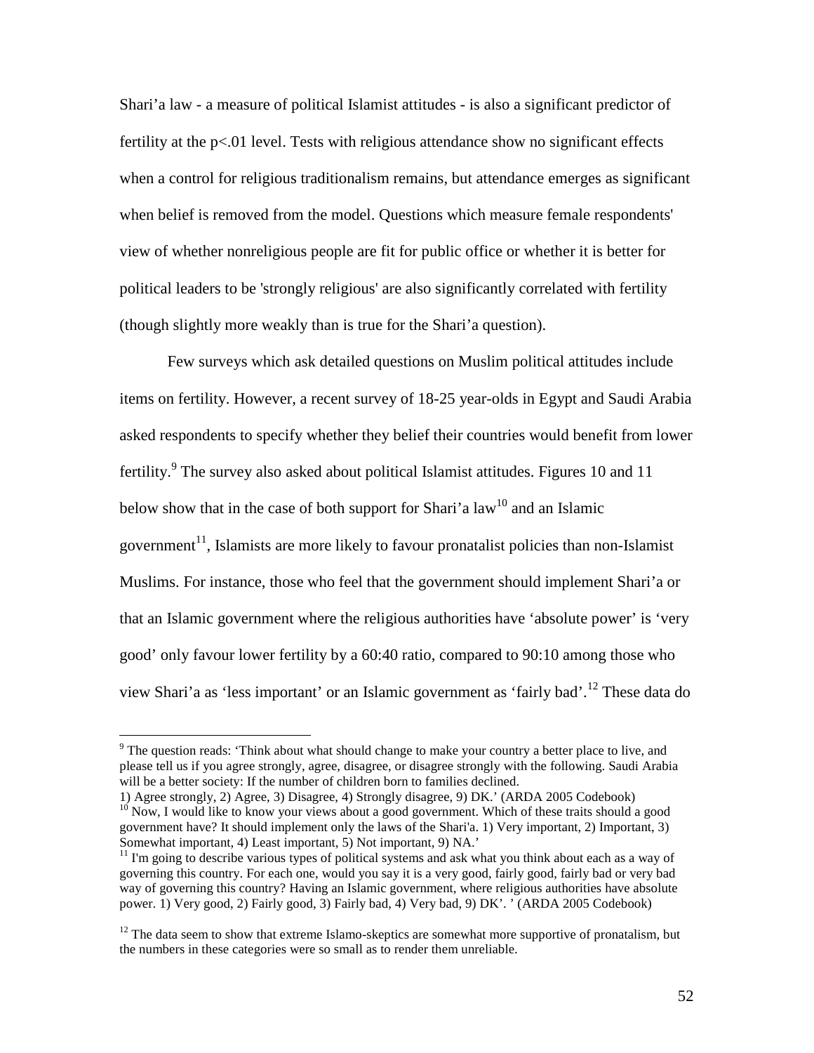Shari'a law - a measure of political Islamist attitudes - is also a significant predictor of fertility at the $p<.01$ level. Tests with religious attendance show no significant effects when a control for religious traditionalism remains, but attendance emerges as significant when belief is removed from the model. Questions which measure female respondents' view of whether nonreligious people are fit for public office or whether it is better for political leaders to be 'strongly religious' are also significantly correlated with fertility (though slightly more weakly than is true for the Shari'a question).

Few surveys which ask detailed questions on Muslim political attitudes include items on fertility. However, a recent survey of 18-25 year-olds in Egypt and Saudi Arabia asked respondents to specify whether they belief their countries would benefit from lower fertility.[9] The survey also asked about political Islamist attitudes. Figures 10 and 11 below show that in the case of both support for Shari'a law[10] and an Islamic government[11], Islamists are more likely to favour pronatalist policies than non-Islamist Muslims. For instance, those who feel that the government should implement Shari'a or that an Islamic government where the religious authorities have 'absolute power' is 'very good' only favour lower fertility by a 60:40 ratio, compared to 90:10 among those who view Shari'a as 'less important' or an Islamic government as 'fairly bad'.[12] These data do

---

[9] The question reads: 'Think about what should change to make your country a better place to live, and please tell us if you agree strongly, agree, disagree, or disagree strongly with the following. Saudi Arabia will be a better society: If the number of children born to families declined.
1) Agree strongly, 2) Agree, 3) Disagree, 4) Strongly disagree, 9) DK.' (ARDA 2005 Codebook)

[10] Now, I would like to know your views about a good government. Which of these traits should a good government have? It should implement only the laws of the Shari'a. 1) Very important, 2) Important, 3) Somewhat important, 4) Least important, 5) Not important, 9) NA.'

[11] I'm going to describe various types of political systems and ask what you think about each as a way of governing this country. For each one, would you say it is a very good, fairly good, fairly bad or very bad way of governing this country? Having an Islamic government, where religious authorities have absolute power. 1) Very good, 2) Fairly good, 3) Fairly bad, 4) Very bad, 9) DK'. ' (ARDA 2005 Codebook)

[12] The data seem to show that extreme Islamo-skeptics are somewhat more supportive of pronatalism, but the numbers in these categories were so small as to render them unreliable.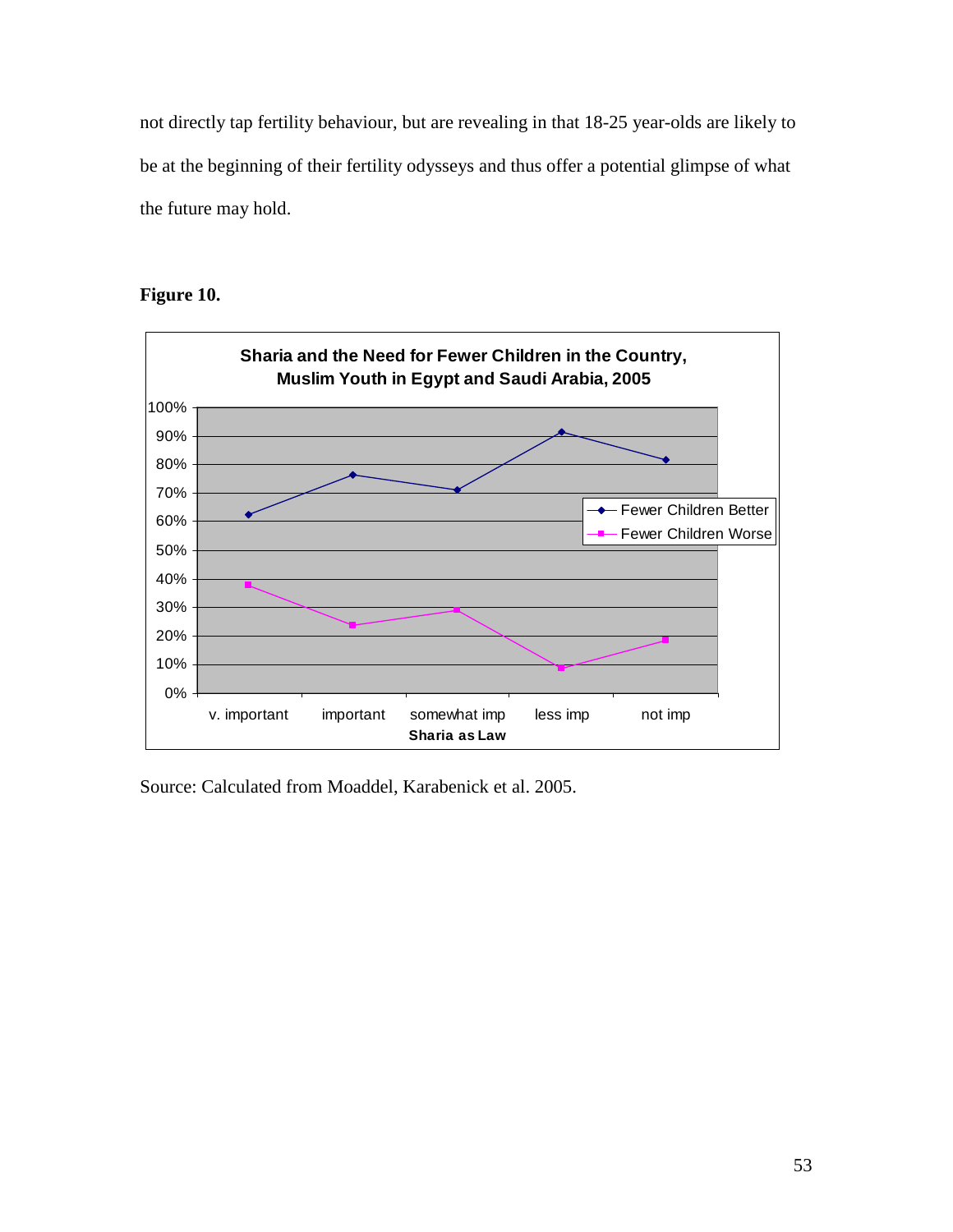not directly tap fertility behaviour, but are revealing in that 18-25 year-olds are likely to be at the beginning of their fertility odysseys and thus offer a potential glimpse of what the future may hold.

**Figure 10.**

**Sharia and the Need for Fewer Children in the Country, Muslim Youth in Egypt and Saudi Arabia, 2005**

Source: Calculated from Moaddel, Karabenick et al. 2005.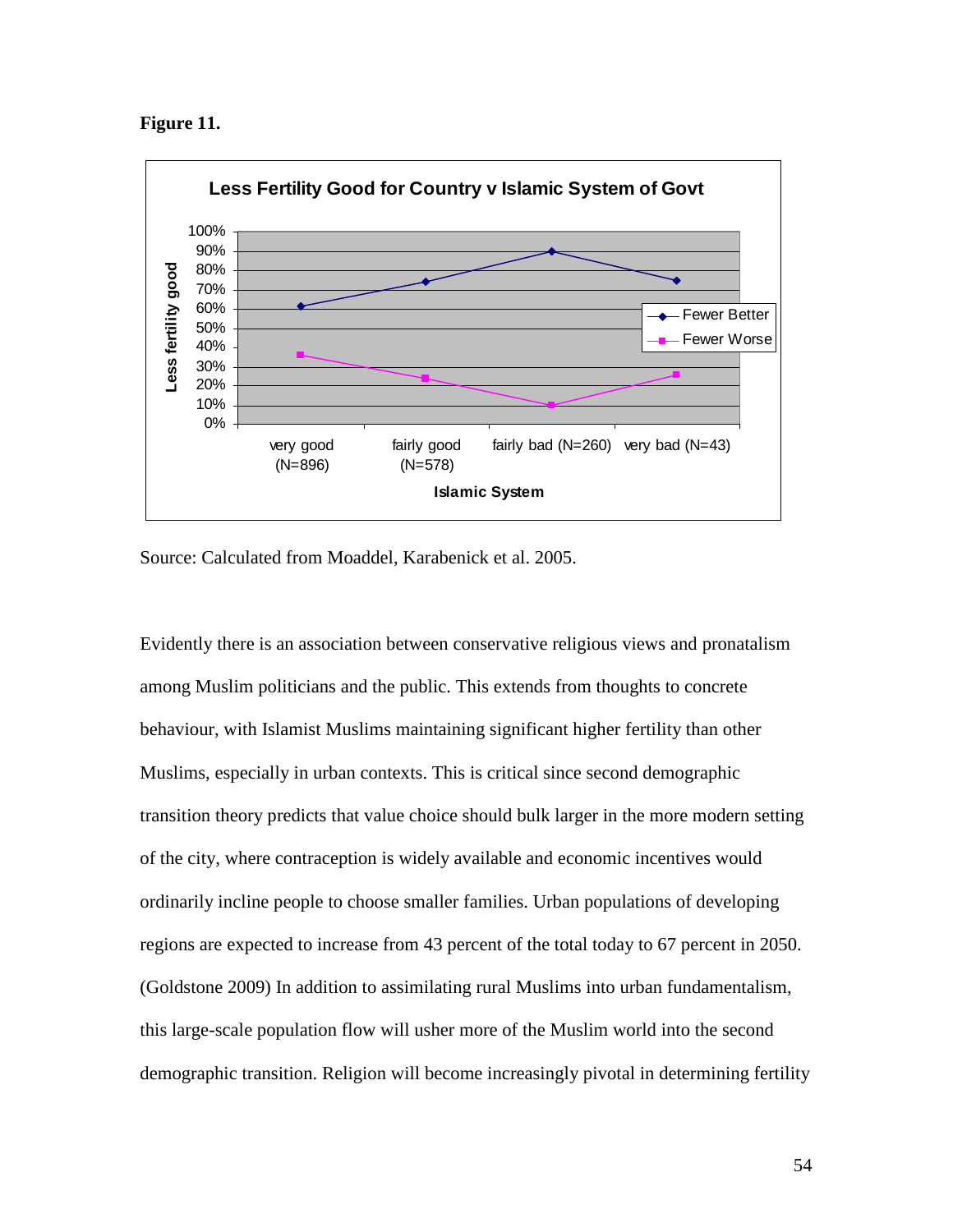**Figure 11.**

**Less Fertility Good for Country v Islamic System of Govt**

Source: Calculated from Moaddel, Karabenick et al. 2005.

Evidently there is an association between conservative religious views and pronatalism among Muslim politicians and the public. This extends from thoughts to concrete behaviour, with Islamist Muslims maintaining significant higher fertility than other Muslims, especially in urban contexts. This is critical since second demographic transition theory predicts that value choice should bulk larger in the more modern setting of the city, where contraception is widely available and economic incentives would ordinarily incline people to choose smaller families. Urban populations of developing regions are expected to increase from 43 percent of the total today to 67 percent in 2050. (Goldstone 2009) In addition to assimilating rural Muslims into urban fundamentalism, this large-scale population flow will usher more of the Muslim world into the second demographic transition. Religion will become increasingly pivotal in determining fertility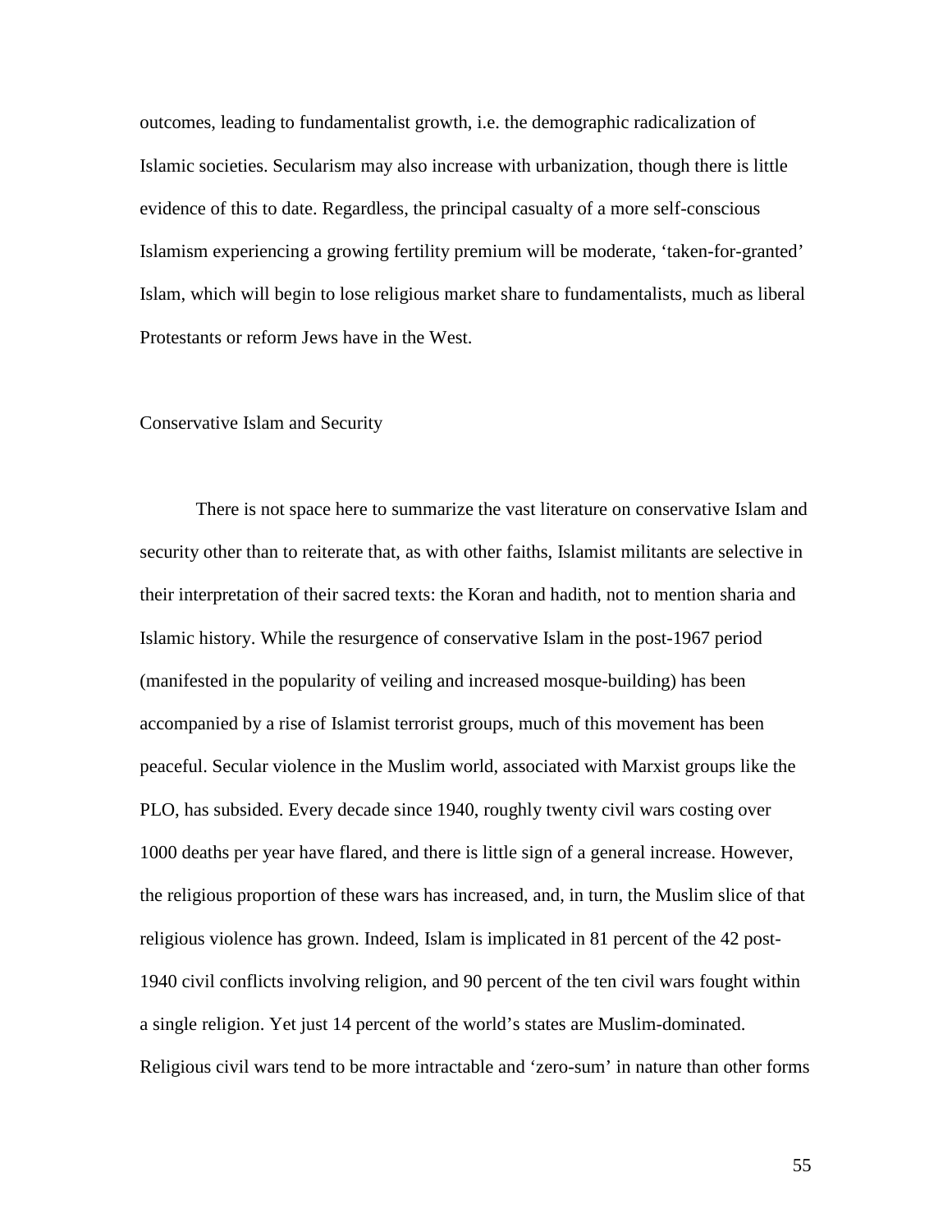outcomes, leading to fundamentalist growth, i.e. the demographic radicalization of Islamic societies. Secularism may also increase with urbanization, though there is little evidence of this to date. Regardless, the principal casualty of a more self-conscious Islamism experiencing a growing fertility premium will be moderate, 'taken-for-granted' Islam, which will begin to lose religious market share to fundamentalists, much as liberal Protestants or reform Jews have in the West.

## Conservative Islam and Security

There is not space here to summarize the vast literature on conservative Islam and security other than to reiterate that, as with other faiths, Islamist militants are selective in their interpretation of their sacred texts: the Koran and hadith, not to mention sharia and Islamic history. While the resurgence of conservative Islam in the post-1967 period (manifested in the popularity of veiling and increased mosque-building) has been accompanied by a rise of Islamist terrorist groups, much of this movement has been peaceful. Secular violence in the Muslim world, associated with Marxist groups like the PLO, has subsided. Every decade since 1940, roughly twenty civil wars costing over 1000 deaths per year have flared, and there is little sign of a general increase. However, the religious proportion of these wars has increased, and, in turn, the Muslim slice of that religious violence has grown. Indeed, Islam is implicated in 81 percent of the 42 post-1940 civil conflicts involving religion, and 90 percent of the ten civil wars fought within a single religion. Yet just 14 percent of the world's states are Muslim-dominated. Religious civil wars tend to be more intractable and 'zero-sum' in nature than other forms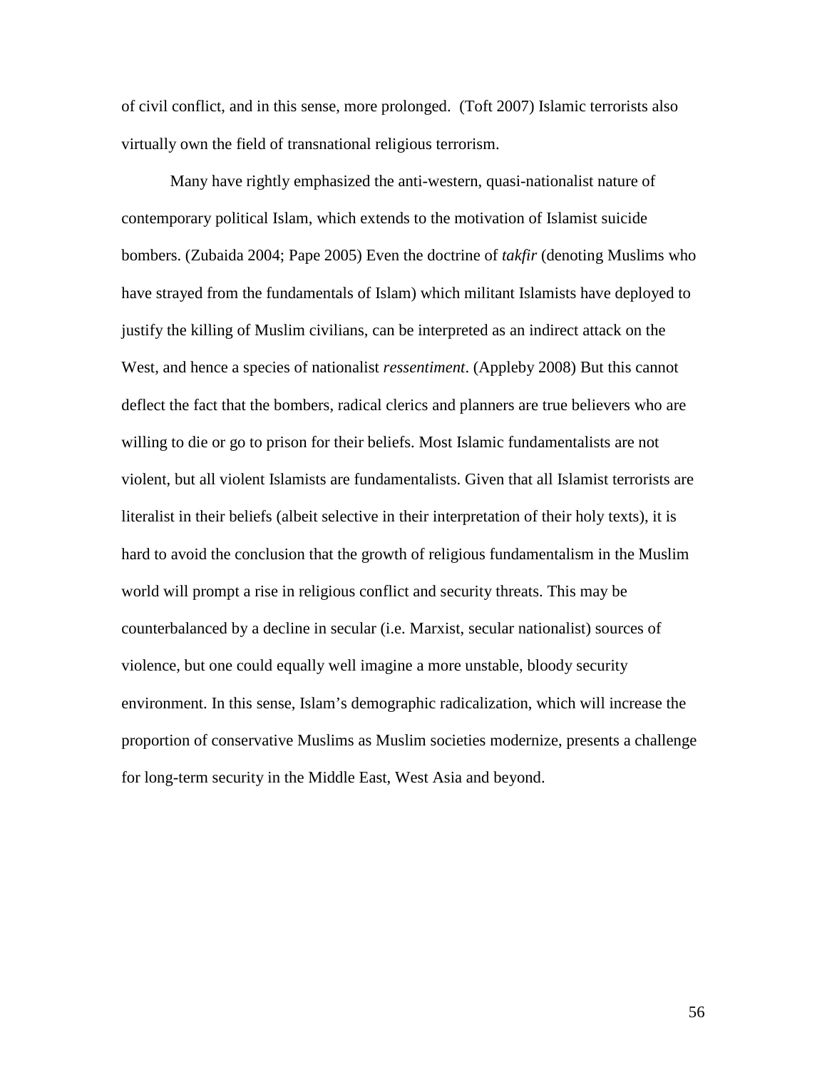of civil conflict, and in this sense, more prolonged. (Toft 2007) Islamic terrorists also virtually own the field of transnational religious terrorism.

Many have rightly emphasized the anti-western, quasi-nationalist nature of contemporary political Islam, which extends to the motivation of Islamist suicide bombers. (Zubaida 2004; Pape 2005) Even the doctrine of *takfir* (denoting Muslims who have strayed from the fundamentals of Islam) which militant Islamists have deployed to justify the killing of Muslim civilians, can be interpreted as an indirect attack on the West, and hence a species of nationalist *ressentiment*. (Appleby 2008) But this cannot deflect the fact that the bombers, radical clerics and planners are true believers who are willing to die or go to prison for their beliefs. Most Islamic fundamentalists are not violent, but all violent Islamists are fundamentalists. Given that all Islamist terrorists are literalist in their beliefs (albeit selective in their interpretation of their holy texts), it is hard to avoid the conclusion that the growth of religious fundamentalism in the Muslim world will prompt a rise in religious conflict and security threats. This may be counterbalanced by a decline in secular (i.e. Marxist, secular nationalist) sources of violence, but one could equally well imagine a more unstable, bloody security environment. In this sense, Islam's demographic radicalization, which will increase the proportion of conservative Muslims as Muslim societies modernize, presents a challenge for long-term security in the Middle East, West Asia and beyond.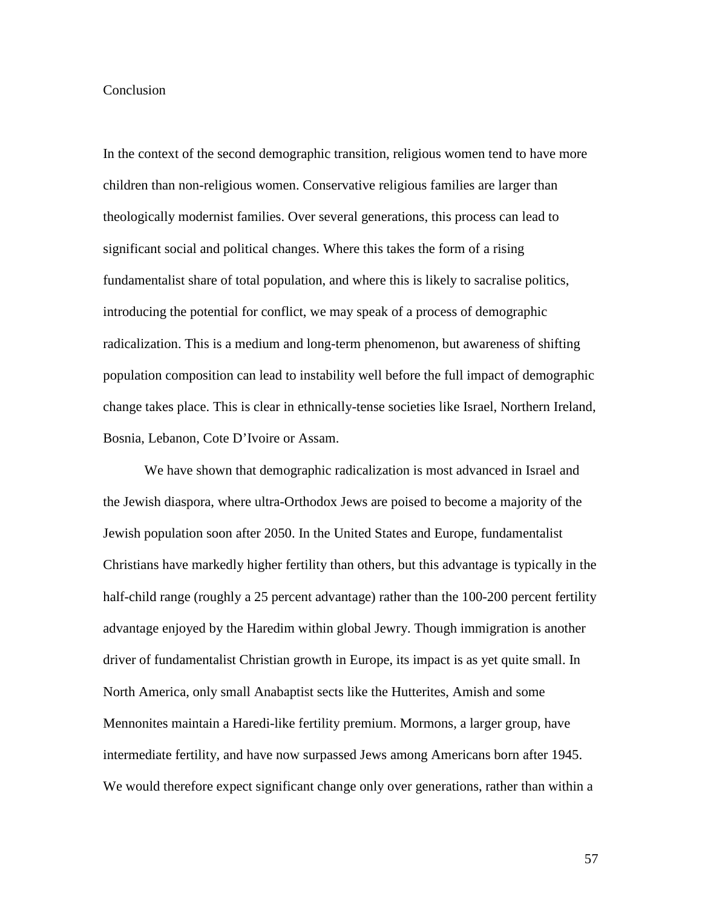# Conclusion

In the context of the second demographic transition, religious women tend to have more children than non-religious women. Conservative religious families are larger than theologically modernist families. Over several generations, this process can lead to significant social and political changes. Where this takes the form of a rising fundamentalist share of total population, and where this is likely to sacralise politics, introducing the potential for conflict, we may speak of a process of demographic radicalization. This is a medium and long-term phenomenon, but awareness of shifting population composition can lead to instability well before the full impact of demographic change takes place. This is clear in ethnically-tense societies like Israel, Northern Ireland, Bosnia, Lebanon, Cote D'Ivoire or Assam.

We have shown that demographic radicalization is most advanced in Israel and the Jewish diaspora, where ultra-Orthodox Jews are poised to become a majority of the Jewish population soon after 2050. In the United States and Europe, fundamentalist Christians have markedly higher fertility than others, but this advantage is typically in the half-child range (roughly a 25 percent advantage) rather than the 100-200 percent fertility advantage enjoyed by the Haredim within global Jewry. Though immigration is another driver of fundamentalist Christian growth in Europe, its impact is as yet quite small. In North America, only small Anabaptist sects like the Hutterites, Amish and some Mennonites maintain a Haredi-like fertility premium. Mormons, a larger group, have intermediate fertility, and have now surpassed Jews among Americans born after 1945. We would therefore expect significant change only over generations, rather than within a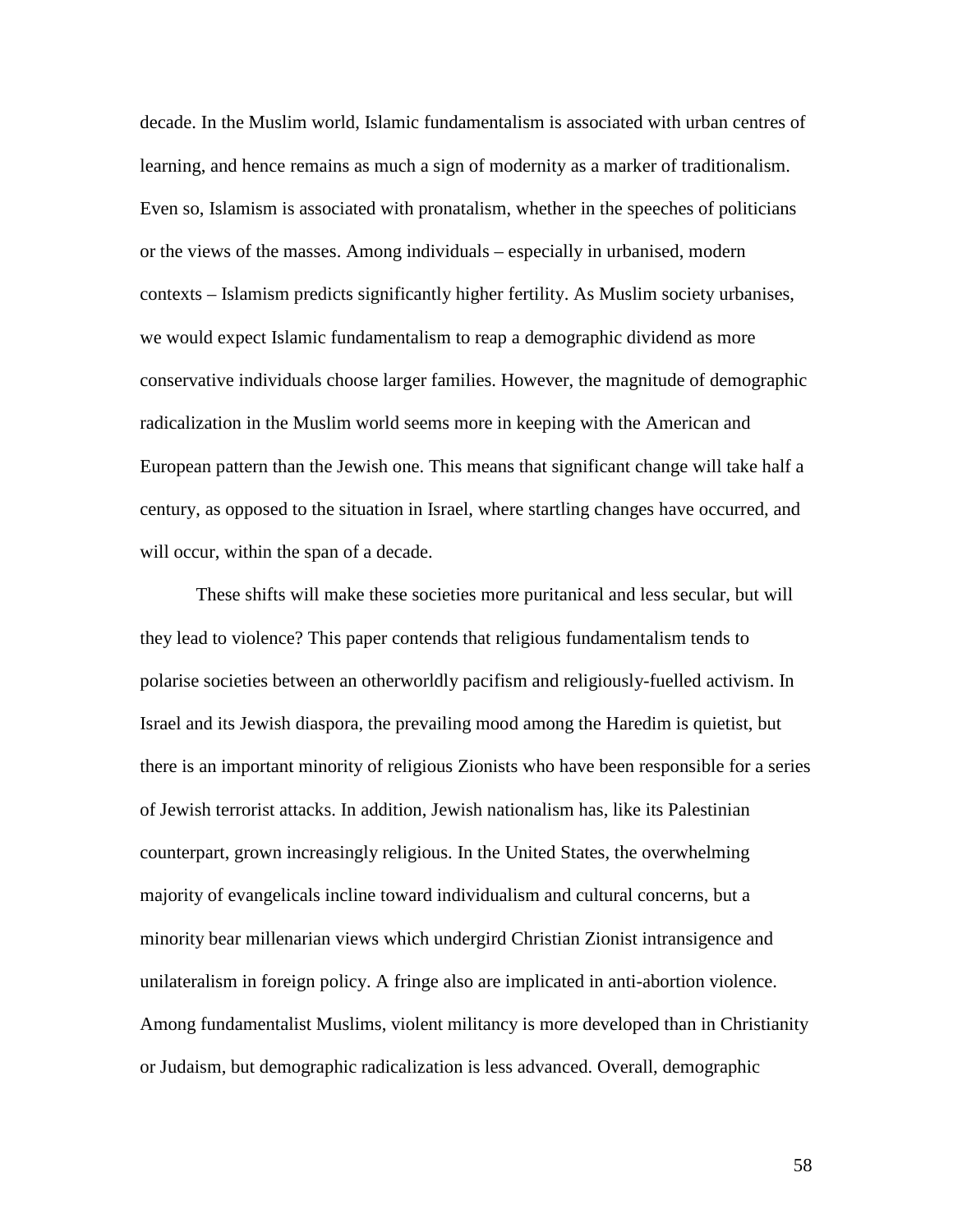decade. In the Muslim world, Islamic fundamentalism is associated with urban centres of learning, and hence remains as much a sign of modernity as a marker of traditionalism. Even so, Islamism is associated with pronatalism, whether in the speeches of politicians or the views of the masses. Among individuals – especially in urbanised, modern contexts – Islamism predicts significantly higher fertility. As Muslim society urbanises, we would expect Islamic fundamentalism to reap a demographic dividend as more conservative individuals choose larger families. However, the magnitude of demographic radicalization in the Muslim world seems more in keeping with the American and European pattern than the Jewish one. This means that significant change will take half a century, as opposed to the situation in Israel, where startling changes have occurred, and will occur, within the span of a decade.

These shifts will make these societies more puritanical and less secular, but will they lead to violence? This paper contends that religious fundamentalism tends to polarise societies between an otherworldly pacifism and religiously-fuelled activism. In Israel and its Jewish diaspora, the prevailing mood among the Haredim is quietist, but there is an important minority of religious Zionists who have been responsible for a series of Jewish terrorist attacks. In addition, Jewish nationalism has, like its Palestinian counterpart, grown increasingly religious. In the United States, the overwhelming majority of evangelicals incline toward individualism and cultural concerns, but a minority bear millenarian views which undergird Christian Zionist intransigence and unilateralism in foreign policy. A fringe also are implicated in anti-abortion violence. Among fundamentalist Muslims, violent militancy is more developed than in Christianity or Judaism, but demographic radicalization is less advanced. Overall, demographic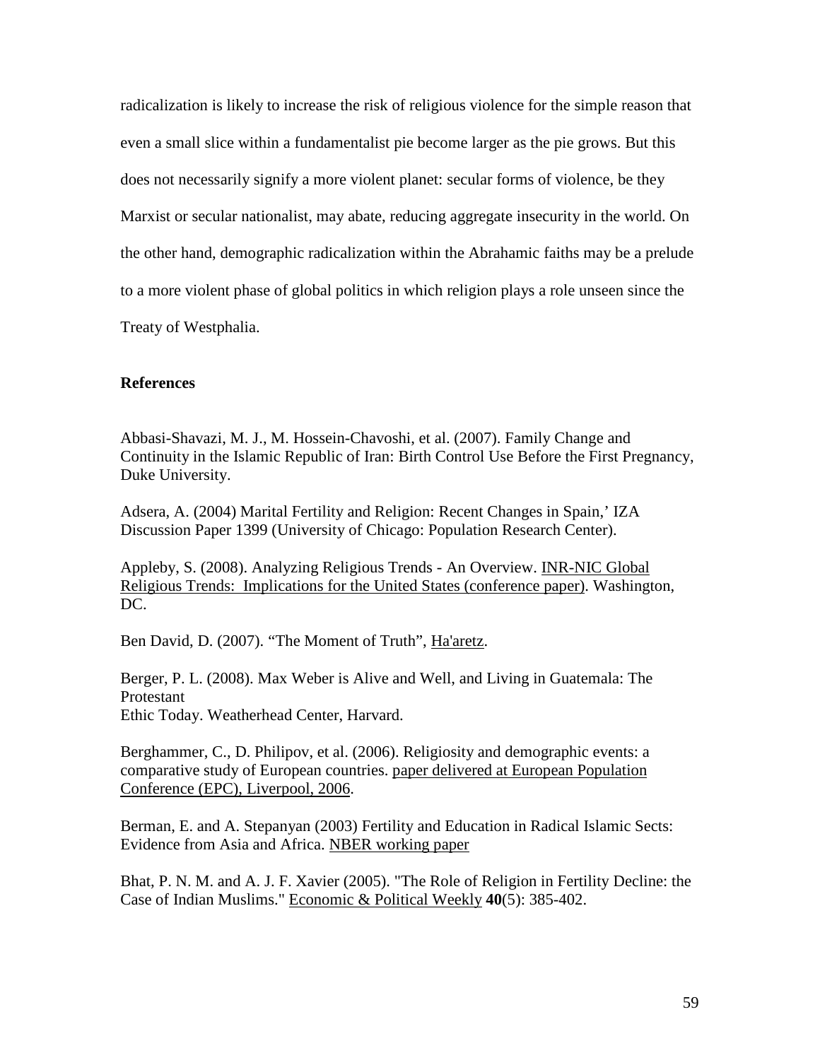radicalization is likely to increase the risk of religious violence for the simple reason that even a small slice within a fundamentalist pie become larger as the pie grows. But this does not necessarily signify a more violent planet: secular forms of violence, be they Marxist or secular nationalist, may abate, reducing aggregate insecurity in the world. On the other hand, demographic radicalization within the Abrahamic faiths may be a prelude to a more violent phase of global politics in which religion plays a role unseen since the Treaty of Westphalia.

## References

Abbasi-Shavazi, M. J., M. Hossein-Chavoshi, et al. (2007). Family Change and Continuity in the Islamic Republic of Iran: Birth Control Use Before the First Pregnancy, Duke University.

Adsera, A. (2004) Marital Fertility and Religion: Recent Changes in Spain,' IZA Discussion Paper 1399 (University of Chicago: Population Research Center).

Appleby, S. (2008). Analyzing Religious Trends - An Overview. INR-NIC Global Religious Trends: Implications for the United States (conference paper). Washington, DC.

Ben David, D. (2007). "The Moment of Truth", Ha'aretz.

Berger, P. L. (2008). Max Weber is Alive and Well, and Living in Guatemala: The Protestant
Ethic Today. Weatherhead Center, Harvard.

Berghammer, C., D. Philipov, et al. (2006). Religiosity and demographic events: a comparative study of European countries. paper delivered at European Population Conference (EPC), Liverpool, 2006.

Berman, E. and A. Stepanyan (2003) Fertility and Education in Radical Islamic Sects: Evidence from Asia and Africa. NBER working paper

Bhat, P. N. M. and A. J. F. Xavier (2005). "The Role of Religion in Fertility Decline: the Case of Indian Muslims." Economic & Political Weekly **40**(5): 385-402.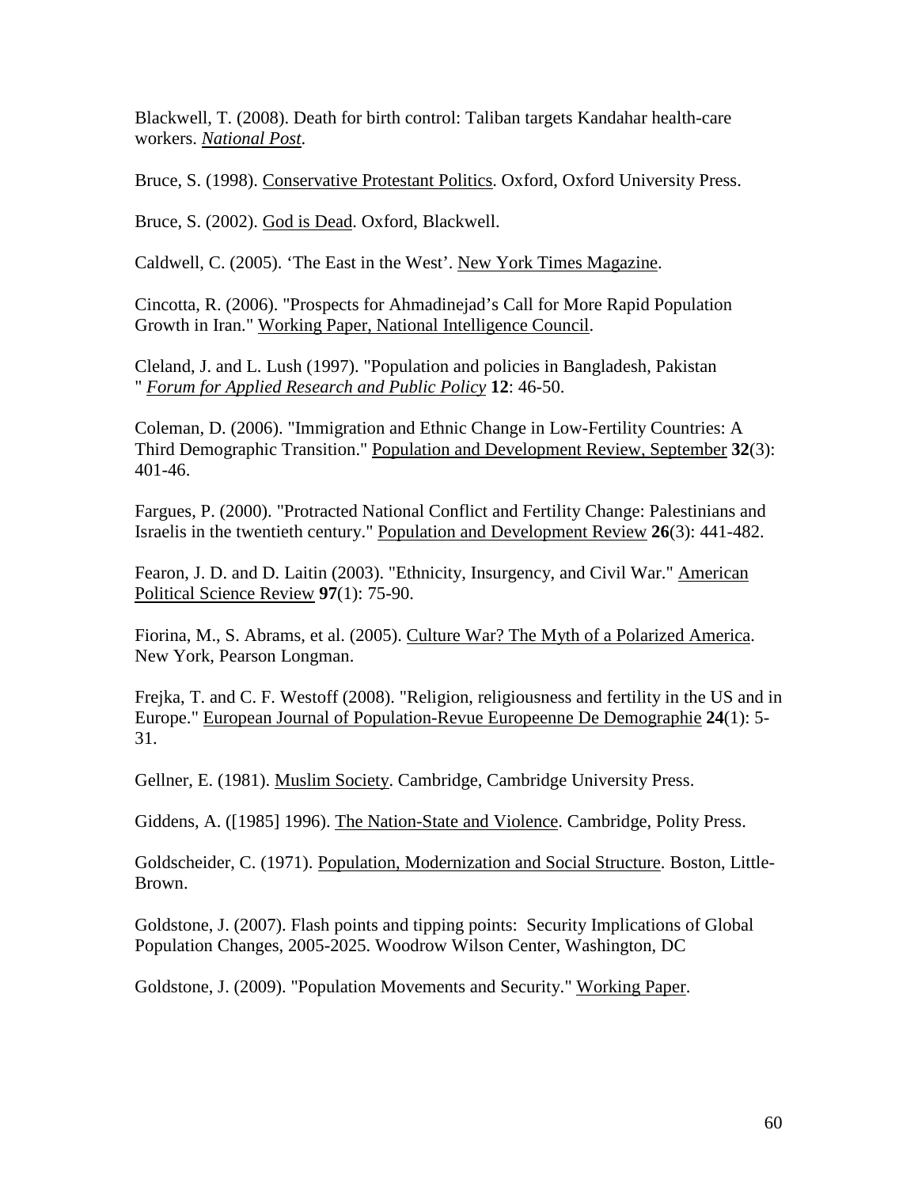Blackwell, T. (2008). Death for birth control: Taliban targets Kandahar health-care workers. *National Post*.

Bruce, S. (1998). Conservative Protestant Politics. Oxford, Oxford University Press.

Bruce, S. (2002). God is Dead. Oxford, Blackwell.

Caldwell, C. (2005). 'The East in the West'. New York Times Magazine.

Cincotta, R. (2006). "Prospects for Ahmadinejad's Call for More Rapid Population Growth in Iran." Working Paper, National Intelligence Council.

Cleland, J. and L. Lush (1997). "Population and policies in Bangladesh, Pakistan " *Forum for Applied Research and Public Policy* **12**: 46-50.

Coleman, D. (2006). "Immigration and Ethnic Change in Low-Fertility Countries: A Third Demographic Transition." Population and Development Review, September **32**(3): 401-46.

Fargues, P. (2000). "Protracted National Conflict and Fertility Change: Palestinians and Israelis in the twentieth century." Population and Development Review **26**(3): 441-482.

Fearon, J. D. and D. Laitin (2003). "Ethnicity, Insurgency, and Civil War." American Political Science Review **97**(1): 75-90.

Fiorina, M., S. Abrams, et al. (2005). Culture War? The Myth of a Polarized America. New York, Pearson Longman.

Frejka, T. and C. F. Westoff (2008). "Religion, religiousness and fertility in the US and in Europe." European Journal of Population-Revue Europeenne De Demographie **24**(1): 5-31.

Gellner, E. (1981). Muslim Society. Cambridge, Cambridge University Press.

Giddens, A. ([1985] 1996). The Nation-State and Violence. Cambridge, Polity Press.

Goldscheider, C. (1971). Population, Modernization and Social Structure. Boston, Little-Brown.

Goldstone, J. (2007). Flash points and tipping points: Security Implications of Global Population Changes, 2005-2025. Woodrow Wilson Center, Washington, DC

Goldstone, J. (2009). "Population Movements and Security." Working Paper.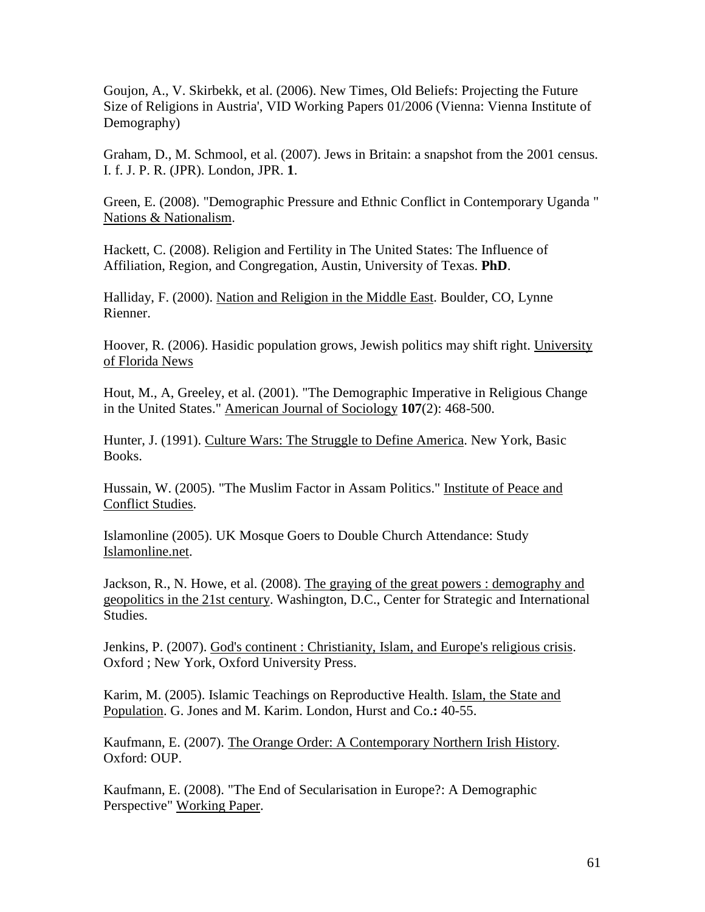Goujon, A., V. Skirbekk, et al. (2006). New Times, Old Beliefs: Projecting the Future Size of Religions in Austria', VID Working Papers 01/2006 (Vienna: Vienna Institute of Demography)

Graham, D., M. Schmool, et al. (2007). Jews in Britain: a snapshot from the 2001 census. I. f. J. P. R. (JPR). London, JPR. **1**.

Green, E. (2008). "Demographic Pressure and Ethnic Conflict in Contemporary Uganda " Nations & Nationalism.

Hackett, C. (2008). Religion and Fertility in The United States: The Influence of Affiliation, Region, and Congregation, Austin, University of Texas. **PhD**.

Halliday, F. (2000). Nation and Religion in the Middle East. Boulder, CO, Lynne Rienner.

Hoover, R. (2006). Hasidic population grows, Jewish politics may shift right. University of Florida News

Hout, M., A, Greeley, et al. (2001). "The Demographic Imperative in Religious Change in the United States." American Journal of Sociology **107**(2): 468-500.

Hunter, J. (1991). Culture Wars: The Struggle to Define America. New York, Basic Books.

Hussain, W. (2005). "The Muslim Factor in Assam Politics." Institute of Peace and Conflict Studies.

Islamonline (2005). UK Mosque Goers to Double Church Attendance: Study Islamonline.net.

Jackson, R., N. Howe, et al. (2008). The graying of the great powers : demography and geopolitics in the 21st century. Washington, D.C., Center for Strategic and International Studies.

Jenkins, P. (2007). God's continent : Christianity, Islam, and Europe's religious crisis. Oxford ; New York, Oxford University Press.

Karim, M. (2005). Islamic Teachings on Reproductive Health. Islam, the State and Population. G. Jones and M. Karim. London, Hurst and Co.**:** 40-55.

Kaufmann, E. (2007). The Orange Order: A Contemporary Northern Irish History. Oxford: OUP.

Kaufmann, E. (2008). "The End of Secularisation in Europe?: A Demographic Perspective" Working Paper.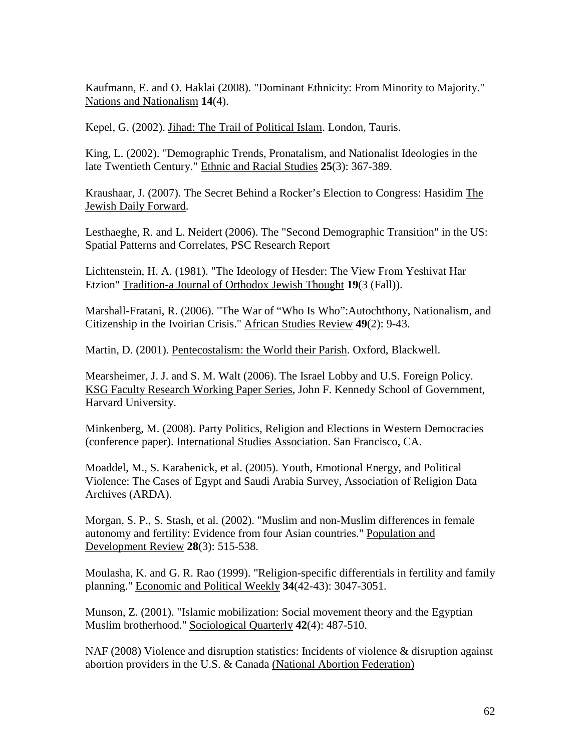Kaufmann, E. and O. Haklai (2008). "Dominant Ethnicity: From Minority to Majority." Nations and Nationalism **14**(4).

Kepel, G. (2002). Jihad: The Trail of Political Islam. London, Tauris.

King, L. (2002). "Demographic Trends, Pronatalism, and Nationalist Ideologies in the late Twentieth Century." Ethnic and Racial Studies **25**(3): 367-389.

Kraushaar, J. (2007). The Secret Behind a Rocker's Election to Congress: Hasidim The Jewish Daily Forward.

Lesthaeghe, R. and L. Neidert (2006). The "Second Demographic Transition" in the US: Spatial Patterns and Correlates, PSC Research Report

Lichtenstein, H. A. (1981). "The Ideology of Hesder: The View From Yeshivat Har Etzion" Tradition-a Journal of Orthodox Jewish Thought **19**(3 (Fall)).

Marshall-Fratani, R. (2006). "The War of "Who Is Who":Autochthony, Nationalism, and Citizenship in the Ivoirian Crisis." African Studies Review **49**(2): 9-43.

Martin, D. (2001). Pentecostalism: the World their Parish. Oxford, Blackwell.

Mearsheimer, J. J. and S. M. Walt (2006). The Israel Lobby and U.S. Foreign Policy. KSG Faculty Research Working Paper Series, John F. Kennedy School of Government, Harvard University.

Minkenberg, M. (2008). Party Politics, Religion and Elections in Western Democracies (conference paper). International Studies Association. San Francisco, CA.

Moaddel, M., S. Karabenick, et al. (2005). Youth, Emotional Energy, and Political Violence: The Cases of Egypt and Saudi Arabia Survey, Association of Religion Data Archives (ARDA).

Morgan, S. P., S. Stash, et al. (2002). "Muslim and non-Muslim differences in female autonomy and fertility: Evidence from four Asian countries." Population and Development Review **28**(3): 515-538.

Moulasha, K. and G. R. Rao (1999). "Religion-specific differentials in fertility and family planning." Economic and Political Weekly **34**(42-43): 3047-3051.

Munson, Z. (2001). "Islamic mobilization: Social movement theory and the Egyptian Muslim brotherhood." Sociological Quarterly **42**(4): 487-510.

NAF (2008) Violence and disruption statistics: Incidents of violence & disruption against abortion providers in the U.S. & Canada (National Abortion Federation)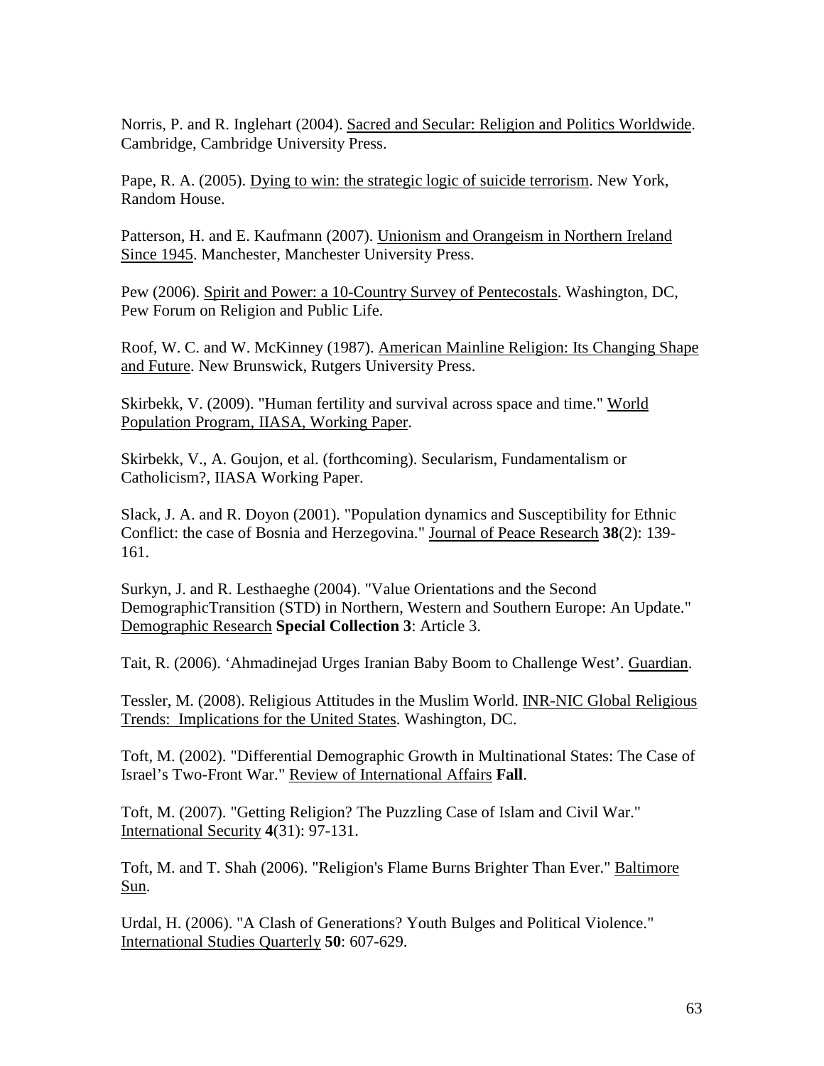Norris, P. and R. Inglehart (2004). Sacred and Secular: Religion and Politics Worldwide. Cambridge, Cambridge University Press.

Pape, R. A. (2005). Dying to win: the strategic logic of suicide terrorism. New York, Random House.

Patterson, H. and E. Kaufmann (2007). Unionism and Orangeism in Northern Ireland Since 1945. Manchester, Manchester University Press.

Pew (2006). Spirit and Power: a 10-Country Survey of Pentecostals. Washington, DC, Pew Forum on Religion and Public Life.

Roof, W. C. and W. McKinney (1987). American Mainline Religion: Its Changing Shape and Future. New Brunswick, Rutgers University Press.

Skirbekk, V. (2009). "Human fertility and survival across space and time." World Population Program, IIASA, Working Paper.

Skirbekk, V., A. Goujon, et al. (forthcoming). Secularism, Fundamentalism or Catholicism?, IIASA Working Paper.

Slack, J. A. and R. Doyon (2001). "Population dynamics and Susceptibility for Ethnic Conflict: the case of Bosnia and Herzegovina." Journal of Peace Research **38**(2): 139-161.

Surkyn, J. and R. Lesthaeghe (2004). "Value Orientations and the Second DemographicTransition (STD) in Northern, Western and Southern Europe: An Update." Demographic Research **Special Collection 3**: Article 3.

Tait, R. (2006). 'Ahmadinejad Urges Iranian Baby Boom to Challenge West'. Guardian.

Tessler, M. (2008). Religious Attitudes in the Muslim World. INR-NIC Global Religious Trends: Implications for the United States. Washington, DC.

Toft, M. (2002). "Differential Demographic Growth in Multinational States: The Case of Israel's Two-Front War." Review of International Affairs **Fall**.

Toft, M. (2007). "Getting Religion? The Puzzling Case of Islam and Civil War." International Security **4**(31): 97-131.

Toft, M. and T. Shah (2006). "Religion's Flame Burns Brighter Than Ever." Baltimore Sun.

Urdal, H. (2006). "A Clash of Generations? Youth Bulges and Political Violence." International Studies Quarterly **50**: 607-629.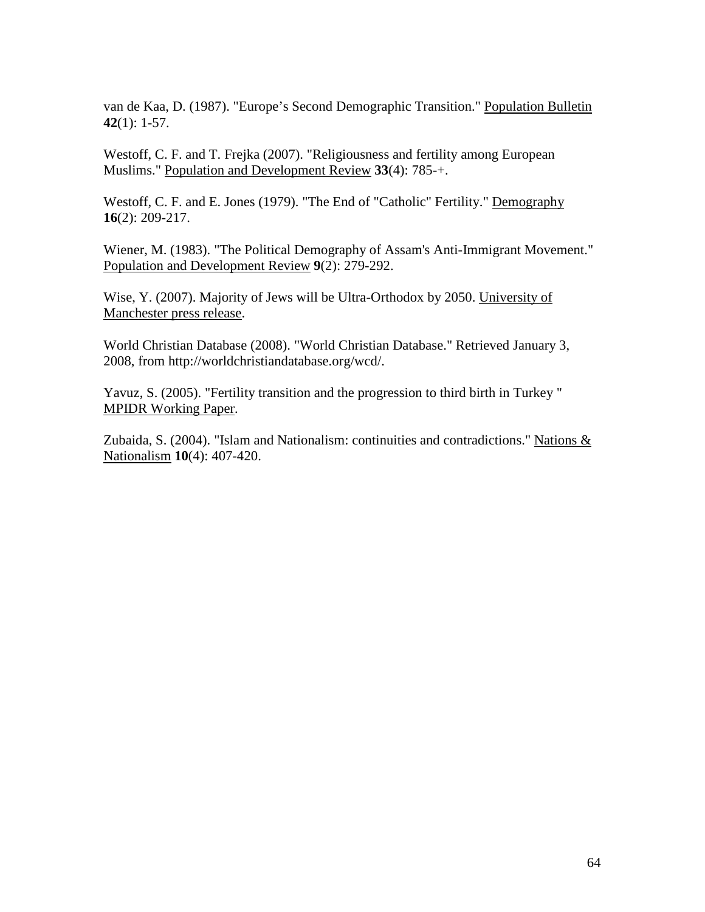van de Kaa, D. (1987). "Europe's Second Demographic Transition." Population Bulletin **42**(1): 1-57.

Westoff, C. F. and T. Frejka (2007). "Religiousness and fertility among European Muslims." Population and Development Review **33**(4): 785-+.

Westoff, C. F. and E. Jones (1979). "The End of "Catholic" Fertility." Demography **16**(2): 209-217.

Wiener, M. (1983). "The Political Demography of Assam's Anti-Immigrant Movement." Population and Development Review **9**(2): 279-292.

Wise, Y. (2007). Majority of Jews will be Ultra-Orthodox by 2050. University of Manchester press release.

World Christian Database (2008). "World Christian Database." Retrieved January 3, 2008, from http://worldchristiandatabase.org/wcd/.

Yavuz, S. (2005). "Fertility transition and the progression to third birth in Turkey " MPIDR Working Paper.

Zubaida, S. (2004). "Islam and Nationalism: continuities and contradictions." Nations & Nationalism **10**(4): 407-420.